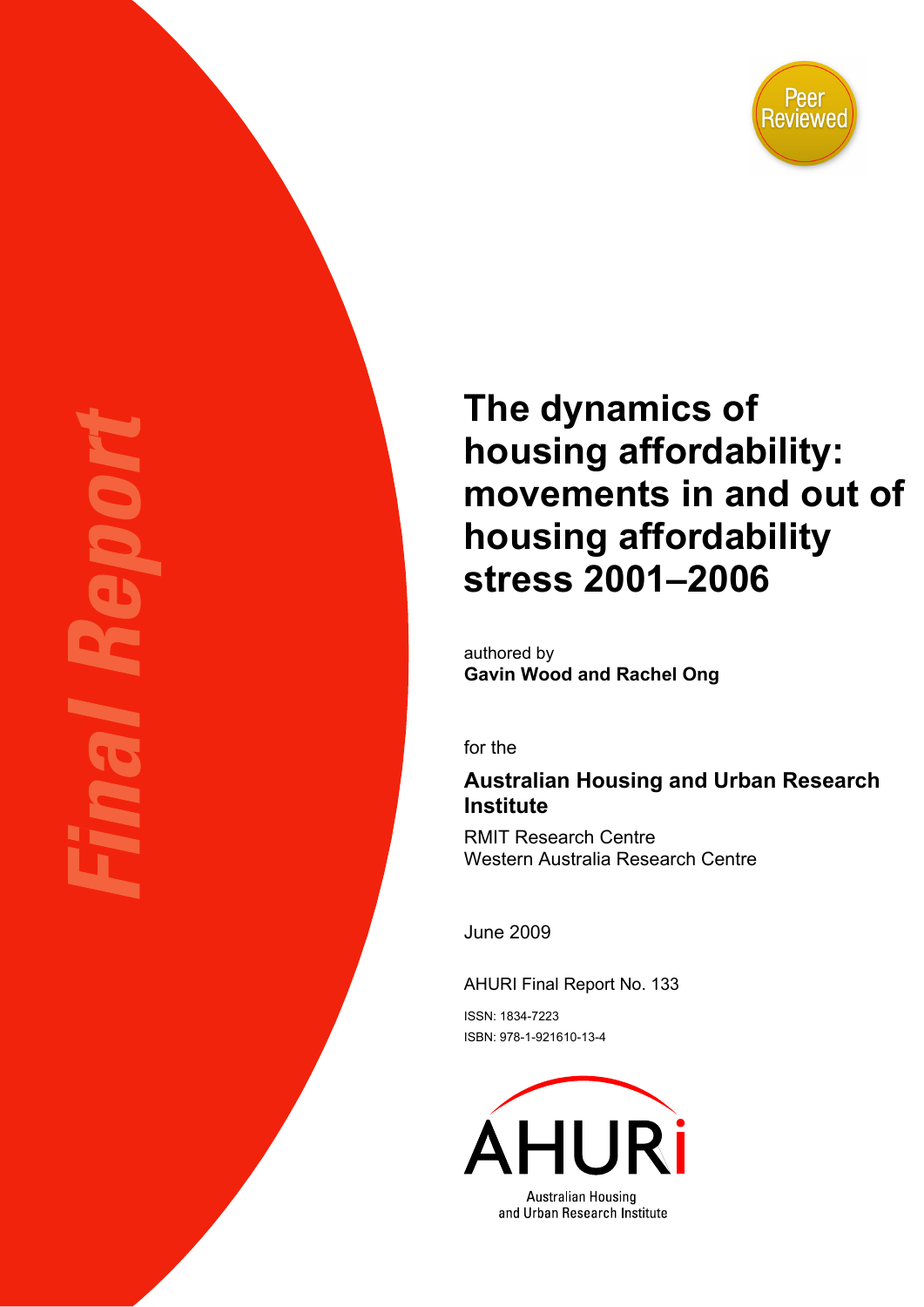Final Report

Peer Reviewed

# The dynamics of housing affordability: movements in and out of housing affordability stress 2001–2006

authored by

**Gavin Wood and Rachel Ong**

for the

**Australian Housing and Urban Research Institute**

RMIT Research Centre
Western Australia Research Centre

June 2009

AHURI Final Report No. 133

ISSN: 1834-7223
ISBN: 978-1-921610-13-4

AHURI
Australian Housing and Urban Research Institute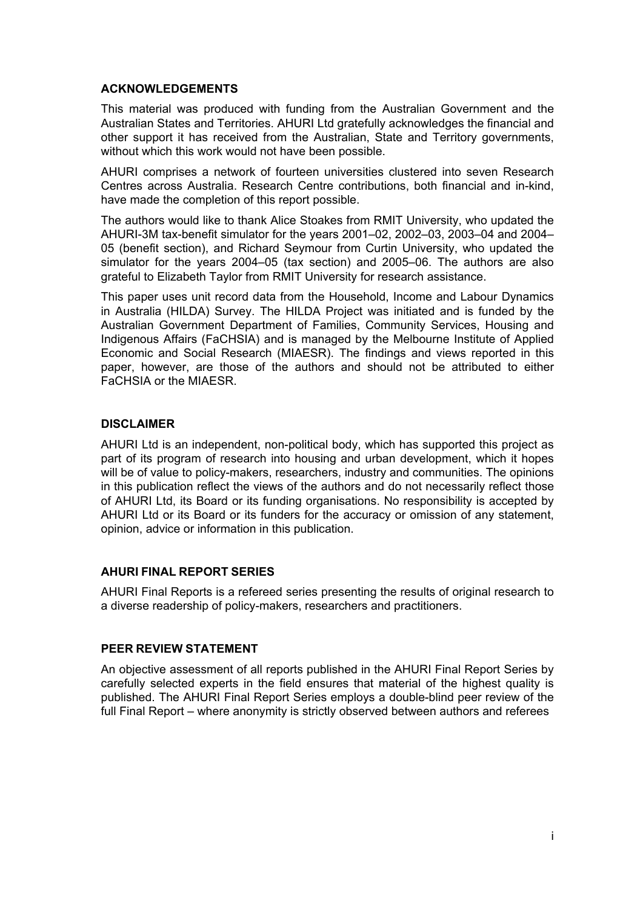## ACKNOWLEDGEMENTS

This material was produced with funding from the Australian Government and the Australian States and Territories. AHURI Ltd gratefully acknowledges the financial and other support it has received from the Australian, State and Territory governments, without which this work would not have been possible.

AHURI comprises a network of fourteen universities clustered into seven Research Centres across Australia. Research Centre contributions, both financial and in-kind, have made the completion of this report possible.

The authors would like to thank Alice Stoakes from RMIT University, who updated the AHURI-3M tax-benefit simulator for the years 2001–02, 2002–03, 2003–04 and 2004–05 (benefit section), and Richard Seymour from Curtin University, who updated the simulator for the years 2004–05 (tax section) and 2005–06. The authors are also grateful to Elizabeth Taylor from RMIT University for research assistance.

This paper uses unit record data from the Household, Income and Labour Dynamics in Australia (HILDA) Survey. The HILDA Project was initiated and is funded by the Australian Government Department of Families, Community Services, Housing and Indigenous Affairs (FaCHSIA) and is managed by the Melbourne Institute of Applied Economic and Social Research (MIAESR). The findings and views reported in this paper, however, are those of the authors and should not be attributed to either FaCHSIA or the MIAESR.

## DISCLAIMER

AHURI Ltd is an independent, non-political body, which has supported this project as part of its program of research into housing and urban development, which it hopes will be of value to policy-makers, researchers, industry and communities. The opinions in this publication reflect the views of the authors and do not necessarily reflect those of AHURI Ltd, its Board or its funding organisations. No responsibility is accepted by AHURI Ltd or its Board or its funders for the accuracy or omission of any statement, opinion, advice or information in this publication.

## AHURI FINAL REPORT SERIES

AHURI Final Reports is a refereed series presenting the results of original research to a diverse readership of policy-makers, researchers and practitioners.

## PEER REVIEW STATEMENT

An objective assessment of all reports published in the AHURI Final Report Series by carefully selected experts in the field ensures that material of the highest quality is published. The AHURI Final Report Series employs a double-blind peer review of the full Final Report – where anonymity is strictly observed between authors and referees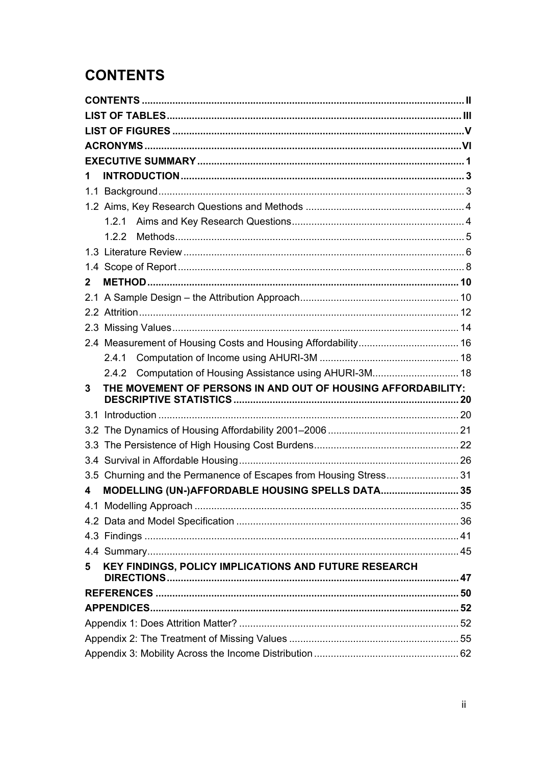# CONTENTS

**CONTENTS** ................................................................ II
**LIST OF TABLES** ................................................................ III
**LIST OF FIGURES** ................................................................ V
**ACRONYMS** ................................................................ VI
**EXECUTIVE SUMMARY** ................................................................ 1
**1 INTRODUCTION** ................................................................ 3
1.1 Background ................................................................ 3
1.2 Aims, Key Research Questions and Methods ................................................................ 4
    1.2.1 Aims and Key Research Questions ................................................................ 4
    1.2.2 Methods ................................................................ 5
1.3 Literature Review ................................................................ 6
1.4 Scope of Report ................................................................ 8
**2 METHOD** ................................................................ 10
2.1 A Sample Design – the Attribution Approach ................................................................ 10
2.2 Attrition ................................................................ 12
2.3 Missing Values ................................................................ 14
2.4 Measurement of Housing Costs and Housing Affordability ................................................................ 16
    2.4.1 Computation of Income using AHURI-3M ................................................................ 18
    2.4.2 Computation of Housing Assistance using AHURI-3M ................................................................ 18
**3 THE MOVEMENT OF PERSONS IN AND OUT OF HOUSING AFFORDABILITY: DESCRIPTIVE STATISTICS** ................................................................ 20
3.1 Introduction ................................................................ 20
3.2 The Dynamics of Housing Affordability 2001–2006 ................................................................ 21
3.3 The Persistence of High Housing Cost Burdens ................................................................ 22
3.4 Survival in Affordable Housing ................................................................ 26
3.5 Churning and the Permanence of Escapes from Housing Stress ................................................................ 31
**4 MODELLING (UN-)AFFORDABLE HOUSING SPELLS DATA** ................................................................ 35
4.1 Modelling Approach ................................................................ 35
4.2 Data and Model Specification ................................................................ 36
4.3 Findings ................................................................ 41
4.4 Summary ................................................................ 45
**5 KEY FINDINGS, POLICY IMPLICATIONS AND FUTURE RESEARCH DIRECTIONS** ................................................................ 47
**REFERENCES** ................................................................ 50
**APPENDICES** ................................................................ 52
Appendix 1: Does Attrition Matter? ................................................................ 52
Appendix 2: The Treatment of Missing Values ................................................................ 55
Appendix 3: Mobility Across the Income Distribution ................................................................ 62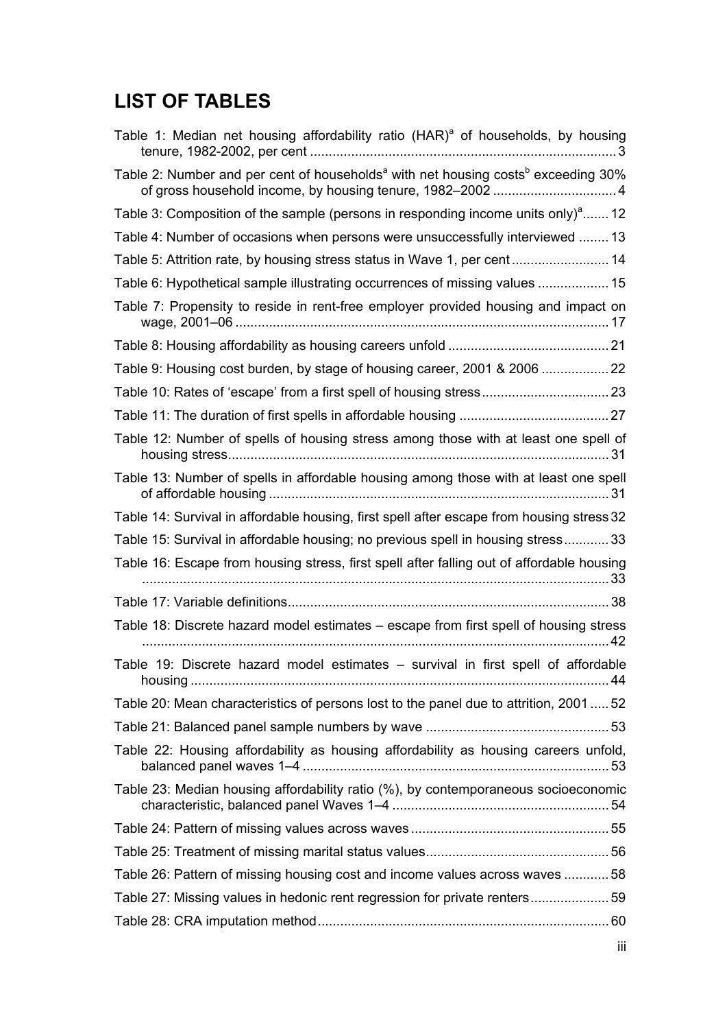# LIST OF TABLES

Table 1: Median net housing affordability ratio (HAR)[a] of households, by housing tenure, 1982-2002, per cent ................................................................................. 3

Table 2: Number and per cent of households[a] with net housing costs[b] exceeding 30% of gross household income, by housing tenure, 1982–2002 ................................ 4

Table 3: Composition of the sample (persons in responding income units only)[a] ....... 12

Table 4: Number of occasions when persons were unsuccessfully interviewed ........ 13

Table 5: Attrition rate, by housing stress status in Wave 1, per cent .......................... 14

Table 6: Hypothetical sample illustrating occurrences of missing values ................... 15

Table 7: Propensity to reside in rent-free employer provided housing and impact on wage, 2001–06 ................................................................................................... 17

Table 8: Housing affordability as housing careers unfold ........................................... 21

Table 9: Housing cost burden, by stage of housing career, 2001 & 2006 .................. 22

Table 10: Rates of 'escape' from a first spell of housing stress .................................. 23

Table 11: The duration of first spells in affordable housing ........................................ 27

Table 12: Number of spells of housing stress among those with at least one spell of housing stress ..................................................................................................... 31

Table 13: Number of spells in affordable housing among those with at least one spell of affordable housing .......................................................................................... 31

Table 14: Survival in affordable housing, first spell after escape from housing stress 32

Table 15: Survival in affordable housing; no previous spell in housing stress ............ 33

Table 16: Escape from housing stress, first spell after falling out of affordable housing ............................................................................................................................ 33

Table 17: Variable definitions ..................................................................................... 38

Table 18: Discrete hazard model estimates – escape from first spell of housing stress ............................................................................................................................ 42

Table 19: Discrete hazard model estimates – survival in first spell of affordable housing ............................................................................................................... 44

Table 20: Mean characteristics of persons lost to the panel due to attrition, 2001 ..... 52

Table 21: Balanced panel sample numbers by wave ................................................. 53

Table 22: Housing affordability as housing affordability as housing careers unfold, balanced panel waves 1–4 ................................................................................. 53

Table 23: Median housing affordability ratio (%), by contemporaneous socioeconomic characteristic, balanced panel Waves 1–4 .......................................................... 54

Table 24: Pattern of missing values across waves ..................................................... 55

Table 25: Treatment of missing marital status values................................................. 56

Table 26: Pattern of missing housing cost and income values across waves ............ 58

Table 27: Missing values in hedonic rent regression for private renters..................... 59

Table 28: CRA imputation method.............................................................................. 60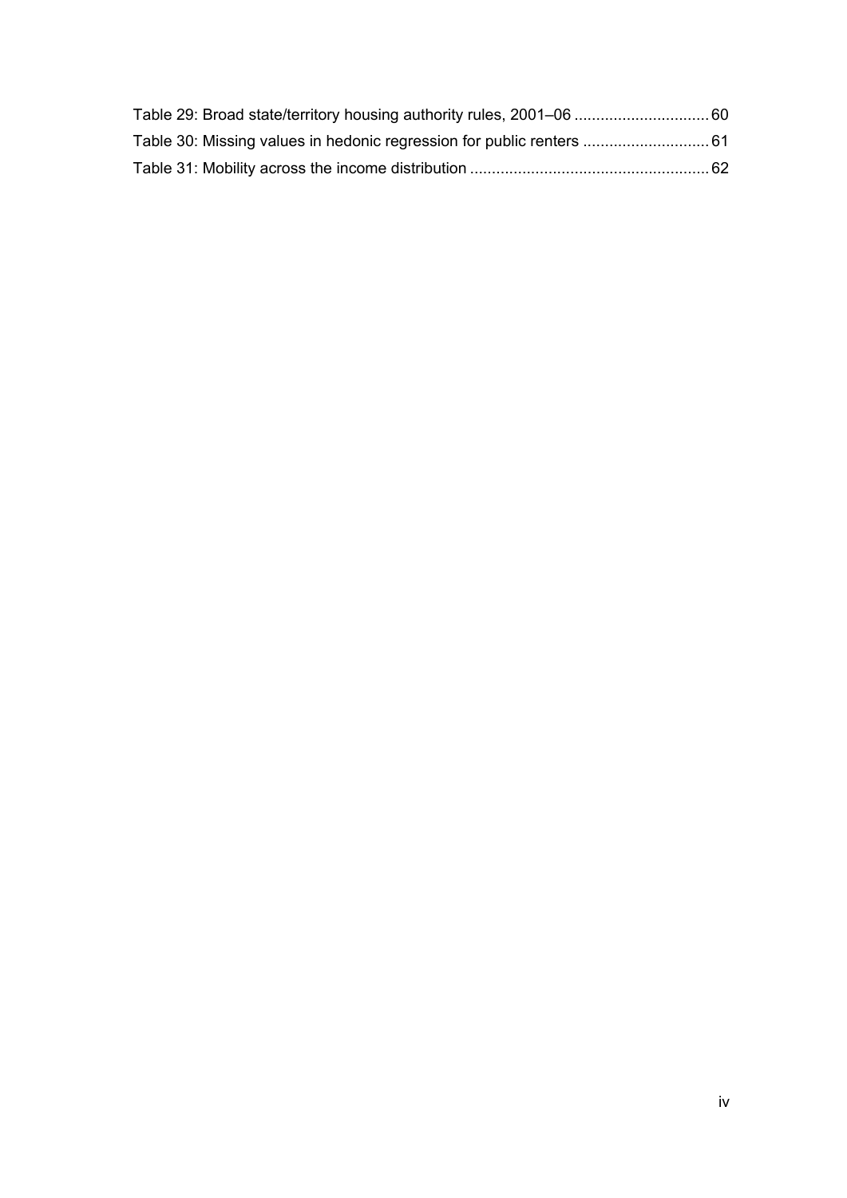Table 29: Broad state/territory housing authority rules, 2001–06 .............................. 60

Table 30: Missing values in hedonic regression for public renters ............................ 61

Table 31: Mobility across the income distribution ...................................................... 62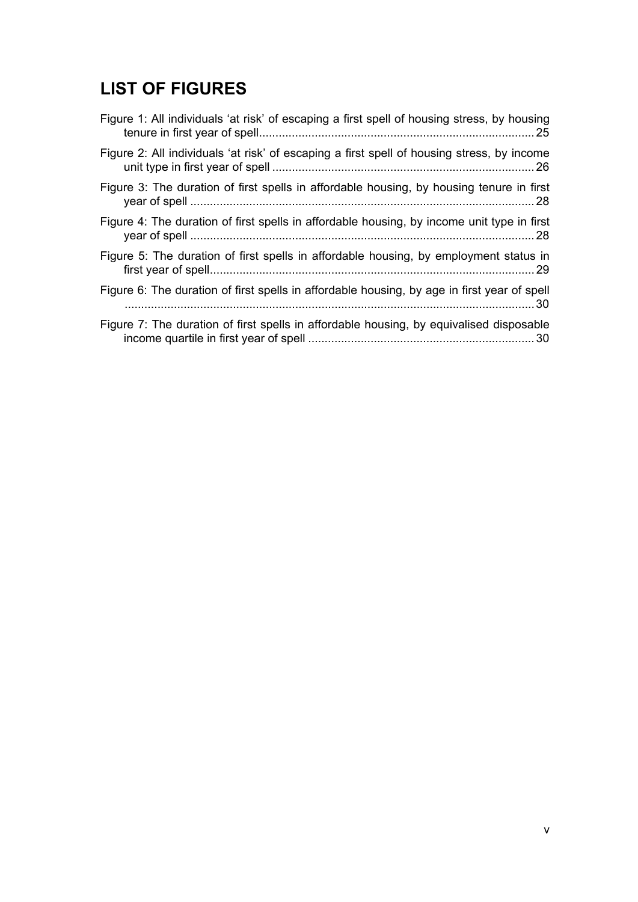# LIST OF FIGURES

Figure 1: All individuals 'at risk' of escaping a first spell of housing stress, by housing tenure in first year of spell .......... 25

Figure 2: All individuals 'at risk' of escaping a first spell of housing stress, by income unit type in first year of spell .......... 26

Figure 3: The duration of first spells in affordable housing, by housing tenure in first year of spell .......... 28

Figure 4: The duration of first spells in affordable housing, by income unit type in first year of spell .......... 28

Figure 5: The duration of first spells in affordable housing, by employment status in first year of spell .......... 29

Figure 6: The duration of first spells in affordable housing, by age in first year of spell .......... 30

Figure 7: The duration of first spells in affordable housing, by equivalised disposable income quartile in first year of spell .......... 30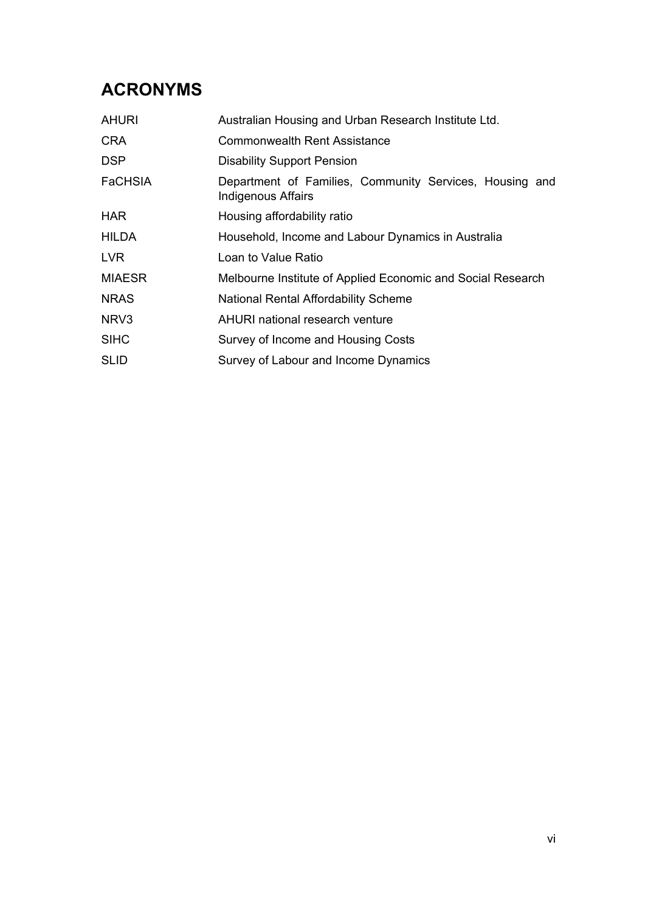# ACRONYMS

| | |
|---|---|
| AHURI | Australian Housing and Urban Research Institute Ltd. |
| CRA | Commonwealth Rent Assistance |
| DSP | Disability Support Pension |
| FaCHSIA | Department of Families, Community Services, Housing and Indigenous Affairs |
| HAR | Housing affordability ratio |
| HILDA | Household, Income and Labour Dynamics in Australia |
| LVR | Loan to Value Ratio |
| MIAESR | Melbourne Institute of Applied Economic and Social Research |
| NRAS | National Rental Affordability Scheme |
| NRV3 | AHURI national research venture |
| SIHC | Survey of Income and Housing Costs |
| SLID | Survey of Labour and Income Dynamics |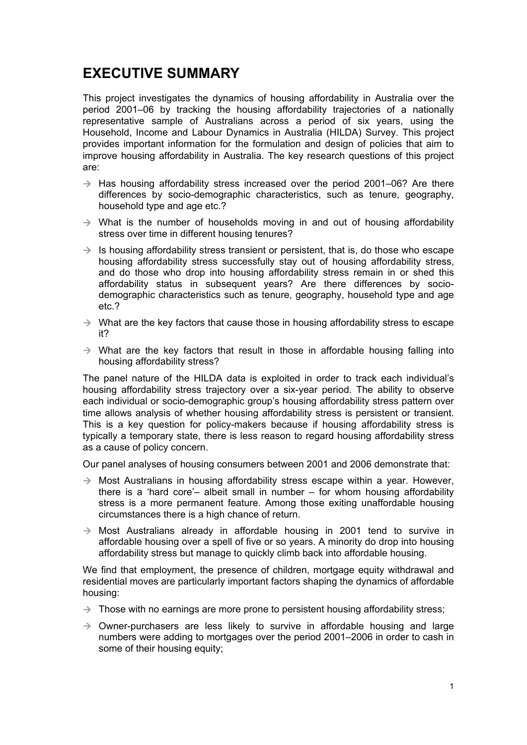# EXECUTIVE SUMMARY

This project investigates the dynamics of housing affordability in Australia over the period 2001–06 by tracking the housing affordability trajectories of a nationally representative sample of Australians across a period of six years, using the Household, Income and Labour Dynamics in Australia (HILDA) Survey. This project provides important information for the formulation and design of policies that aim to improve housing affordability in Australia. The key research questions of this project are:

- Has housing affordability stress increased over the period 2001–06? Are there differences by socio-demographic characteristics, such as tenure, geography, household type and age etc.?
- What is the number of households moving in and out of housing affordability stress over time in different housing tenures?
- Is housing affordability stress transient or persistent, that is, do those who escape housing affordability stress successfully stay out of housing affordability stress, and do those who drop into housing affordability stress remain in or shed this affordability status in subsequent years? Are there differences by socio-demographic characteristics such as tenure, geography, household type and age etc.?
- What are the key factors that cause those in housing affordability stress to escape it?
- What are the key factors that result in those in affordable housing falling into housing affordability stress?

The panel nature of the HILDA data is exploited in order to track each individual's housing affordability stress trajectory over a six-year period. The ability to observe each individual or socio-demographic group's housing affordability stress pattern over time allows analysis of whether housing affordability stress is persistent or transient. This is a key question for policy-makers because if housing affordability stress is typically a temporary state, there is less reason to regard housing affordability stress as a cause of policy concern.

Our panel analyses of housing consumers between 2001 and 2006 demonstrate that:

- Most Australians in housing affordability stress escape within a year. However, there is a 'hard core'– albeit small in number – for whom housing affordability stress is a more permanent feature. Among those exiting unaffordable housing circumstances there is a high chance of return.
- Most Australians already in affordable housing in 2001 tend to survive in affordable housing over a spell of five or so years. A minority do drop into housing affordability stress but manage to quickly climb back into affordable housing.

We find that employment, the presence of children, mortgage equity withdrawal and residential moves are particularly important factors shaping the dynamics of affordable housing:

- Those with no earnings are more prone to persistent housing affordability stress;
- Owner-purchasers are less likely to survive in affordable housing and large numbers were adding to mortgages over the period 2001–2006 in order to cash in some of their housing equity;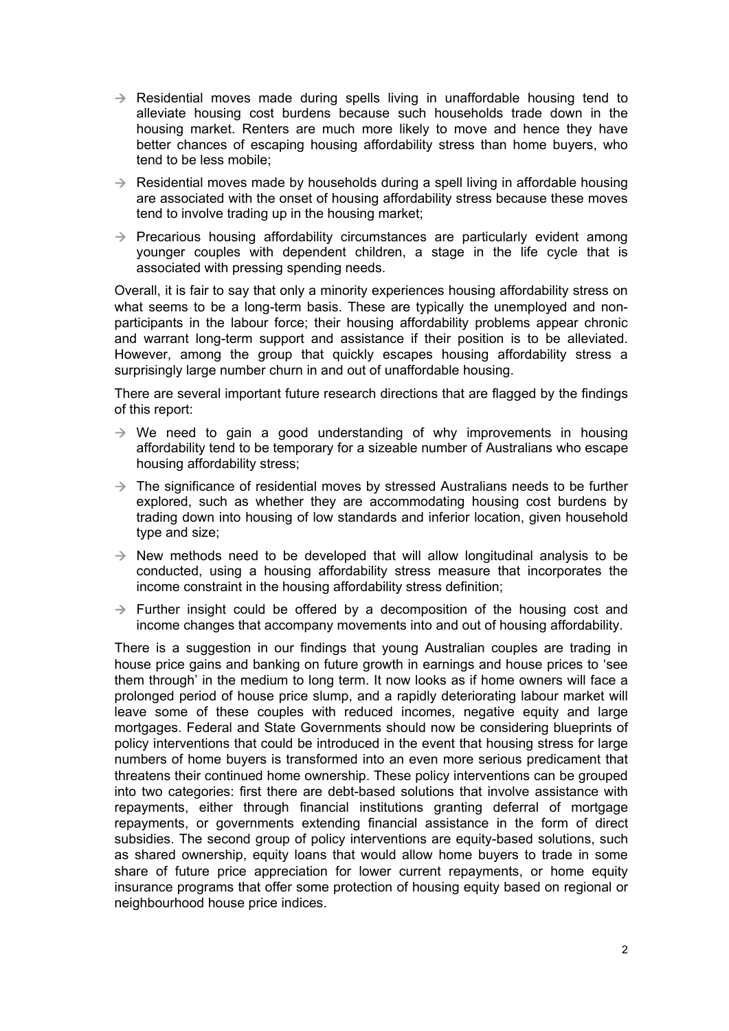- Residential moves made during spells living in unaffordable housing tend to alleviate housing cost burdens because such households trade down in the housing market. Renters are much more likely to move and hence they have better chances of escaping housing affordability stress than home buyers, who tend to be less mobile;
- Residential moves made by households during a spell living in affordable housing are associated with the onset of housing affordability stress because these moves tend to involve trading up in the housing market;
- Precarious housing affordability circumstances are particularly evident among younger couples with dependent children, a stage in the life cycle that is associated with pressing spending needs.

Overall, it is fair to say that only a minority experiences housing affordability stress on what seems to be a long-term basis. These are typically the unemployed and non-participants in the labour force; their housing affordability problems appear chronic and warrant long-term support and assistance if their position is to be alleviated. However, among the group that quickly escapes housing affordability stress a surprisingly large number churn in and out of unaffordable housing.

There are several important future research directions that are flagged by the findings of this report:

- We need to gain a good understanding of why improvements in housing affordability tend to be temporary for a sizeable number of Australians who escape housing affordability stress;
- The significance of residential moves by stressed Australians needs to be further explored, such as whether they are accommodating housing cost burdens by trading down into housing of low standards and inferior location, given household type and size;
- New methods need to be developed that will allow longitudinal analysis to be conducted, using a housing affordability stress measure that incorporates the income constraint in the housing affordability stress definition;
- Further insight could be offered by a decomposition of the housing cost and income changes that accompany movements into and out of housing affordability.

There is a suggestion in our findings that young Australian couples are trading in house price gains and banking on future growth in earnings and house prices to 'see them through' in the medium to long term. It now looks as if home owners will face a prolonged period of house price slump, and a rapidly deteriorating labour market will leave some of these couples with reduced incomes, negative equity and large mortgages. Federal and State Governments should now be considering blueprints of policy interventions that could be introduced in the event that housing stress for large numbers of home buyers is transformed into an even more serious predicament that threatens their continued home ownership. These policy interventions can be grouped into two categories: first there are debt-based solutions that involve assistance with repayments, either through financial institutions granting deferral of mortgage repayments, or governments extending financial assistance in the form of direct subsidies. The second group of policy interventions are equity-based solutions, such as shared ownership, equity loans that would allow home buyers to trade in some share of future price appreciation for lower current repayments, or home equity insurance programs that offer some protection of housing equity based on regional or neighbourhood house price indices.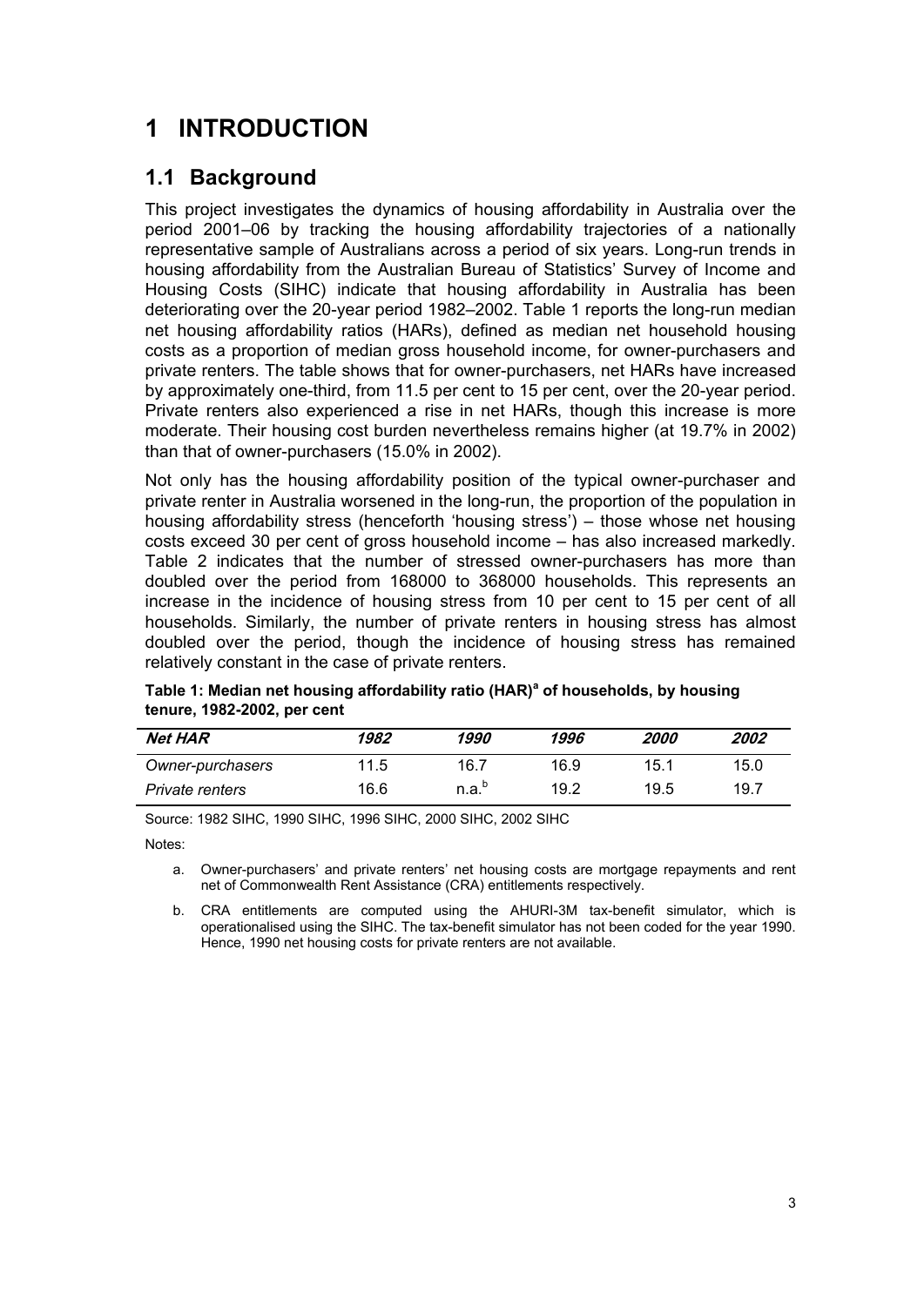# 1 INTRODUCTION

## 1.1 Background

This project investigates the dynamics of housing affordability in Australia over the period 2001–06 by tracking the housing affordability trajectories of a nationally representative sample of Australians across a period of six years. Long-run trends in housing affordability from the Australian Bureau of Statistics' Survey of Income and Housing Costs (SIHC) indicate that housing affordability in Australia has been deteriorating over the 20-year period 1982–2002. Table 1 reports the long-run median net housing affordability ratios (HARs), defined as median net household housing costs as a proportion of median gross household income, for owner-purchasers and private renters. The table shows that for owner-purchasers, net HARs have increased by approximately one-third, from 11.5 per cent to 15 per cent, over the 20-year period. Private renters also experienced a rise in net HARs, though this increase is more moderate. Their housing cost burden nevertheless remains higher (at 19.7% in 2002) than that of owner-purchasers (15.0% in 2002).

Not only has the housing affordability position of the typical owner-purchaser and private renter in Australia worsened in the long-run, the proportion of the population in housing affordability stress (henceforth 'housing stress') – those whose net housing costs exceed 30 per cent of gross household income – has also increased markedly. Table 2 indicates that the number of stressed owner-purchasers has more than doubled over the period from 168000 to 368000 households. This represents an increase in the incidence of housing stress from 10 per cent to 15 per cent of all households. Similarly, the number of private renters in housing stress has almost doubled over the period, though the incidence of housing stress has remained relatively constant in the case of private renters.

**Table 1: Median net housing affordability ratio (HAR)[a] of households, by housing tenure, 1982-2002, per cent**

| *Net HAR* | *1982* | *1990* | *1996* | *2000* | *2002* |
|---|---|---|---|---|---|
| *Owner-purchasers* | 11.5 | 16.7 | 16.9 | 15.1 | 15.0 |
| *Private renters* | 16.6 | n.a.[b] | 19.2 | 19.5 | 19.7 |

Source: 1982 SIHC, 1990 SIHC, 1996 SIHC, 2000 SIHC, 2002 SIHC

Notes:

a. Owner-purchasers' and private renters' net housing costs are mortgage repayments and rent net of Commonwealth Rent Assistance (CRA) entitlements respectively.

b. CRA entitlements are computed using the AHURI-3M tax-benefit simulator, which is operationalised using the SIHC. The tax-benefit simulator has not been coded for the year 1990. Hence, 1990 net housing costs for private renters are not available.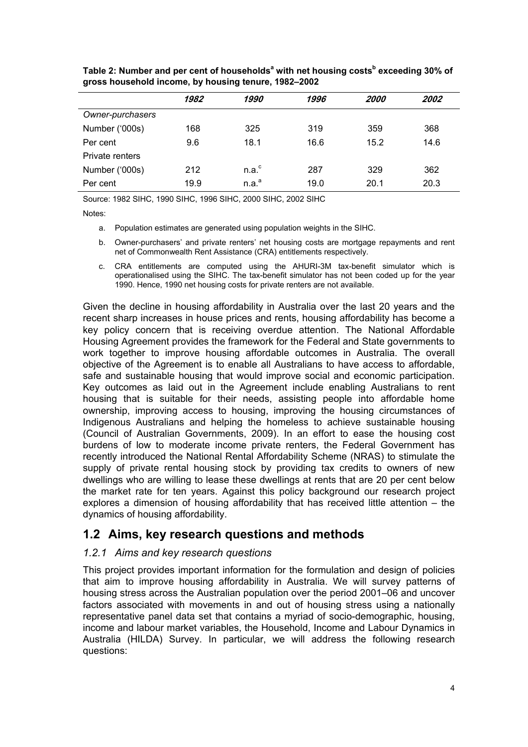**Table 2: Number and per cent of households[a] with net housing costs[b] exceeding 30% of gross household income, by housing tenure, 1982–2002**

| | *1982* | *1990* | *1996* | *2000* | *2002* |
|---|---|---|---|---|---|
| *Owner-purchasers* | | | | | |
| Number ('000s) | 168 | 325 | 319 | 359 | 368 |
| Per cent | 9.6 | 18.1 | 16.6 | 15.2 | 14.6 |
| Private renters | | | | | |
| Number ('000s) | 212 | n.a.[c] | 287 | 329 | 362 |
| Per cent | 19.9 | n.a.[a] | 19.0 | 20.1 | 20.3 |

Source: 1982 SIHC, 1990 SIHC, 1996 SIHC, 2000 SIHC, 2002 SIHC

Notes:

a. Population estimates are generated using population weights in the SIHC.

b. Owner-purchasers' and private renters' net housing costs are mortgage repayments and rent net of Commonwealth Rent Assistance (CRA) entitlements respectively.

c. CRA entitlements are computed using the AHURI-3M tax-benefit simulator which is operationalised using the SIHC. The tax-benefit simulator has not been coded up for the year 1990. Hence, 1990 net housing costs for private renters are not available.

Given the decline in housing affordability in Australia over the last 20 years and the recent sharp increases in house prices and rents, housing affordability has become a key policy concern that is receiving overdue attention. The National Affordable Housing Agreement provides the framework for the Federal and State governments to work together to improve housing affordable outcomes in Australia. The overall objective of the Agreement is to enable all Australians to have access to affordable, safe and sustainable housing that would improve social and economic participation. Key outcomes as laid out in the Agreement include enabling Australians to rent housing that is suitable for their needs, assisting people into affordable home ownership, improving access to housing, improving the housing circumstances of Indigenous Australians and helping the homeless to achieve sustainable housing (Council of Australian Governments, 2009). In an effort to ease the housing cost burdens of low to moderate income private renters, the Federal Government has recently introduced the National Rental Affordability Scheme (NRAS) to stimulate the supply of private rental housing stock by providing tax credits to owners of new dwellings who are willing to lease these dwellings at rents that are 20 per cent below the market rate for ten years. Against this policy background our research project explores a dimension of housing affordability that has received little attention – the dynamics of housing affordability.

## 1.2 Aims, key research questions and methods

### *1.2.1 Aims and key research questions*

This project provides important information for the formulation and design of policies that aim to improve housing affordability in Australia. We will survey patterns of housing stress across the Australian population over the period 2001–06 and uncover factors associated with movements in and out of housing stress using a nationally representative panel data set that contains a myriad of socio-demographic, housing, income and labour market variables, the Household, Income and Labour Dynamics in Australia (HILDA) Survey. In particular, we will address the following research questions: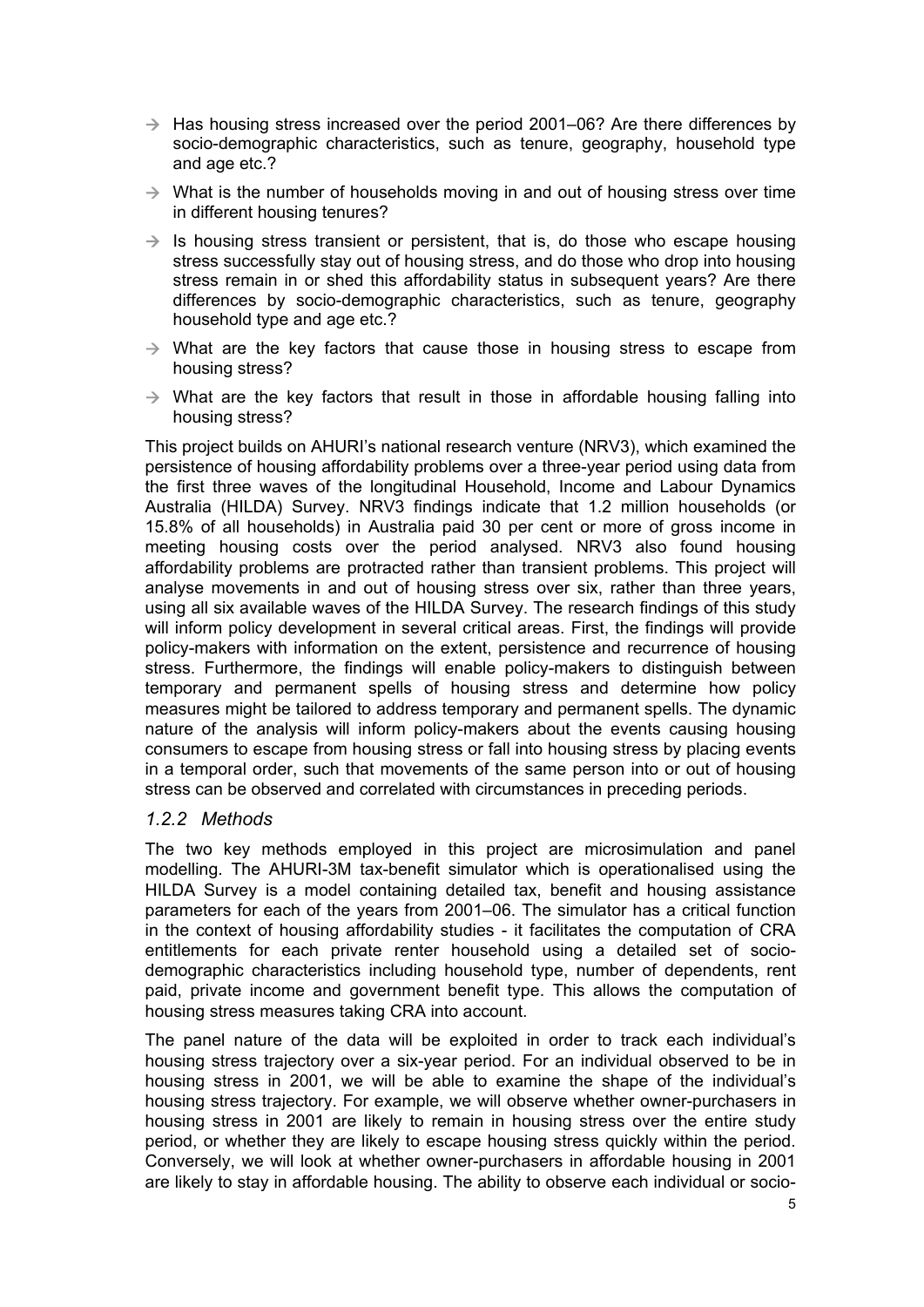- Has housing stress increased over the period 2001–06? Are there differences by socio-demographic characteristics, such as tenure, geography, household type and age etc.?
- What is the number of households moving in and out of housing stress over time in different housing tenures?
- Is housing stress transient or persistent, that is, do those who escape housing stress successfully stay out of housing stress, and do those who drop into housing stress remain in or shed this affordability status in subsequent years? Are there differences by socio-demographic characteristics, such as tenure, geography household type and age etc.?
- What are the key factors that cause those in housing stress to escape from housing stress?
- What are the key factors that result in those in affordable housing falling into housing stress?

This project builds on AHURI's national research venture (NRV3), which examined the persistence of housing affordability problems over a three-year period using data from the first three waves of the longitudinal Household, Income and Labour Dynamics Australia (HILDA) Survey. NRV3 findings indicate that 1.2 million households (or 15.8% of all households) in Australia paid 30 per cent or more of gross income in meeting housing costs over the period analysed. NRV3 also found housing affordability problems are protracted rather than transient problems. This project will analyse movements in and out of housing stress over six, rather than three years, using all six available waves of the HILDA Survey. The research findings of this study will inform policy development in several critical areas. First, the findings will provide policy-makers with information on the extent, persistence and recurrence of housing stress. Furthermore, the findings will enable policy-makers to distinguish between temporary and permanent spells of housing stress and determine how policy measures might be tailored to address temporary and permanent spells. The dynamic nature of the analysis will inform policy-makers about the events causing housing consumers to escape from housing stress or fall into housing stress by placing events in a temporal order, such that movements of the same person into or out of housing stress can be observed and correlated with circumstances in preceding periods.

### *1.2.2 Methods*

The two key methods employed in this project are microsimulation and panel modelling. The AHURI-3M tax-benefit simulator which is operationalised using the HILDA Survey is a model containing detailed tax, benefit and housing assistance parameters for each of the years from 2001–06. The simulator has a critical function in the context of housing affordability studies - it facilitates the computation of CRA entitlements for each private renter household using a detailed set of socio-demographic characteristics including household type, number of dependents, rent paid, private income and government benefit type. This allows the computation of housing stress measures taking CRA into account.

The panel nature of the data will be exploited in order to track each individual's housing stress trajectory over a six-year period. For an individual observed to be in housing stress in 2001, we will be able to examine the shape of the individual's housing stress trajectory. For example, we will observe whether owner-purchasers in housing stress in 2001 are likely to remain in housing stress over the entire study period, or whether they are likely to escape housing stress quickly within the period. Conversely, we will look at whether owner-purchasers in affordable housing in 2001 are likely to stay in affordable housing. The ability to observe each individual or socio-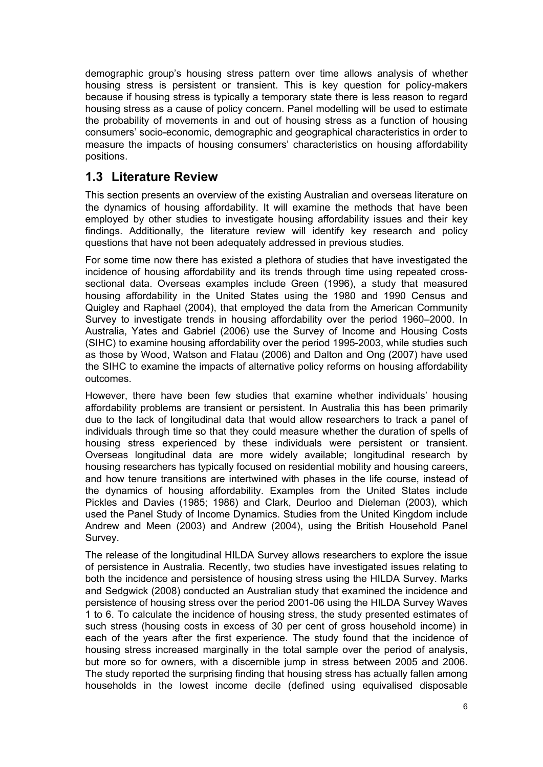demographic group's housing stress pattern over time allows analysis of whether housing stress is persistent or transient. This is key question for policy-makers because if housing stress is typically a temporary state there is less reason to regard housing stress as a cause of policy concern. Panel modelling will be used to estimate the probability of movements in and out of housing stress as a function of housing consumers' socio-economic, demographic and geographical characteristics in order to measure the impacts of housing consumers' characteristics on housing affordability positions.

## 1.3 Literature Review

This section presents an overview of the existing Australian and overseas literature on the dynamics of housing affordability. It will examine the methods that have been employed by other studies to investigate housing affordability issues and their key findings. Additionally, the literature review will identify key research and policy questions that have not been adequately addressed in previous studies.

For some time now there has existed a plethora of studies that have investigated the incidence of housing affordability and its trends through time using repeated cross-sectional data. Overseas examples include Green (1996), a study that measured housing affordability in the United States using the 1980 and 1990 Census and Quigley and Raphael (2004), that employed the data from the American Community Survey to investigate trends in housing affordability over the period 1960–2000. In Australia, Yates and Gabriel (2006) use the Survey of Income and Housing Costs (SIHC) to examine housing affordability over the period 1995-2003, while studies such as those by Wood, Watson and Flatau (2006) and Dalton and Ong (2007) have used the SIHC to examine the impacts of alternative policy reforms on housing affordability outcomes.

However, there have been few studies that examine whether individuals' housing affordability problems are transient or persistent. In Australia this has been primarily due to the lack of longitudinal data that would allow researchers to track a panel of individuals through time so that they could measure whether the duration of spells of housing stress experienced by these individuals were persistent or transient. Overseas longitudinal data are more widely available; longitudinal research by housing researchers has typically focused on residential mobility and housing careers, and how tenure transitions are intertwined with phases in the life course, instead of the dynamics of housing affordability. Examples from the United States include Pickles and Davies (1985; 1986) and Clark, Deurloo and Dieleman (2003), which used the Panel Study of Income Dynamics. Studies from the United Kingdom include Andrew and Meen (2003) and Andrew (2004), using the British Household Panel Survey.

The release of the longitudinal HILDA Survey allows researchers to explore the issue of persistence in Australia. Recently, two studies have investigated issues relating to both the incidence and persistence of housing stress using the HILDA Survey. Marks and Sedgwick (2008) conducted an Australian study that examined the incidence and persistence of housing stress over the period 2001-06 using the HILDA Survey Waves 1 to 6. To calculate the incidence of housing stress, the study presented estimates of such stress (housing costs in excess of 30 per cent of gross household income) in each of the years after the first experience. The study found that the incidence of housing stress increased marginally in the total sample over the period of analysis, but more so for owners, with a discernible jump in stress between 2005 and 2006. The study reported the surprising finding that housing stress has actually fallen among households in the lowest income decile (defined using equivalised disposable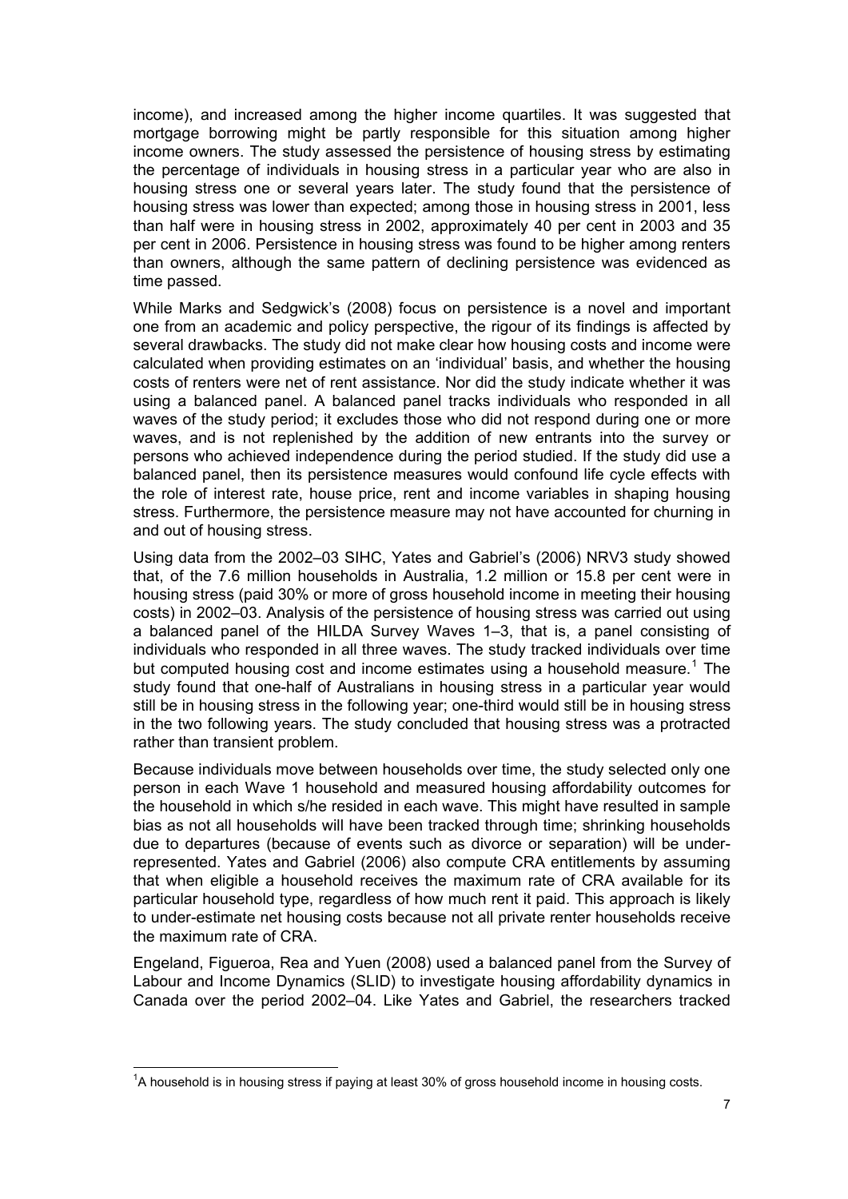income), and increased among the higher income quartiles. It was suggested that mortgage borrowing might be partly responsible for this situation among higher income owners. The study assessed the persistence of housing stress by estimating the percentage of individuals in housing stress in a particular year who are also in housing stress one or several years later. The study found that the persistence of housing stress was lower than expected; among those in housing stress in 2001, less than half were in housing stress in 2002, approximately 40 per cent in 2003 and 35 per cent in 2006. Persistence in housing stress was found to be higher among renters than owners, although the same pattern of declining persistence was evidenced as time passed.

While Marks and Sedgwick's (2008) focus on persistence is a novel and important one from an academic and policy perspective, the rigour of its findings is affected by several drawbacks. The study did not make clear how housing costs and income were calculated when providing estimates on an 'individual' basis, and whether the housing costs of renters were net of rent assistance. Nor did the study indicate whether it was using a balanced panel. A balanced panel tracks individuals who responded in all waves of the study period; it excludes those who did not respond during one or more waves, and is not replenished by the addition of new entrants into the survey or persons who achieved independence during the period studied. If the study did use a balanced panel, then its persistence measures would confound life cycle effects with the role of interest rate, house price, rent and income variables in shaping housing stress. Furthermore, the persistence measure may not have accounted for churning in and out of housing stress.

Using data from the 2002–03 SIHC, Yates and Gabriel's (2006) NRV3 study showed that, of the 7.6 million households in Australia, 1.2 million or 15.8 per cent were in housing stress (paid 30% or more of gross household income in meeting their housing costs) in 2002–03. Analysis of the persistence of housing stress was carried out using a balanced panel of the HILDA Survey Waves 1–3, that is, a panel consisting of individuals who responded in all three waves. The study tracked individuals over time but computed housing cost and income estimates using a household measure.[1] The study found that one-half of Australians in housing stress in a particular year would still be in housing stress in the following year; one-third would still be in housing stress in the two following years. The study concluded that housing stress was a protracted rather than transient problem.

Because individuals move between households over time, the study selected only one person in each Wave 1 household and measured housing affordability outcomes for the household in which s/he resided in each wave. This might have resulted in sample bias as not all households will have been tracked through time; shrinking households due to departures (because of events such as divorce or separation) will be under-represented. Yates and Gabriel (2006) also compute CRA entitlements by assuming that when eligible a household receives the maximum rate of CRA available for its particular household type, regardless of how much rent it paid. This approach is likely to under-estimate net housing costs because not all private renter households receive the maximum rate of CRA.

Engeland, Figueroa, Rea and Yuen (2008) used a balanced panel from the Survey of Labour and Income Dynamics (SLID) to investigate housing affordability dynamics in Canada over the period 2002–04. Like Yates and Gabriel, the researchers tracked

---

[1] A household is in housing stress if paying at least 30% of gross household income in housing costs.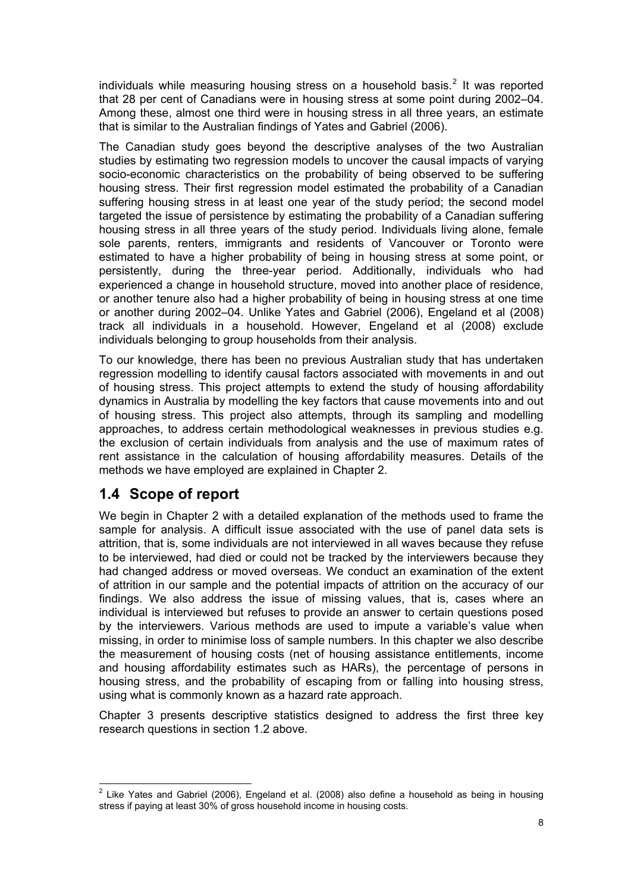individuals while measuring housing stress on a household basis.[2] It was reported that 28 per cent of Canadians were in housing stress at some point during 2002–04. Among these, almost one third were in housing stress in all three years, an estimate that is similar to the Australian findings of Yates and Gabriel (2006).

The Canadian study goes beyond the descriptive analyses of the two Australian studies by estimating two regression models to uncover the causal impacts of varying socio-economic characteristics on the probability of being observed to be suffering housing stress. Their first regression model estimated the probability of a Canadian suffering housing stress in at least one year of the study period; the second model targeted the issue of persistence by estimating the probability of a Canadian suffering housing stress in all three years of the study period. Individuals living alone, female sole parents, renters, immigrants and residents of Vancouver or Toronto were estimated to have a higher probability of being in housing stress at some point, or persistently, during the three-year period. Additionally, individuals who had experienced a change in household structure, moved into another place of residence, or another tenure also had a higher probability of being in housing stress at one time or another during 2002–04. Unlike Yates and Gabriel (2006), Engeland et al (2008) track all individuals in a household. However, Engeland et al (2008) exclude individuals belonging to group households from their analysis.

To our knowledge, there has been no previous Australian study that has undertaken regression modelling to identify causal factors associated with movements in and out of housing stress. This project attempts to extend the study of housing affordability dynamics in Australia by modelling the key factors that cause movements into and out of housing stress. This project also attempts, through its sampling and modelling approaches, to address certain methodological weaknesses in previous studies e.g. the exclusion of certain individuals from analysis and the use of maximum rates of rent assistance in the calculation of housing affordability measures. Details of the methods we have employed are explained in Chapter 2.

## 1.4 Scope of report

We begin in Chapter 2 with a detailed explanation of the methods used to frame the sample for analysis. A difficult issue associated with the use of panel data sets is attrition, that is, some individuals are not interviewed in all waves because they refuse to be interviewed, had died or could not be tracked by the interviewers because they had changed address or moved overseas. We conduct an examination of the extent of attrition in our sample and the potential impacts of attrition on the accuracy of our findings. We also address the issue of missing values, that is, cases where an individual is interviewed but refuses to provide an answer to certain questions posed by the interviewers. Various methods are used to impute a variable's value when missing, in order to minimise loss of sample numbers. In this chapter we also describe the measurement of housing costs (net of housing assistance entitlements, income and housing affordability estimates such as HARs), the percentage of persons in housing stress, and the probability of escaping from or falling into housing stress, using what is commonly known as a hazard rate approach.

Chapter 3 presents descriptive statistics designed to address the first three key research questions in section 1.2 above.

---

[2] Like Yates and Gabriel (2006), Engeland et al. (2008) also define a household as being in housing stress if paying at least 30% of gross household income in housing costs.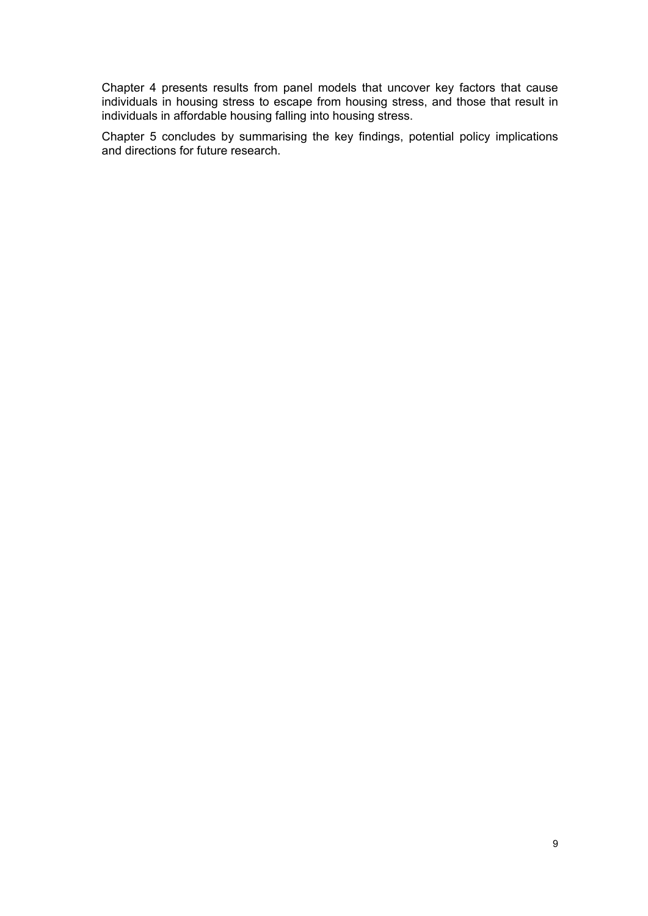Chapter 4 presents results from panel models that uncover key factors that cause individuals in housing stress to escape from housing stress, and those that result in individuals in affordable housing falling into housing stress.

Chapter 5 concludes by summarising the key findings, potential policy implications and directions for future research.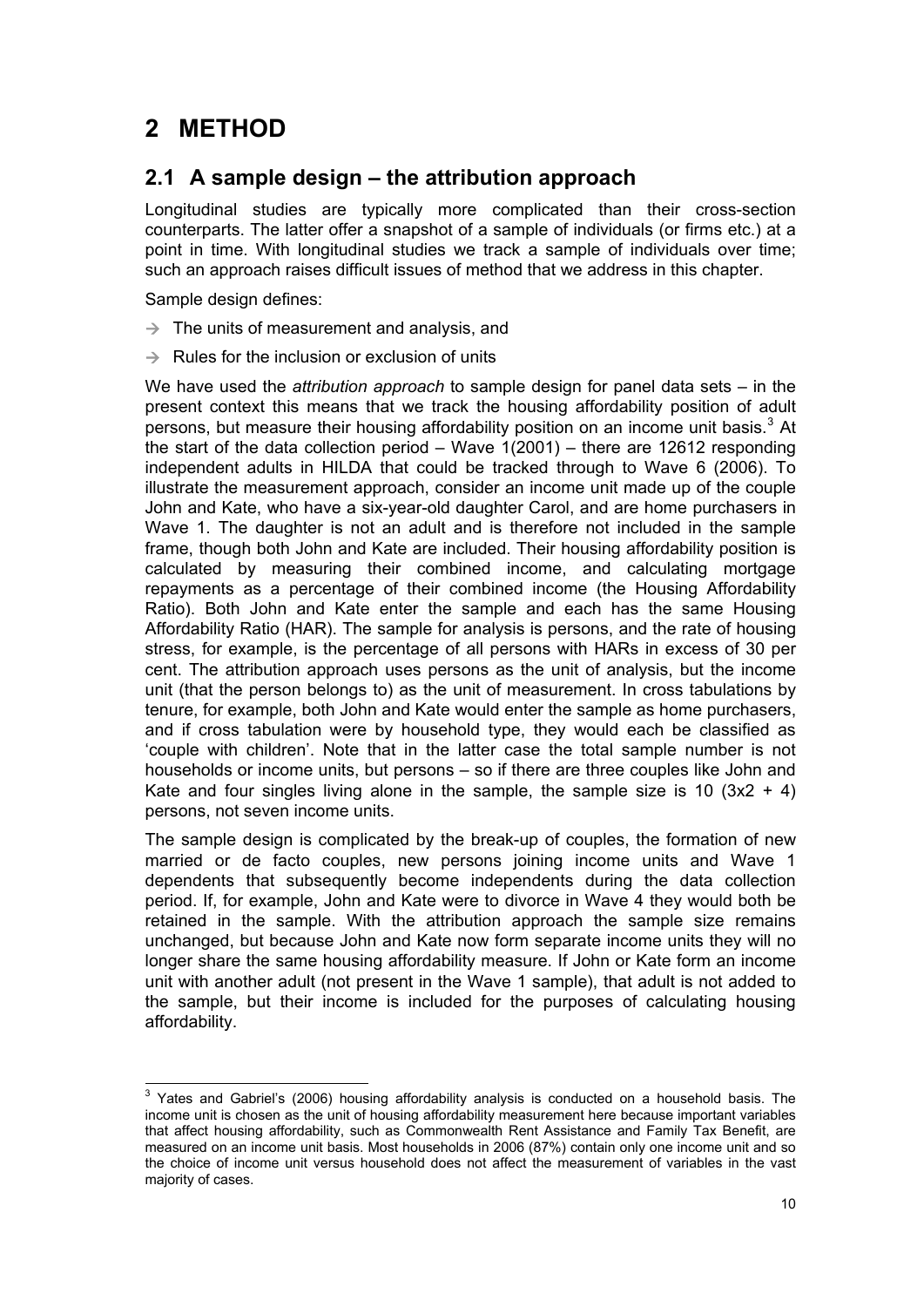# 2 METHOD

## 2.1 A sample design – the attribution approach

Longitudinal studies are typically more complicated than their cross-section counterparts. The latter offer a snapshot of a sample of individuals (or firms etc.) at a point in time. With longitudinal studies we track a sample of individuals over time; such an approach raises difficult issues of method that we address in this chapter.

Sample design defines:

- The units of measurement and analysis, and
- Rules for the inclusion or exclusion of units

We have used the *attribution approach* to sample design for panel data sets – in the present context this means that we track the housing affordability position of adult persons, but measure their housing affordability position on an income unit basis.[3] At the start of the data collection period – Wave 1(2001) – there are 12612 responding independent adults in HILDA that could be tracked through to Wave 6 (2006). To illustrate the measurement approach, consider an income unit made up of the couple John and Kate, who have a six-year-old daughter Carol, and are home purchasers in Wave 1. The daughter is not an adult and is therefore not included in the sample frame, though both John and Kate are included. Their housing affordability position is calculated by measuring their combined income, and calculating mortgage repayments as a percentage of their combined income (the Housing Affordability Ratio). Both John and Kate enter the sample and each has the same Housing Affordability Ratio (HAR). The sample for analysis is persons, and the rate of housing stress, for example, is the percentage of all persons with HARs in excess of 30 per cent. The attribution approach uses persons as the unit of analysis, but the income unit (that the person belongs to) as the unit of measurement. In cross tabulations by tenure, for example, both John and Kate would enter the sample as home purchasers, and if cross tabulation were by household type, they would each be classified as 'couple with children'. Note that in the latter case the total sample number is not households or income units, but persons – so if there are three couples like John and Kate and four singles living alone in the sample, the sample size is 10 (3x2 + 4) persons, not seven income units.

The sample design is complicated by the break-up of couples, the formation of new married or de facto couples, new persons joining income units and Wave 1 dependents that subsequently become independents during the data collection period. If, for example, John and Kate were to divorce in Wave 4 they would both be retained in the sample. With the attribution approach the sample size remains unchanged, but because John and Kate now form separate income units they will no longer share the same housing affordability measure. If John or Kate form an income unit with another adult (not present in the Wave 1 sample), that adult is not added to the sample, but their income is included for the purposes of calculating housing affordability.

---

[3] Yates and Gabriel's (2006) housing affordability analysis is conducted on a household basis. The income unit is chosen as the unit of housing affordability measurement here because important variables that affect housing affordability, such as Commonwealth Rent Assistance and Family Tax Benefit, are measured on an income unit basis. Most households in 2006 (87%) contain only one income unit and so the choice of income unit versus household does not affect the measurement of variables in the vast majority of cases.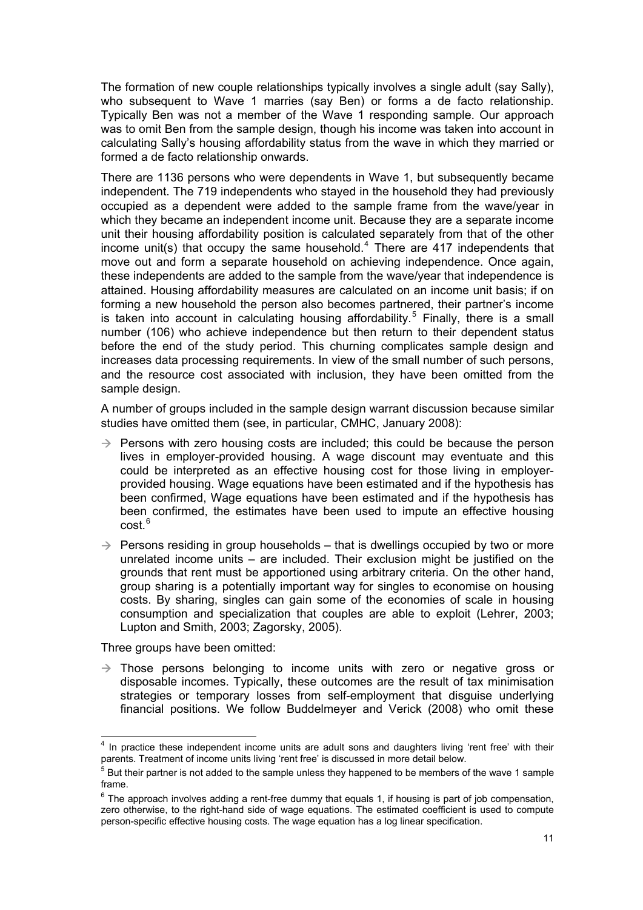The formation of new couple relationships typically involves a single adult (say Sally), who subsequent to Wave 1 marries (say Ben) or forms a de facto relationship. Typically Ben was not a member of the Wave 1 responding sample. Our approach was to omit Ben from the sample design, though his income was taken into account in calculating Sally's housing affordability status from the wave in which they married or formed a de facto relationship onwards.

There are 1136 persons who were dependents in Wave 1, but subsequently became independent. The 719 independents who stayed in the household they had previously occupied as a dependent were added to the sample frame from the wave/year in which they became an independent income unit. Because they are a separate income unit their housing affordability position is calculated separately from that of the other income unit(s) that occupy the same household.[4] There are 417 independents that move out and form a separate household on achieving independence. Once again, these independents are added to the sample from the wave/year that independence is attained. Housing affordability measures are calculated on an income unit basis; if on forming a new household the person also becomes partnered, their partner's income is taken into account in calculating housing affordability.[5] Finally, there is a small number (106) who achieve independence but then return to their dependent status before the end of the study period. This churning complicates sample design and increases data processing requirements. In view of the small number of such persons, and the resource cost associated with inclusion, they have been omitted from the sample design.

A number of groups included in the sample design warrant discussion because similar studies have omitted them (see, in particular, CMHC, January 2008):

- → Persons with zero housing costs are included; this could be because the person lives in employer-provided housing. A wage discount may eventuate and this could be interpreted as an effective housing cost for those living in employer-provided housing. Wage equations have been estimated and if the hypothesis has been confirmed, Wage equations have been estimated and if the hypothesis has been confirmed, the estimates have been used to impute an effective housing cost.[6]
- → Persons residing in group households – that is dwellings occupied by two or more unrelated income units – are included. Their exclusion might be justified on the grounds that rent must be apportioned using arbitrary criteria. On the other hand, group sharing is a potentially important way for singles to economise on housing costs. By sharing, singles can gain some of the economies of scale in housing consumption and specialization that couples are able to exploit (Lehrer, 2003; Lupton and Smith, 2003; Zagorsky, 2005).

Three groups have been omitted:

- → Those persons belonging to income units with zero or negative gross or disposable incomes. Typically, these outcomes are the result of tax minimisation strategies or temporary losses from self-employment that disguise underlying financial positions. We follow Buddelmeyer and Verick (2008) who omit these

---

[4] In practice these independent income units are adult sons and daughters living 'rent free' with their parents. Treatment of income units living 'rent free' is discussed in more detail below.

[5] But their partner is not added to the sample unless they happened to be members of the wave 1 sample frame.

[6] The approach involves adding a rent-free dummy that equals 1, if housing is part of job compensation, zero otherwise, to the right-hand side of wage equations. The estimated coefficient is used to compute person-specific effective housing costs. The wage equation has a log linear specification.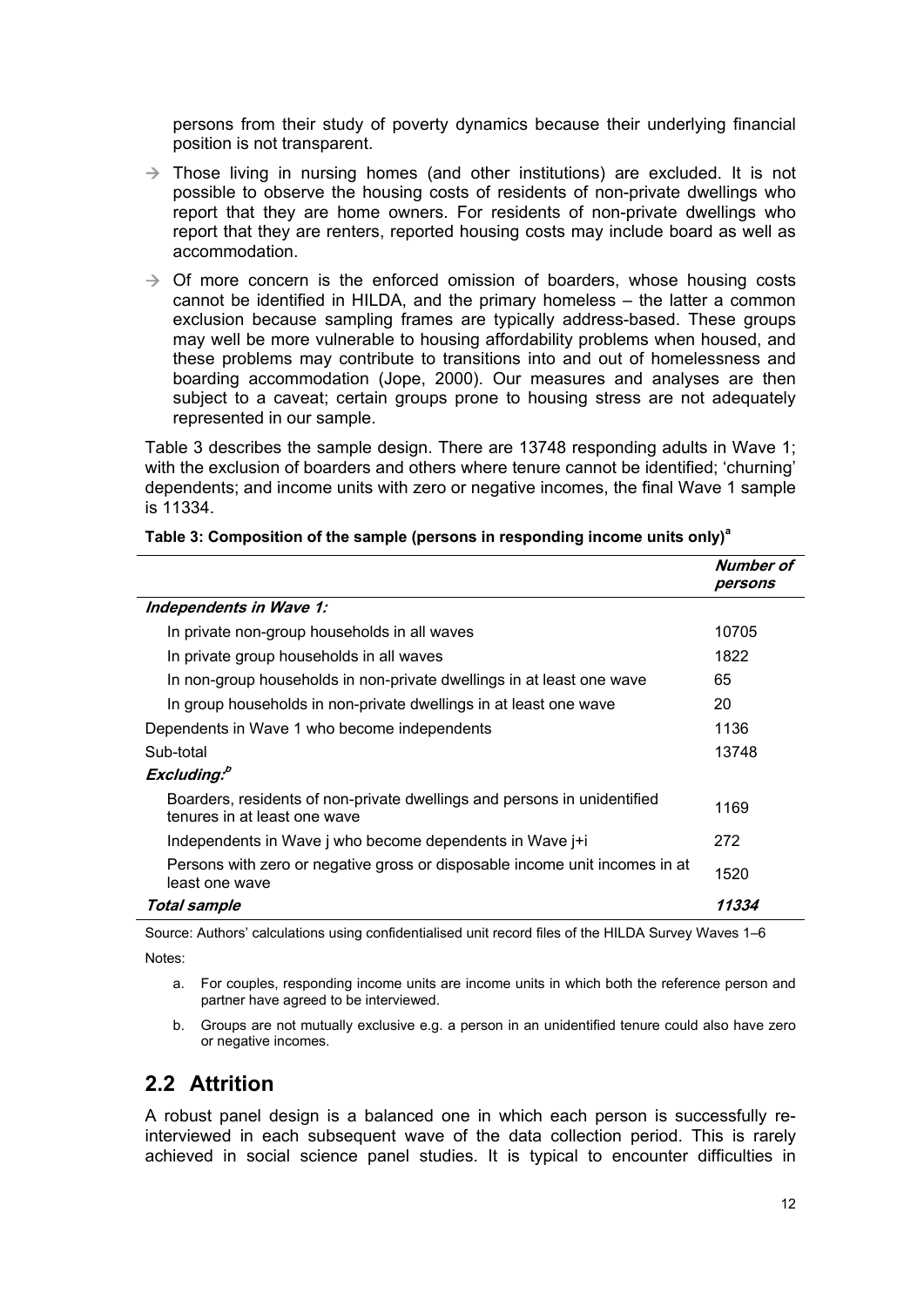persons from their study of poverty dynamics because their underlying financial position is not transparent.

- → Those living in nursing homes (and other institutions) are excluded. It is not possible to observe the housing costs of residents of non-private dwellings who report that they are home owners. For residents of non-private dwellings who report that they are renters, reported housing costs may include board as well as accommodation.
- → Of more concern is the enforced omission of boarders, whose housing costs cannot be identified in HILDA, and the primary homeless – the latter a common exclusion because sampling frames are typically address-based. These groups may well be more vulnerable to housing affordability problems when housed, and these problems may contribute to transitions into and out of homelessness and boarding accommodation (Jope, 2000). Our measures and analyses are then subject to a caveat; certain groups prone to housing stress are not adequately represented in our sample.

Table 3 describes the sample design. There are 13748 responding adults in Wave 1; with the exclusion of boarders and others where tenure cannot be identified; 'churning' dependents; and income units with zero or negative incomes, the final Wave 1 sample is 11334.

**Table 3: Composition of the sample (persons in responding income units only)[a]**

| | ***Number of persons*** |
|---|---|
| ***Independents in Wave 1:*** | |
| In private non-group households in all waves | 10705 |
| In private group households in all waves | 1822 |
| In non-group households in non-private dwellings in at least one wave | 65 |
| In group households in non-private dwellings in at least one wave | 20 |
| Dependents in Wave 1 who become independents | 1136 |
| Sub-total | 13748 |
| ***Excluding:***[b] | |
| Boarders, residents of non-private dwellings and persons in unidentified tenures in at least one wave | 1169 |
| Independents in Wave j who become dependents in Wave j+i | 272 |
| Persons with zero or negative gross or disposable income unit incomes in at least one wave | 1520 |
| ***Total sample*** | ***11334*** |

Source: Authors' calculations using confidentialised unit record files of the HILDA Survey Waves 1–6

Notes:

a. For couples, responding income units are income units in which both the reference person and partner have agreed to be interviewed.

b. Groups are not mutually exclusive e.g. a person in an unidentified tenure could also have zero or negative incomes.

## 2.2 Attrition

A robust panel design is a balanced one in which each person is successfully re-interviewed in each subsequent wave of the data collection period. This is rarely achieved in social science panel studies. It is typical to encounter difficulties in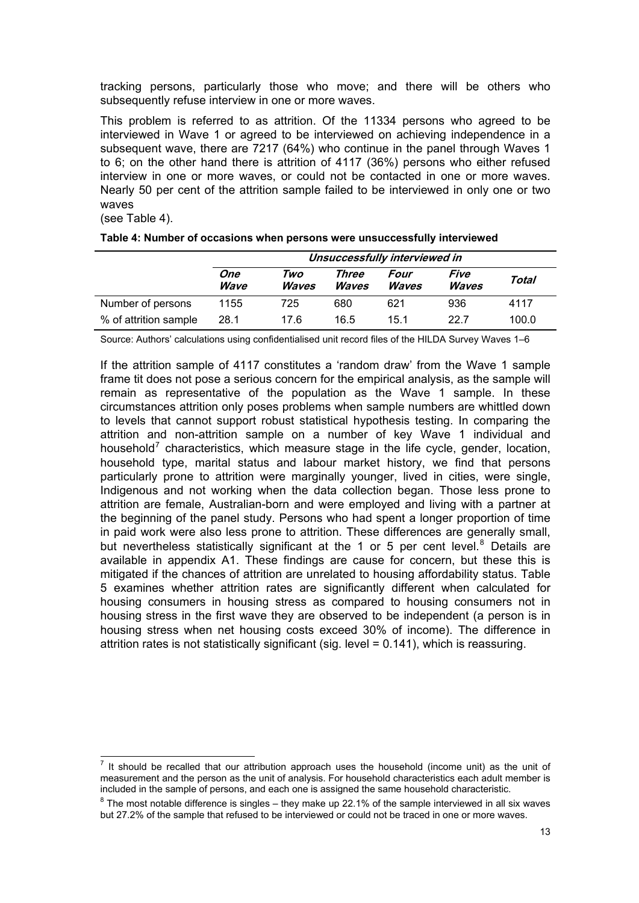tracking persons, particularly those who move; and there will be others who subsequently refuse interview in one or more waves.

This problem is referred to as attrition. Of the 11334 persons who agreed to be interviewed in Wave 1 or agreed to be interviewed on achieving independence in a subsequent wave, there are 7217 (64%) who continue in the panel through Waves 1 to 6; on the other hand there is attrition of 4117 (36%) persons who either refused interview in one or more waves, or could not be contacted in one or more waves. Nearly 50 per cent of the attrition sample failed to be interviewed in only one or two waves
(see Table 4).

**Table 4: Number of occasions when persons were unsuccessfully interviewed**

| | *Unsuccessfully interviewed in* | | | | | |
|---|---|---|---|---|---|---|
| | *One Wave* | *Two Waves* | *Three Waves* | *Four Waves* | *Five Waves* | *Total* |
| Number of persons | 1155 | 725 | 680 | 621 | 936 | 4117 |
| % of attrition sample | 28.1 | 17.6 | 16.5 | 15.1 | 22.7 | 100.0 |

Source: Authors' calculations using confidentialised unit record files of the HILDA Survey Waves 1–6

If the attrition sample of 4117 constitutes a 'random draw' from the Wave 1 sample frame tit does not pose a serious concern for the empirical analysis, as the sample will remain as representative of the population as the Wave 1 sample. In these circumstances attrition only poses problems when sample numbers are whittled down to levels that cannot support robust statistical hypothesis testing. In comparing the attrition and non-attrition sample on a number of key Wave 1 individual and household[7] characteristics, which measure stage in the life cycle, gender, location, household type, marital status and labour market history, we find that persons particularly prone to attrition were marginally younger, lived in cities, were single, Indigenous and not working when the data collection began. Those less prone to attrition are female, Australian-born and were employed and living with a partner at the beginning of the panel study. Persons who had spent a longer proportion of time in paid work were also less prone to attrition. These differences are generally small, but nevertheless statistically significant at the 1 or 5 per cent level.[8] Details are available in appendix A1. These findings are cause for concern, but these this is mitigated if the chances of attrition are unrelated to housing affordability status. Table 5 examines whether attrition rates are significantly different when calculated for housing consumers in housing stress as compared to housing consumers not in housing stress in the first wave they are observed to be independent (a person is in housing stress when net housing costs exceed 30% of income). The difference in attrition rates is not statistically significant (sig. level = 0.141), which is reassuring.

[7] It should be recalled that our attribution approach uses the household (income unit) as the unit of measurement and the person as the unit of analysis. For household characteristics each adult member is included in the sample of persons, and each one is assigned the same household characteristic.

[8] The most notable difference is singles – they make up 22.1% of the sample interviewed in all six waves but 27.2% of the sample that refused to be interviewed or could not be traced in one or more waves.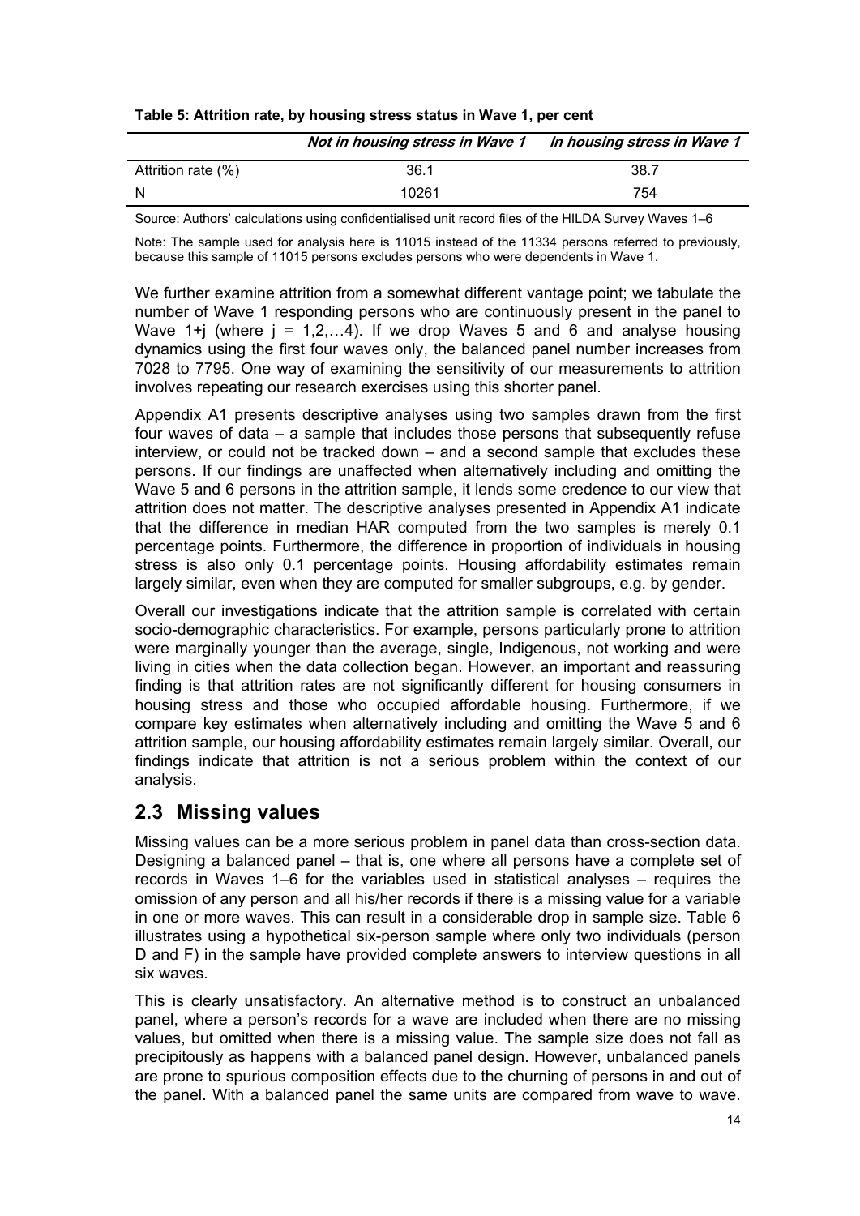**Table 5: Attrition rate, by housing stress status in Wave 1, per cent**

| | *Not in housing stress in Wave 1* | *In housing stress in Wave 1* |
|---|---|---|
| Attrition rate (%) | 36.1 | 38.7 |
| N | 10261 | 754 |

Source: Authors' calculations using confidentialised unit record files of the HILDA Survey Waves 1–6

Note: The sample used for analysis here is 11015 instead of the 11334 persons referred to previously, because this sample of 11015 persons excludes persons who were dependents in Wave 1.

We further examine attrition from a somewhat different vantage point; we tabulate the number of Wave 1 responding persons who are continuously present in the panel to Wave 1+j (where j = 1,2,…4). If we drop Waves 5 and 6 and analyse housing dynamics using the first four waves only, the balanced panel number increases from 7028 to 7795. One way of examining the sensitivity of our measurements to attrition involves repeating our research exercises using this shorter panel.

Appendix A1 presents descriptive analyses using two samples drawn from the first four waves of data – a sample that includes those persons that subsequently refuse interview, or could not be tracked down – and a second sample that excludes these persons. If our findings are unaffected when alternatively including and omitting the Wave 5 and 6 persons in the attrition sample, it lends some credence to our view that attrition does not matter. The descriptive analyses presented in Appendix A1 indicate that the difference in median HAR computed from the two samples is merely 0.1 percentage points. Furthermore, the difference in proportion of individuals in housing stress is also only 0.1 percentage points. Housing affordability estimates remain largely similar, even when they are computed for smaller subgroups, e.g. by gender.

Overall our investigations indicate that the attrition sample is correlated with certain socio-demographic characteristics. For example, persons particularly prone to attrition were marginally younger than the average, single, Indigenous, not working and were living in cities when the data collection began. However, an important and reassuring finding is that attrition rates are not significantly different for housing consumers in housing stress and those who occupied affordable housing. Furthermore, if we compare key estimates when alternatively including and omitting the Wave 5 and 6 attrition sample, our housing affordability estimates remain largely similar. Overall, our findings indicate that attrition is not a serious problem within the context of our analysis.

## 2.3 Missing values

Missing values can be a more serious problem in panel data than cross-section data. Designing a balanced panel – that is, one where all persons have a complete set of records in Waves 1–6 for the variables used in statistical analyses – requires the omission of any person and all his/her records if there is a missing value for a variable in one or more waves. This can result in a considerable drop in sample size. Table 6 illustrates using a hypothetical six-person sample where only two individuals (person D and F) in the sample have provided complete answers to interview questions in all six waves.

This is clearly unsatisfactory. An alternative method is to construct an unbalanced panel, where a person's records for a wave are included when there are no missing values, but omitted when there is a missing value. The sample size does not fall as precipitously as happens with a balanced panel design. However, unbalanced panels are prone to spurious composition effects due to the churning of persons in and out of the panel. With a balanced panel the same units are compared from wave to wave.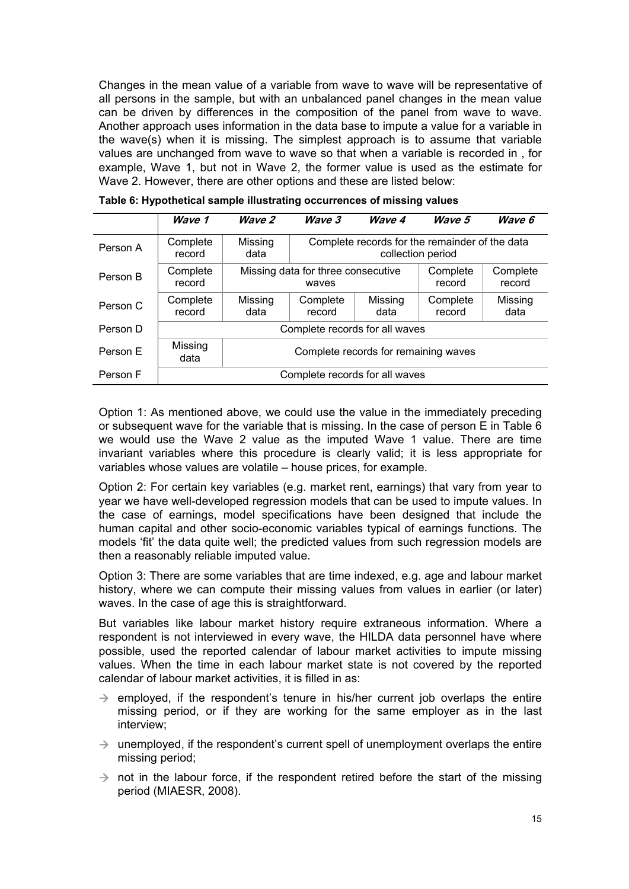Changes in the mean value of a variable from wave to wave will be representative of all persons in the sample, but with an unbalanced panel changes in the mean value can be driven by differences in the composition of the panel from wave to wave. Another approach uses information in the data base to impute a value for a variable in the wave(s) when it is missing. The simplest approach is to assume that variable values are unchanged from wave to wave so that when a variable is recorded in , for example, Wave 1, but not in Wave 2, the former value is used as the estimate for Wave 2. However, there are other options and these are listed below:

**Table 6: Hypothetical sample illustrating occurrences of missing values**

| | *Wave 1* | *Wave 2* | *Wave 3* | *Wave 4* | *Wave 5* | *Wave 6* |
|---|---|---|---|---|---|---|
| Person A | Complete record | Missing data | Complete records for the remainder of the data collection period | | | |
| Person B | Complete record | Missing data for three consecutive waves | | | Complete record | Complete record |
| Person C | Complete record | Missing data | Complete record | Missing data | Complete record | Missing data |
| Person D | Complete records for all waves | | | | | |
| Person E | Missing data | Complete records for remaining waves | | | | |
| Person F | Complete records for all waves | | | | | |

Option 1: As mentioned above, we could use the value in the immediately preceding or subsequent wave for the variable that is missing. In the case of person E in Table 6 we would use the Wave 2 value as the imputed Wave 1 value. There are time invariant variables where this procedure is clearly valid; it is less appropriate for variables whose values are volatile – house prices, for example.

Option 2: For certain key variables (e.g. market rent, earnings) that vary from year to year we have well-developed regression models that can be used to impute values. In the case of earnings, model specifications have been designed that include the human capital and other socio-economic variables typical of earnings functions. The models 'fit' the data quite well; the predicted values from such regression models are then a reasonably reliable imputed value.

Option 3: There are some variables that are time indexed, e.g. age and labour market history, where we can compute their missing values from values in earlier (or later) waves. In the case of age this is straightforward.

But variables like labour market history require extraneous information. Where a respondent is not interviewed in every wave, the HILDA data personnel have where possible, used the reported calendar of labour market activities to impute missing values. When the time in each labour market state is not covered by the reported calendar of labour market activities, it is filled in as:

- employed, if the respondent's tenure in his/her current job overlaps the entire missing period, or if they are working for the same employer as in the last interview;
- unemployed, if the respondent's current spell of unemployment overlaps the entire missing period;
- not in the labour force, if the respondent retired before the start of the missing period (MIAESR, 2008).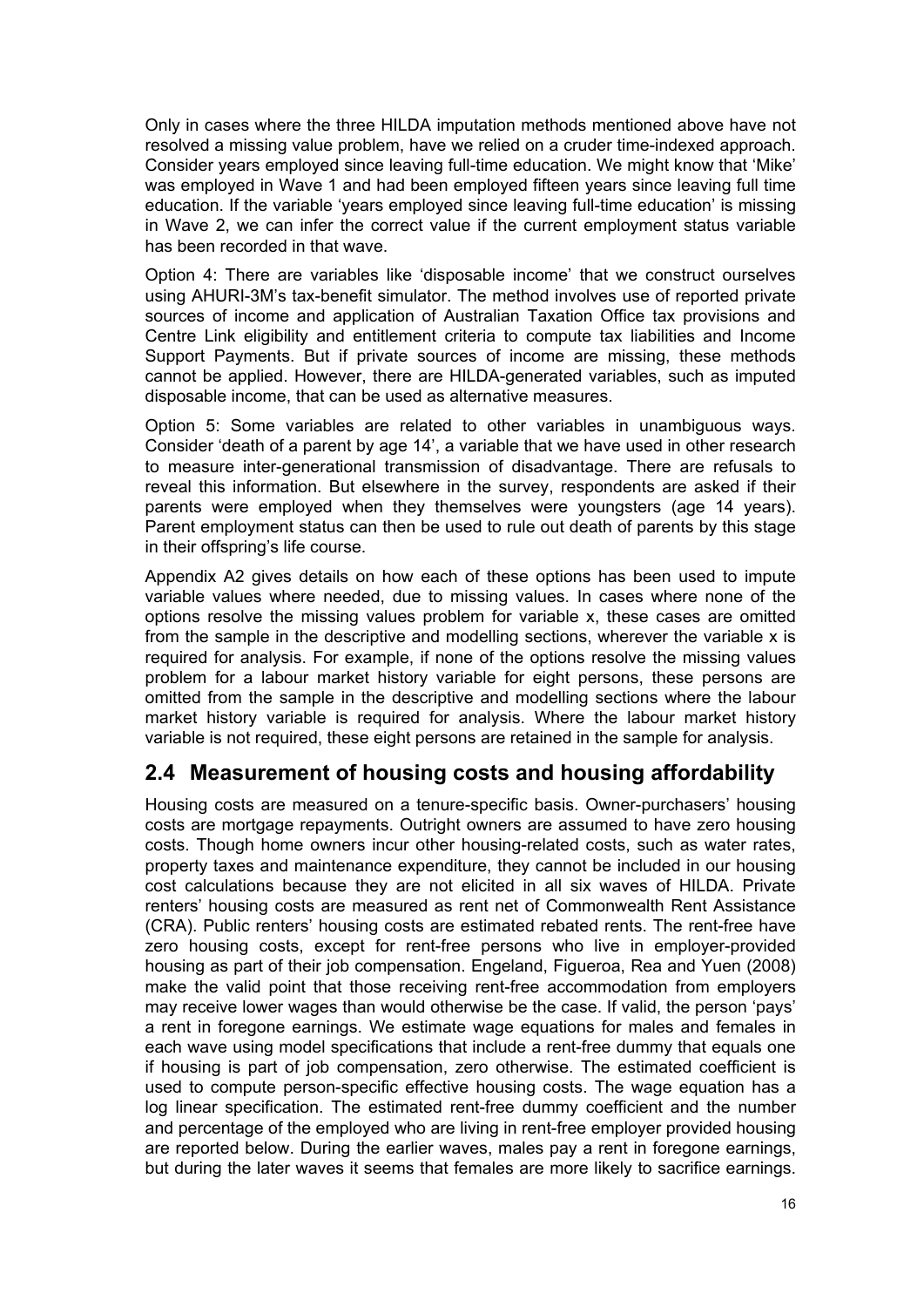Only in cases where the three HILDA imputation methods mentioned above have not resolved a missing value problem, have we relied on a cruder time-indexed approach. Consider years employed since leaving full-time education. We might know that 'Mike' was employed in Wave 1 and had been employed fifteen years since leaving full time education. If the variable 'years employed since leaving full-time education' is missing in Wave 2, we can infer the correct value if the current employment status variable has been recorded in that wave.

Option 4: There are variables like 'disposable income' that we construct ourselves using AHURI-3M's tax-benefit simulator. The method involves use of reported private sources of income and application of Australian Taxation Office tax provisions and Centre Link eligibility and entitlement criteria to compute tax liabilities and Income Support Payments. But if private sources of income are missing, these methods cannot be applied. However, there are HILDA-generated variables, such as imputed disposable income, that can be used as alternative measures.

Option 5: Some variables are related to other variables in unambiguous ways. Consider 'death of a parent by age 14', a variable that we have used in other research to measure inter-generational transmission of disadvantage. There are refusals to reveal this information. But elsewhere in the survey, respondents are asked if their parents were employed when they themselves were youngsters (age 14 years). Parent employment status can then be used to rule out death of parents by this stage in their offspring's life course.

Appendix A2 gives details on how each of these options has been used to impute variable values where needed, due to missing values. In cases where none of the options resolve the missing values problem for variable x, these cases are omitted from the sample in the descriptive and modelling sections, wherever the variable x is required for analysis. For example, if none of the options resolve the missing values problem for a labour market history variable for eight persons, these persons are omitted from the sample in the descriptive and modelling sections where the labour market history variable is required for analysis. Where the labour market history variable is not required, these eight persons are retained in the sample for analysis.

## 2.4 Measurement of housing costs and housing affordability

Housing costs are measured on a tenure-specific basis. Owner-purchasers' housing costs are mortgage repayments. Outright owners are assumed to have zero housing costs. Though home owners incur other housing-related costs, such as water rates, property taxes and maintenance expenditure, they cannot be included in our housing cost calculations because they are not elicited in all six waves of HILDA. Private renters' housing costs are measured as rent net of Commonwealth Rent Assistance (CRA). Public renters' housing costs are estimated rebated rents. The rent-free have zero housing costs, except for rent-free persons who live in employer-provided housing as part of their job compensation. Engeland, Figueroa, Rea and Yuen (2008) make the valid point that those receiving rent-free accommodation from employers may receive lower wages than would otherwise be the case. If valid, the person 'pays' a rent in foregone earnings. We estimate wage equations for males and females in each wave using model specifications that include a rent-free dummy that equals one if housing is part of job compensation, zero otherwise. The estimated coefficient is used to compute person-specific effective housing costs. The wage equation has a log linear specification. The estimated rent-free dummy coefficient and the number and percentage of the employed who are living in rent-free employer provided housing are reported below. During the earlier waves, males pay a rent in foregone earnings, but during the later waves it seems that females are more likely to sacrifice earnings.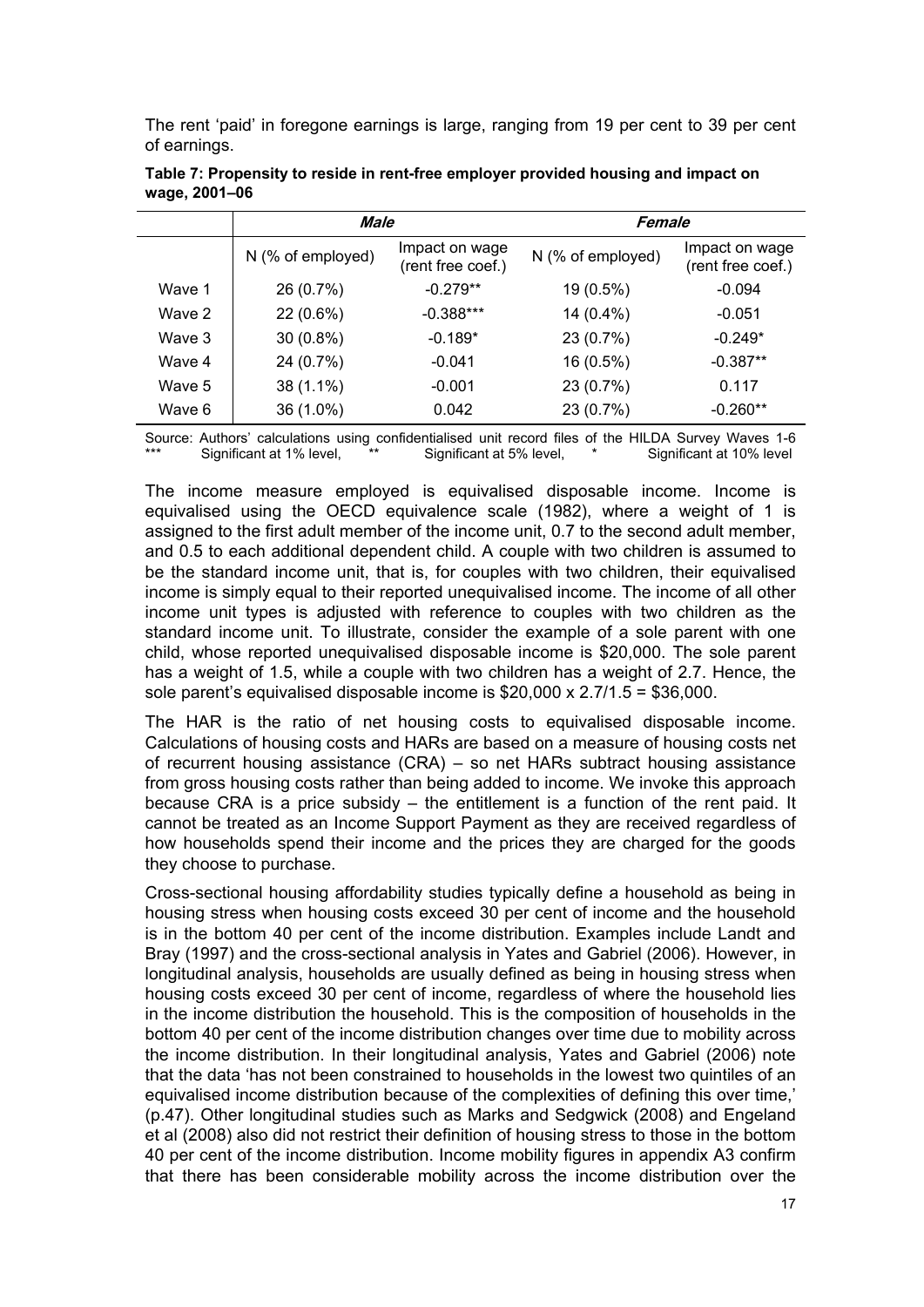The rent 'paid' in foregone earnings is large, ranging from 19 per cent to 39 per cent of earnings.

**Table 7: Propensity to reside in rent-free employer provided housing and impact on wage, 2001–06**

| | ***Male*** | | ***Female*** | |
|---|---|---|---|---|
| | N (% of employed) | Impact on wage (rent free coef.) | N (% of employed) | Impact on wage (rent free coef.) |
| Wave 1 | 26 (0.7%) | -0.279** | 19 (0.5%) | -0.094 |
| Wave 2 | 22 (0.6%) | -0.388*** | 14 (0.4%) | -0.051 |
| Wave 3 | 30 (0.8%) | -0.189* | 23 (0.7%) | -0.249* |
| Wave 4 | 24 (0.7%) | -0.041 | 16 (0.5%) | -0.387** |
| Wave 5 | 38 (1.1%) | -0.001 | 23 (0.7%) | 0.117 |
| Wave 6 | 36 (1.0%) | 0.042 | 23 (0.7%) | -0.260** |

Source: Authors' calculations using confidentialised unit record files of the HILDA Survey Waves 1-6
*** Significant at 1% level, ** Significant at 5% level, * Significant at 10% level

The income measure employed is equivalised disposable income. Income is equivalised using the OECD equivalence scale (1982), where a weight of 1 is assigned to the first adult member of the income unit, 0.7 to the second adult member, and 0.5 to each additional dependent child. A couple with two children is assumed to be the standard income unit, that is, for couples with two children, their equivalised income is simply equal to their reported unequivalised income. The income of all other income unit types is adjusted with reference to couples with two children as the standard income unit. To illustrate, consider the example of a sole parent with one child, whose reported unequivalised disposable income is \$20,000. The sole parent has a weight of 1.5, while a couple with two children has a weight of 2.7. Hence, the sole parent's equivalised disposable income is \$20,000 x 2.7/1.5 = \$36,000.

The HAR is the ratio of net housing costs to equivalised disposable income. Calculations of housing costs and HARs are based on a measure of housing costs net of recurrent housing assistance (CRA) – so net HARs subtract housing assistance from gross housing costs rather than being added to income. We invoke this approach because CRA is a price subsidy – the entitlement is a function of the rent paid. It cannot be treated as an Income Support Payment as they are received regardless of how households spend their income and the prices they are charged for the goods they choose to purchase.

Cross-sectional housing affordability studies typically define a household as being in housing stress when housing costs exceed 30 per cent of income and the household is in the bottom 40 per cent of the income distribution. Examples include Landt and Bray (1997) and the cross-sectional analysis in Yates and Gabriel (2006). However, in longitudinal analysis, households are usually defined as being in housing stress when housing costs exceed 30 per cent of income, regardless of where the household lies in the income distribution the household. This is the composition of households in the bottom 40 per cent of the income distribution changes over time due to mobility across the income distribution. In their longitudinal analysis, Yates and Gabriel (2006) note that the data 'has not been constrained to households in the lowest two quintiles of an equivalised income distribution because of the complexities of defining this over time,' (p.47). Other longitudinal studies such as Marks and Sedgwick (2008) and Engeland et al (2008) also did not restrict their definition of housing stress to those in the bottom 40 per cent of the income distribution. Income mobility figures in appendix A3 confirm that there has been considerable mobility across the income distribution over the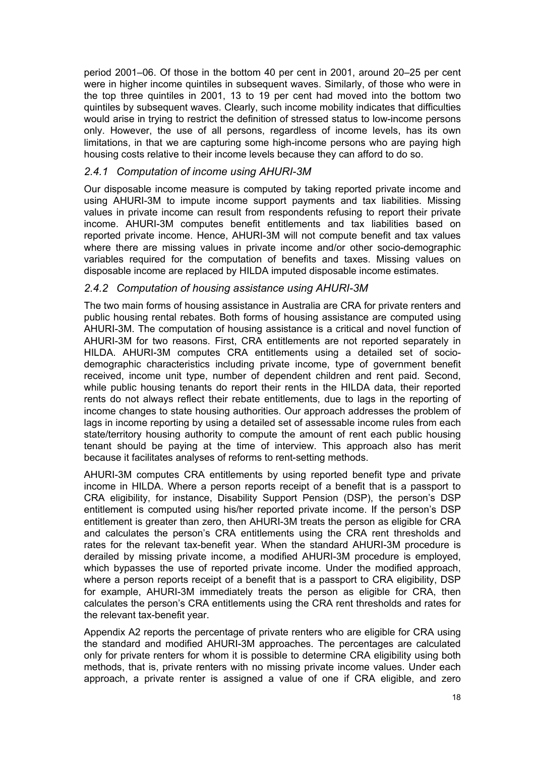period 2001–06. Of those in the bottom 40 per cent in 2001, around 20–25 per cent were in higher income quintiles in subsequent waves. Similarly, of those who were in the top three quintiles in 2001, 13 to 19 per cent had moved into the bottom two quintiles by subsequent waves. Clearly, such income mobility indicates that difficulties would arise in trying to restrict the definition of stressed status to low-income persons only. However, the use of all persons, regardless of income levels, has its own limitations, in that we are capturing some high-income persons who are paying high housing costs relative to their income levels because they can afford to do so.

### *2.4.1 Computation of income using AHURI-3M*

Our disposable income measure is computed by taking reported private income and using AHURI-3M to impute income support payments and tax liabilities. Missing values in private income can result from respondents refusing to report their private income. AHURI-3M computes benefit entitlements and tax liabilities based on reported private income. Hence, AHURI-3M will not compute benefit and tax values where there are missing values in private income and/or other socio-demographic variables required for the computation of benefits and taxes. Missing values on disposable income are replaced by HILDA imputed disposable income estimates.

### *2.4.2 Computation of housing assistance using AHURI-3M*

The two main forms of housing assistance in Australia are CRA for private renters and public housing rental rebates. Both forms of housing assistance are computed using AHURI-3M. The computation of housing assistance is a critical and novel function of AHURI-3M for two reasons. First, CRA entitlements are not reported separately in HILDA. AHURI-3M computes CRA entitlements using a detailed set of socio-demographic characteristics including private income, type of government benefit received, income unit type, number of dependent children and rent paid. Second, while public housing tenants do report their rents in the HILDA data, their reported rents do not always reflect their rebate entitlements, due to lags in the reporting of income changes to state housing authorities. Our approach addresses the problem of lags in income reporting by using a detailed set of assessable income rules from each state/territory housing authority to compute the amount of rent each public housing tenant should be paying at the time of interview. This approach also has merit because it facilitates analyses of reforms to rent-setting methods.

AHURI-3M computes CRA entitlements by using reported benefit type and private income in HILDA. Where a person reports receipt of a benefit that is a passport to CRA eligibility, for instance, Disability Support Pension (DSP), the person's DSP entitlement is computed using his/her reported private income. If the person's DSP entitlement is greater than zero, then AHURI-3M treats the person as eligible for CRA and calculates the person's CRA entitlements using the CRA rent thresholds and rates for the relevant tax-benefit year. When the standard AHURI-3M procedure is derailed by missing private income, a modified AHURI-3M procedure is employed, which bypasses the use of reported private income. Under the modified approach, where a person reports receipt of a benefit that is a passport to CRA eligibility, DSP for example, AHURI-3M immediately treats the person as eligible for CRA, then calculates the person's CRA entitlements using the CRA rent thresholds and rates for the relevant tax-benefit year.

Appendix A2 reports the percentage of private renters who are eligible for CRA using the standard and modified AHURI-3M approaches. The percentages are calculated only for private renters for whom it is possible to determine CRA eligibility using both methods, that is, private renters with no missing private income values. Under each approach, a private renter is assigned a value of one if CRA eligible, and zero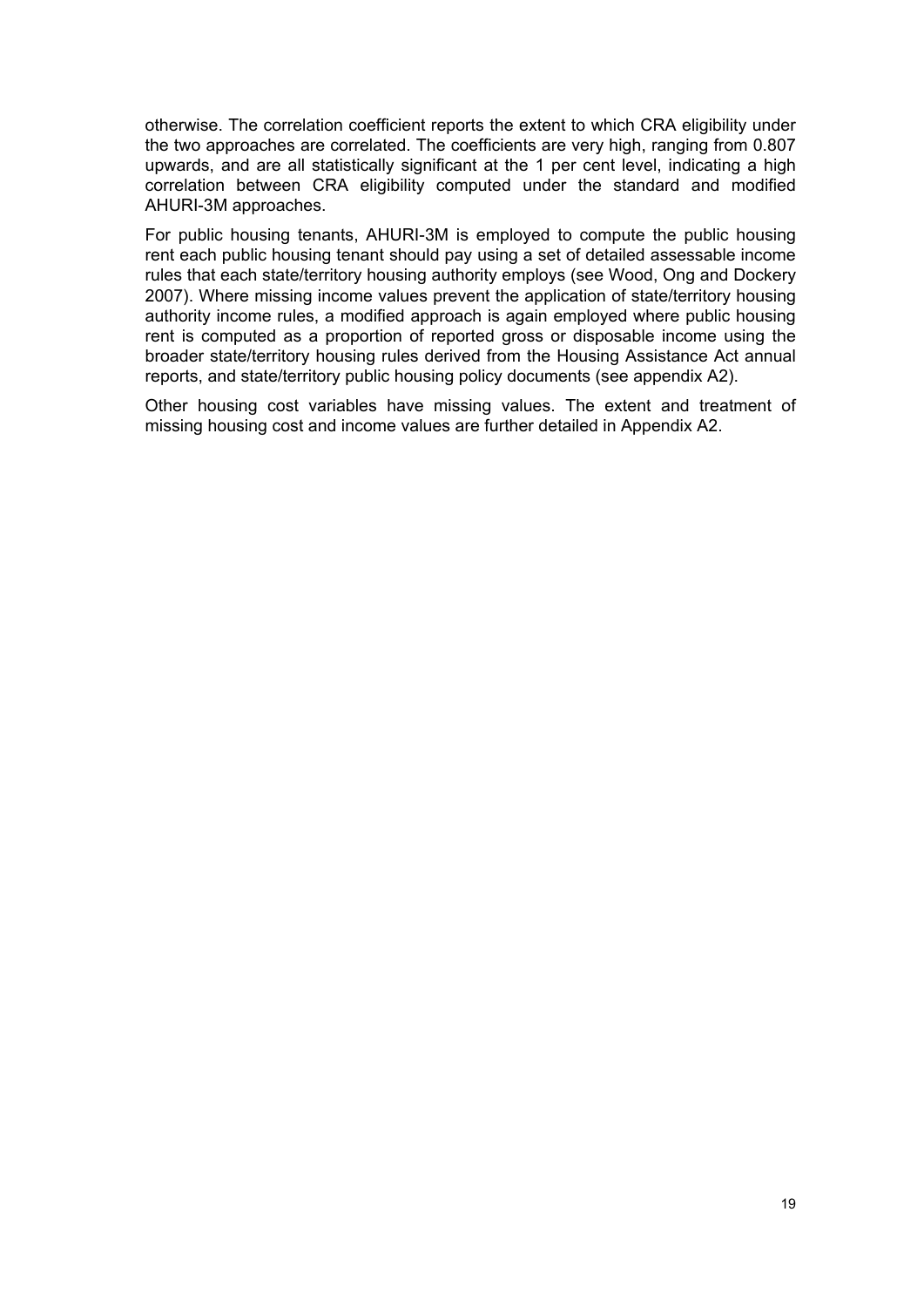otherwise. The correlation coefficient reports the extent to which CRA eligibility under the two approaches are correlated. The coefficients are very high, ranging from 0.807 upwards, and are all statistically significant at the 1 per cent level, indicating a high correlation between CRA eligibility computed under the standard and modified AHURI-3M approaches.

For public housing tenants, AHURI-3M is employed to compute the public housing rent each public housing tenant should pay using a set of detailed assessable income rules that each state/territory housing authority employs (see Wood, Ong and Dockery 2007). Where missing income values prevent the application of state/territory housing authority income rules, a modified approach is again employed where public housing rent is computed as a proportion of reported gross or disposable income using the broader state/territory housing rules derived from the Housing Assistance Act annual reports, and state/territory public housing policy documents (see appendix A2).

Other housing cost variables have missing values. The extent and treatment of missing housing cost and income values are further detailed in Appendix A2.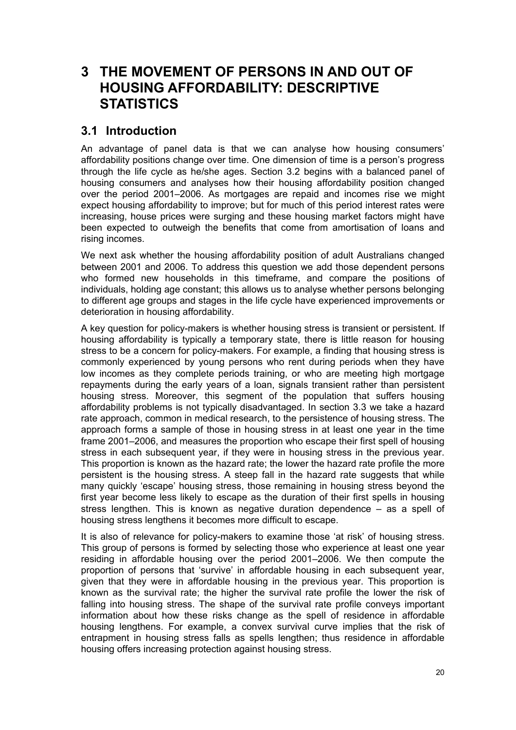# 3 THE MOVEMENT OF PERSONS IN AND OUT OF HOUSING AFFORDABILITY: DESCRIPTIVE STATISTICS

## 3.1 Introduction

An advantage of panel data is that we can analyse how housing consumers' affordability positions change over time. One dimension of time is a person's progress through the life cycle as he/she ages. Section 3.2 begins with a balanced panel of housing consumers and analyses how their housing affordability position changed over the period 2001–2006. As mortgages are repaid and incomes rise we might expect housing affordability to improve; but for much of this period interest rates were increasing, house prices were surging and these housing market factors might have been expected to outweigh the benefits that come from amortisation of loans and rising incomes.

We next ask whether the housing affordability position of adult Australians changed between 2001 and 2006. To address this question we add those dependent persons who formed new households in this timeframe, and compare the positions of individuals, holding age constant; this allows us to analyse whether persons belonging to different age groups and stages in the life cycle have experienced improvements or deterioration in housing affordability.

A key question for policy-makers is whether housing stress is transient or persistent. If housing affordability is typically a temporary state, there is little reason for housing stress to be a concern for policy-makers. For example, a finding that housing stress is commonly experienced by young persons who rent during periods when they have low incomes as they complete periods training, or who are meeting high mortgage repayments during the early years of a loan, signals transient rather than persistent housing stress. Moreover, this segment of the population that suffers housing affordability problems is not typically disadvantaged. In section 3.3 we take a hazard rate approach, common in medical research, to the persistence of housing stress. The approach forms a sample of those in housing stress in at least one year in the time frame 2001–2006, and measures the proportion who escape their first spell of housing stress in each subsequent year, if they were in housing stress in the previous year. This proportion is known as the hazard rate; the lower the hazard rate profile the more persistent is the housing stress. A steep fall in the hazard rate suggests that while many quickly 'escape' housing stress, those remaining in housing stress beyond the first year become less likely to escape as the duration of their first spells in housing stress lengthen. This is known as negative duration dependence – as a spell of housing stress lengthens it becomes more difficult to escape.

It is also of relevance for policy-makers to examine those 'at risk' of housing stress. This group of persons is formed by selecting those who experience at least one year residing in affordable housing over the period 2001–2006. We then compute the proportion of persons that 'survive' in affordable housing in each subsequent year, given that they were in affordable housing in the previous year. This proportion is known as the survival rate; the higher the survival rate profile the lower the risk of falling into housing stress. The shape of the survival rate profile conveys important information about how these risks change as the spell of residence in affordable housing lengthens. For example, a convex survival curve implies that the risk of entrapment in housing stress falls as spells lengthen; thus residence in affordable housing offers increasing protection against housing stress.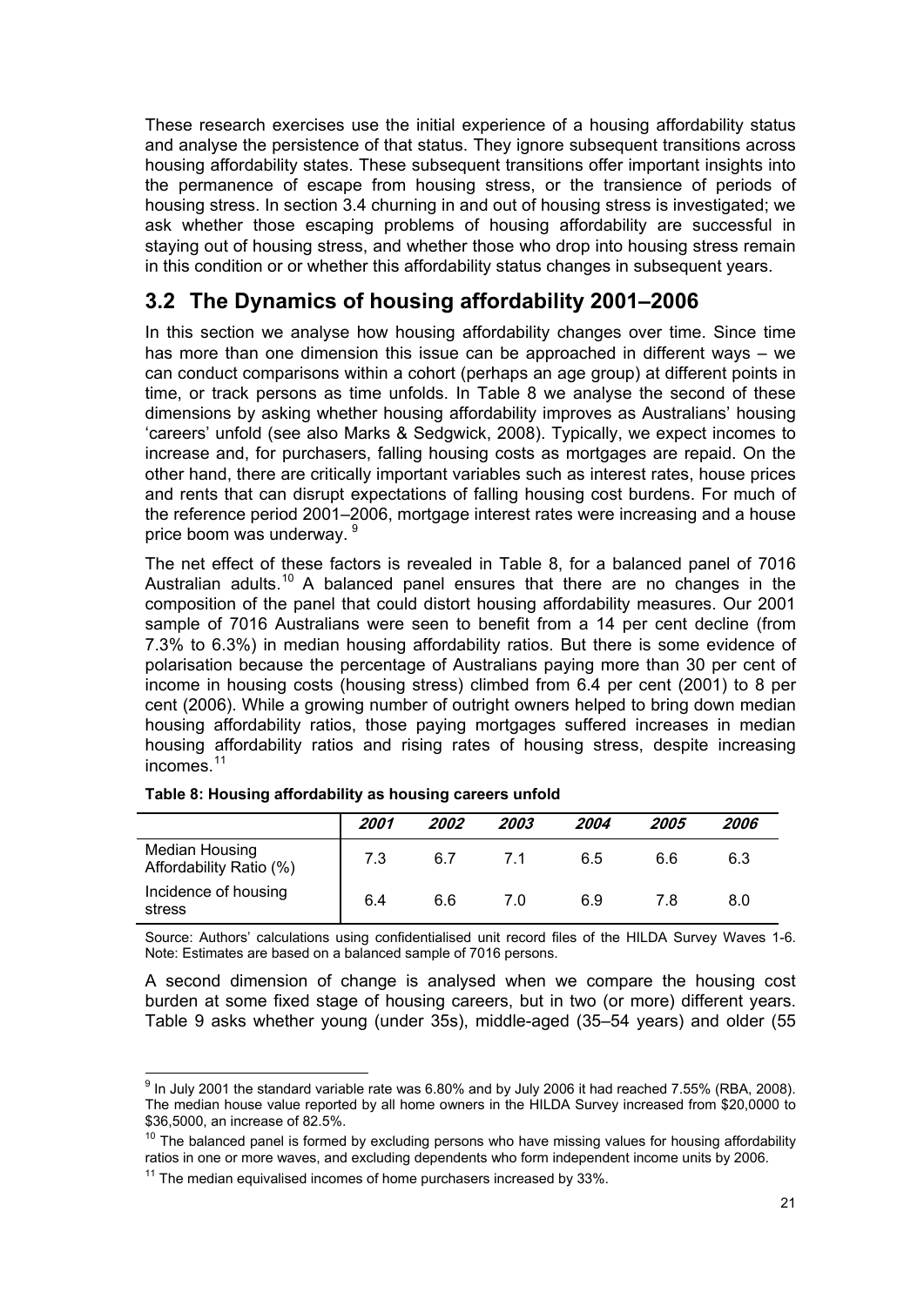These research exercises use the initial experience of a housing affordability status and analyse the persistence of that status. They ignore subsequent transitions across housing affordability states. These subsequent transitions offer important insights into the permanence of escape from housing stress, or the transience of periods of housing stress. In section 3.4 churning in and out of housing stress is investigated; we ask whether those escaping problems of housing affordability are successful in staying out of housing stress, and whether those who drop into housing stress remain in this condition or or whether this affordability status changes in subsequent years.

## 3.2 The Dynamics of housing affordability 2001–2006

In this section we analyse how housing affordability changes over time. Since time has more than one dimension this issue can be approached in different ways – we can conduct comparisons within a cohort (perhaps an age group) at different points in time, or track persons as time unfolds. In Table 8 we analyse the second of these dimensions by asking whether housing affordability improves as Australians' housing 'careers' unfold (see also Marks & Sedgwick, 2008). Typically, we expect incomes to increase and, for purchasers, falling housing costs as mortgages are repaid. On the other hand, there are critically important variables such as interest rates, house prices and rents that can disrupt expectations of falling housing cost burdens. For much of the reference period 2001–2006, mortgage interest rates were increasing and a house price boom was underway. [9]

The net effect of these factors is revealed in Table 8, for a balanced panel of 7016 Australian adults.[10] A balanced panel ensures that there are no changes in the composition of the panel that could distort housing affordability measures. Our 2001 sample of 7016 Australians were seen to benefit from a 14 per cent decline (from 7.3% to 6.3%) in median housing affordability ratios. But there is some evidence of polarisation because the percentage of Australians paying more than 30 per cent of income in housing costs (housing stress) climbed from 6.4 per cent (2001) to 8 per cent (2006). While a growing number of outright owners helped to bring down median housing affordability ratios, those paying mortgages suffered increases in median housing affordability ratios and rising rates of housing stress, despite increasing incomes.[11]

**Table 8: Housing affordability as housing careers unfold**

| | *2001* | *2002* | *2003* | *2004* | *2005* | *2006* |
|---|---|---|---|---|---|---|
| Median Housing Affordability Ratio (%) | 7.3 | 6.7 | 7.1 | 6.5 | 6.6 | 6.3 |
| Incidence of housing stress | 6.4 | 6.6 | 7.0 | 6.9 | 7.8 | 8.0 |

Source: Authors' calculations using confidentialised unit record files of the HILDA Survey Waves 1-6. Note: Estimates are based on a balanced sample of 7016 persons.

A second dimension of change is analysed when we compare the housing cost burden at some fixed stage of housing careers, but in two (or more) different years. Table 9 asks whether young (under 35s), middle-aged (35–54 years) and older (55

---

[9] In July 2001 the standard variable rate was 6.80% and by July 2006 it had reached 7.55% (RBA, 2008). The median house value reported by all home owners in the HILDA Survey increased from $20,0000 to $36,5000, an increase of 82.5%.

[10] The balanced panel is formed by excluding persons who have missing values for housing affordability ratios in one or more waves, and excluding dependents who form independent income units by 2006.

[11] The median equivalised incomes of home purchasers increased by 33%.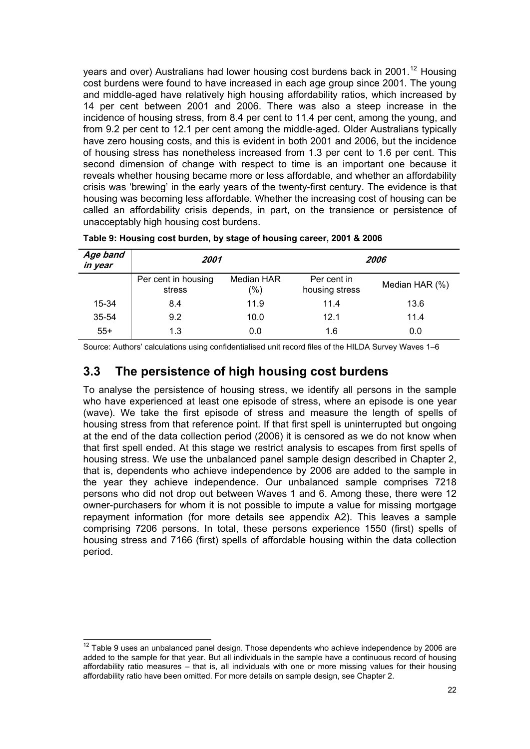years and over) Australians had lower housing cost burdens back in 2001.[12] Housing cost burdens were found to have increased in each age group since 2001. The young and middle-aged have relatively high housing affordability ratios, which increased by 14 per cent between 2001 and 2006. There was also a steep increase in the incidence of housing stress, from 8.4 per cent to 11.4 per cent, among the young, and from 9.2 per cent to 12.1 per cent among the middle-aged. Older Australians typically have zero housing costs, and this is evident in both 2001 and 2006, but the incidence of housing stress has nonetheless increased from 1.3 per cent to 1.6 per cent. This second dimension of change with respect to time is an important one because it reveals whether housing became more or less affordable, and whether an affordability crisis was 'brewing' in the early years of the twenty-first century. The evidence is that housing was becoming less affordable. Whether the increasing cost of housing can be called an affordability crisis depends, in part, on the transience or persistence of unacceptably high housing cost burdens.

**Table 9: Housing cost burden, by stage of housing career, 2001 & 2006**

| ***Age band in year*** | ***2001*** | | ***2006*** | |
|---|---|---|---|---|
| | Per cent in housing stress | Median HAR (%) | Per cent in housing stress | Median HAR (%) |
| 15-34 | 8.4 | 11.9 | 11.4 | 13.6 |
| 35-54 | 9.2 | 10.0 | 12.1 | 11.4 |
| 55+ | 1.3 | 0.0 | 1.6 | 0.0 |

Source: Authors' calculations using confidentialised unit record files of the HILDA Survey Waves 1–6

## 3.3 The persistence of high housing cost burdens

To analyse the persistence of housing stress, we identify all persons in the sample who have experienced at least one episode of stress, where an episode is one year (wave). We take the first episode of stress and measure the length of spells of housing stress from that reference point. If that first spell is uninterrupted but ongoing at the end of the data collection period (2006) it is censored as we do not know when that first spell ended. At this stage we restrict analysis to escapes from first spells of housing stress. We use the unbalanced panel sample design described in Chapter 2, that is, dependents who achieve independence by 2006 are added to the sample in the year they achieve independence. Our unbalanced sample comprises 7218 persons who did not drop out between Waves 1 and 6. Among these, there were 12 owner-purchasers for whom it is not possible to impute a value for missing mortgage repayment information (for more details see appendix A2). This leaves a sample comprising 7206 persons. In total, these persons experience 1550 (first) spells of housing stress and 7166 (first) spells of affordable housing within the data collection period.

[12] Table 9 uses an unbalanced panel design. Those dependents who achieve independence by 2006 are added to the sample for that year. But all individuals in the sample have a continuous record of housing affordability ratio measures – that is, all individuals with one or more missing values for their housing affordability ratio have been omitted. For more details on sample design, see Chapter 2.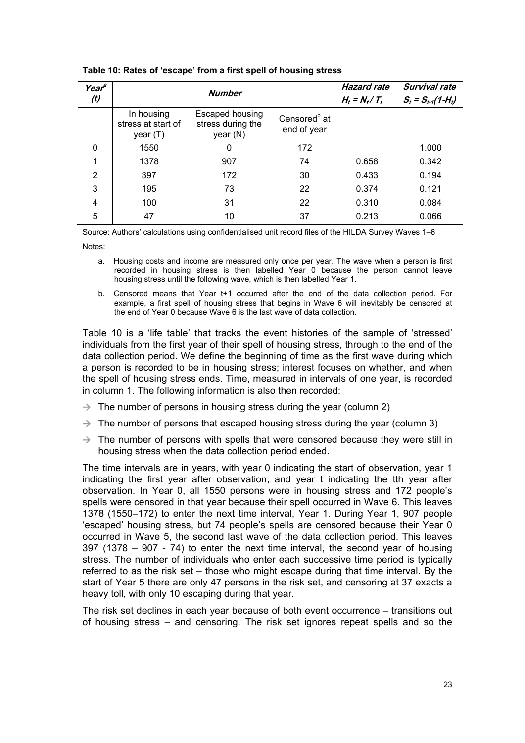**Table 10: Rates of 'escape' from a first spell of housing stress**

| Year[a] (t) | Number | | | Hazard rate $H_t = N_t / T_t$ | Survival rate $S_t = S_{t-1}(1-H_t)$ |
|---|---|---|---|---|---|
| | In housing stress at start of year (T) | Escaped housing stress during the year (N) | Censored[b] at end of year | | |
| 0 | 1550 | 0 | 172 | | 1.000 |
| 1 | 1378 | 907 | 74 | 0.658 | 0.342 |
| 2 | 397 | 172 | 30 | 0.433 | 0.194 |
| 3 | 195 | 73 | 22 | 0.374 | 0.121 |
| 4 | 100 | 31 | 22 | 0.310 | 0.084 |
| 5 | 47 | 10 | 37 | 0.213 | 0.066 |

Source: Authors' calculations using confidentialised unit record files of the HILDA Survey Waves 1–6

Notes:

a. Housing costs and income are measured only once per year. The wave when a person is first recorded in housing stress is then labelled Year 0 because the person cannot leave housing stress until the following wave, which is then labelled Year 1.

b. Censored means that Year t+1 occurred after the end of the data collection period. For example, a first spell of housing stress that begins in Wave 6 will inevitably be censored at the end of Year 0 because Wave 6 is the last wave of data collection.

Table 10 is a 'life table' that tracks the event histories of the sample of 'stressed' individuals from the first year of their spell of housing stress, through to the end of the data collection period. We define the beginning of time as the first wave during which a person is recorded to be in housing stress; interest focuses on whether, and when the spell of housing stress ends. Time, measured in intervals of one year, is recorded in column 1. The following information is also then recorded:

- The number of persons in housing stress during the year (column 2)
- The number of persons that escaped housing stress during the year (column 3)
- The number of persons with spells that were censored because they were still in housing stress when the data collection period ended.

The time intervals are in years, with year 0 indicating the start of observation, year 1 indicating the first year after observation, and year t indicating the tth year after observation. In Year 0, all 1550 persons were in housing stress and 172 people's spells were censored in that year because their spell occurred in Wave 6. This leaves 1378 (1550–172) to enter the next time interval, Year 1. During Year 1, 907 people 'escaped' housing stress, but 74 people's spells are censored because their Year 0 occurred in Wave 5, the second last wave of the data collection period. This leaves 397 (1378 – 907 - 74) to enter the next time interval, the second year of housing stress. The number of individuals who enter each successive time period is typically referred to as the risk set – those who might escape during that time interval. By the start of Year 5 there are only 47 persons in the risk set, and censoring at 37 exacts a heavy toll, with only 10 escaping during that year.

The risk set declines in each year because of both event occurrence – transitions out of housing stress – and censoring. The risk set ignores repeat spells and so the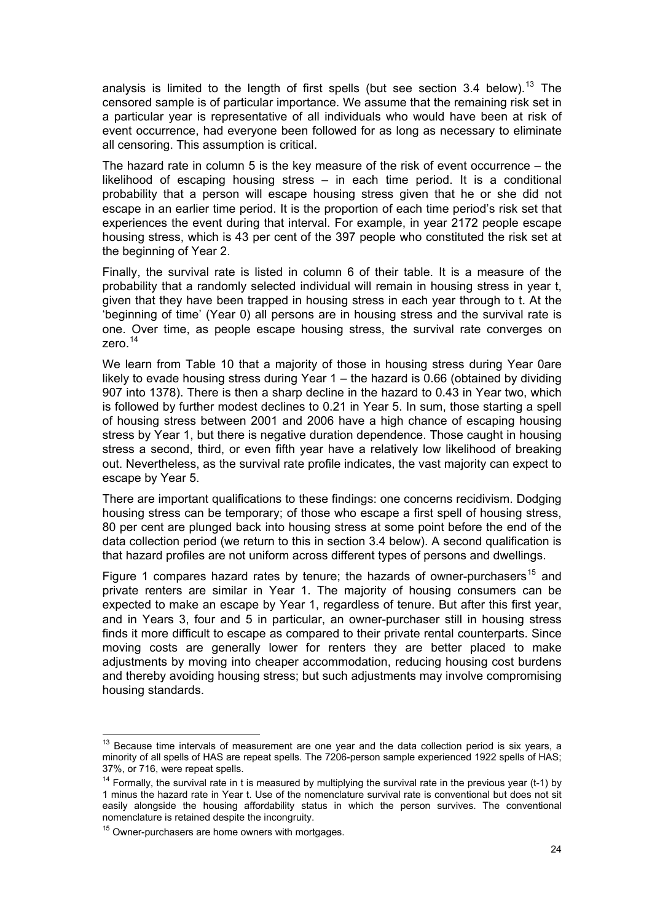analysis is limited to the length of first spells (but see section 3.4 below).[13] The censored sample is of particular importance. We assume that the remaining risk set in a particular year is representative of all individuals who would have been at risk of event occurrence, had everyone been followed for as long as necessary to eliminate all censoring. This assumption is critical.

The hazard rate in column 5 is the key measure of the risk of event occurrence – the likelihood of escaping housing stress – in each time period. It is a conditional probability that a person will escape housing stress given that he or she did not escape in an earlier time period. It is the proportion of each time period's risk set that experiences the event during that interval. For example, in year 2172 people escape housing stress, which is 43 per cent of the 397 people who constituted the risk set at the beginning of Year 2.

Finally, the survival rate is listed in column 6 of their table. It is a measure of the probability that a randomly selected individual will remain in housing stress in year t, given that they have been trapped in housing stress in each year through to t. At the 'beginning of time' (Year 0) all persons are in housing stress and the survival rate is one. Over time, as people escape housing stress, the survival rate converges on zero.[14]

We learn from Table 10 that a majority of those in housing stress during Year 0are likely to evade housing stress during Year 1 – the hazard is 0.66 (obtained by dividing 907 into 1378). There is then a sharp decline in the hazard to 0.43 in Year two, which is followed by further modest declines to 0.21 in Year 5. In sum, those starting a spell of housing stress between 2001 and 2006 have a high chance of escaping housing stress by Year 1, but there is negative duration dependence. Those caught in housing stress a second, third, or even fifth year have a relatively low likelihood of breaking out. Nevertheless, as the survival rate profile indicates, the vast majority can expect to escape by Year 5.

There are important qualifications to these findings: one concerns recidivism. Dodging housing stress can be temporary; of those who escape a first spell of housing stress, 80 per cent are plunged back into housing stress at some point before the end of the data collection period (we return to this in section 3.4 below). A second qualification is that hazard profiles are not uniform across different types of persons and dwellings.

Figure 1 compares hazard rates by tenure; the hazards of owner-purchasers[15] and private renters are similar in Year 1. The majority of housing consumers can be expected to make an escape by Year 1, regardless of tenure. But after this first year, and in Years 3, four and 5 in particular, an owner-purchaser still in housing stress finds it more difficult to escape as compared to their private rental counterparts. Since moving costs are generally lower for renters they are better placed to make adjustments by moving into cheaper accommodation, reducing housing cost burdens and thereby avoiding housing stress; but such adjustments may involve compromising housing standards.

---

[13] Because time intervals of measurement are one year and the data collection period is six years, a minority of all spells of HAS are repeat spells. The 7206-person sample experienced 1922 spells of HAS; 37%, or 716, were repeat spells.

[14] Formally, the survival rate in t is measured by multiplying the survival rate in the previous year (t-1) by 1 minus the hazard rate in Year t. Use of the nomenclature survival rate is conventional but does not sit easily alongside the housing affordability status in which the person survives. The conventional nomenclature is retained despite the incongruity.

[15] Owner-purchasers are home owners with mortgages.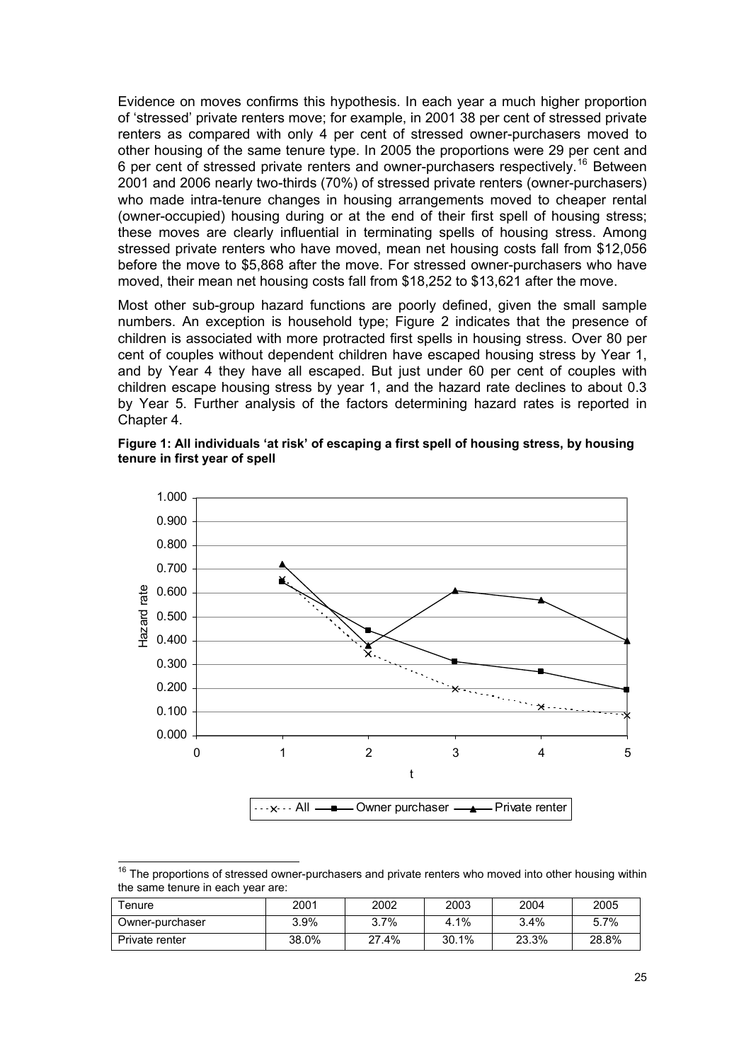Evidence on moves confirms this hypothesis. In each year a much higher proportion of 'stressed' private renters move; for example, in 2001 38 per cent of stressed private renters as compared with only 4 per cent of stressed owner-purchasers moved to other housing of the same tenure type. In 2005 the proportions were 29 per cent and 6 per cent of stressed private renters and owner-purchasers respectively.[16] Between 2001 and 2006 nearly two-thirds (70%) of stressed private renters (owner-purchasers) who made intra-tenure changes in housing arrangements moved to cheaper rental (owner-occupied) housing during or at the end of their first spell of housing stress; these moves are clearly influential in terminating spells of housing stress. Among stressed private renters who have moved, mean net housing costs fall from $12,056 before the move to $5,868 after the move. For stressed owner-purchasers who have moved, their mean net housing costs fall from $18,252 to $13,621 after the move.

Most other sub-group hazard functions are poorly defined, given the small sample numbers. An exception is household type; Figure 2 indicates that the presence of children is associated with more protracted first spells in housing stress. Over 80 per cent of couples without dependent children have escaped housing stress by Year 1, and by Year 4 they have all escaped. But just under 60 per cent of couples with children escape housing stress by year 1, and the hazard rate declines to about 0.3 by Year 5. Further analysis of the factors determining hazard rates is reported in Chapter 4.

**Figure 1: All individuals 'at risk' of escaping a first spell of housing stress, by housing tenure in first year of spell**

[16] The proportions of stressed owner-purchasers and private renters who moved into other housing within the same tenure in each year are:

| Tenure | 2001 | 2002 | 2003 | 2004 | 2005 |
|---|---|---|---|---|---|
| Owner-purchaser | 3.9% | 3.7% | 4.1% | 3.4% | 5.7% |
| Private renter | 38.0% | 27.4% | 30.1% | 23.3% | 28.8% |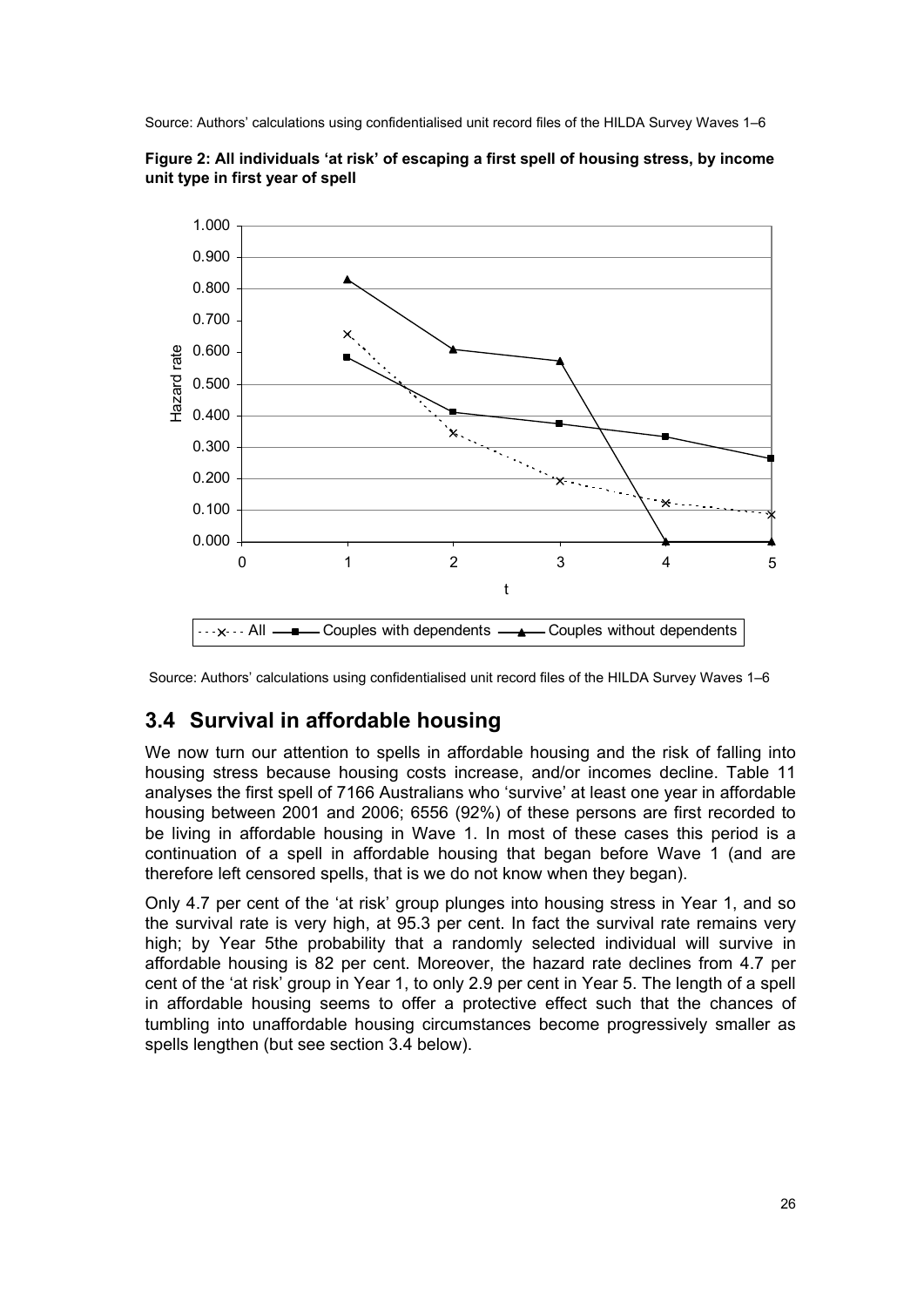Source: Authors' calculations using confidentialised unit record files of the HILDA Survey Waves 1–6

**Figure 2: All individuals 'at risk' of escaping a first spell of housing stress, by income unit type in first year of spell**

Source: Authors' calculations using confidentialised unit record files of the HILDA Survey Waves 1–6

## 3.4 Survival in affordable housing

We now turn our attention to spells in affordable housing and the risk of falling into housing stress because housing costs increase, and/or incomes decline. Table 11 analyses the first spell of 7166 Australians who 'survive' at least one year in affordable housing between 2001 and 2006; 6556 (92%) of these persons are first recorded to be living in affordable housing in Wave 1. In most of these cases this period is a continuation of a spell in affordable housing that began before Wave 1 (and are therefore left censored spells, that is we do not know when they began).

Only 4.7 per cent of the 'at risk' group plunges into housing stress in Year 1, and so the survival rate is very high, at 95.3 per cent. In fact the survival rate remains very high; by Year 5the probability that a randomly selected individual will survive in affordable housing is 82 per cent. Moreover, the hazard rate declines from 4.7 per cent of the 'at risk' group in Year 1, to only 2.9 per cent in Year 5. The length of a spell in affordable housing seems to offer a protective effect such that the chances of tumbling into unaffordable housing circumstances become progressively smaller as spells lengthen (but see section 3.4 below).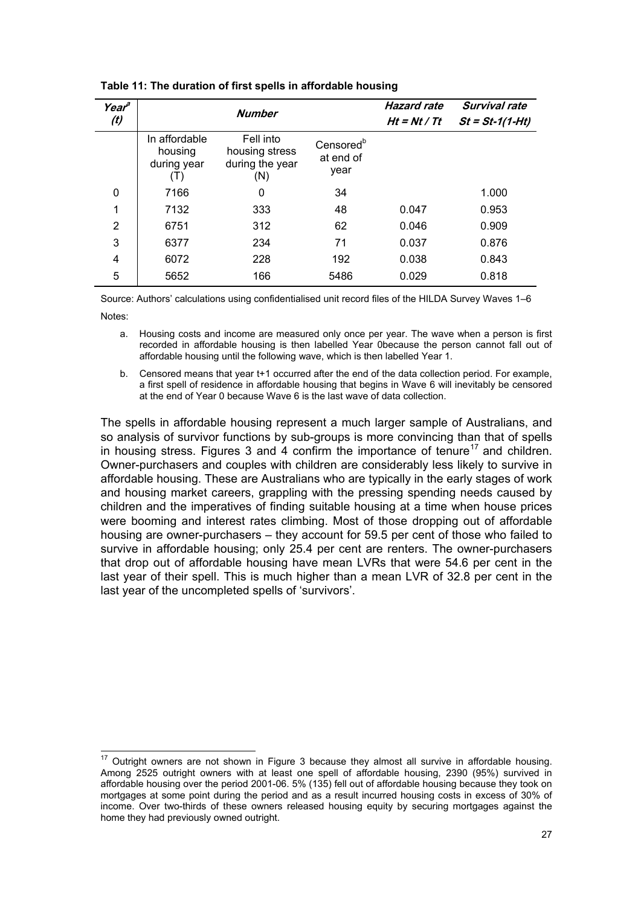**Table 11: The duration of first spells in affordable housing**

| *Year*[a] (*t*) | *Number* | | | *Hazard rate* $Ht = Nt / Tt$ | *Survival rate* $St = St\text{-}1(1\text{-}Ht)$ |
|---|---|---|---|---|---|
| | In affordable housing during year (T) | Fell into housing stress during the year (N) | Censored[b] at end of year | | |
| 0 | 7166 | 0 | 34 | | 1.000 |
| 1 | 7132 | 333 | 48 | 0.047 | 0.953 |
| 2 | 6751 | 312 | 62 | 0.046 | 0.909 |
| 3 | 6377 | 234 | 71 | 0.037 | 0.876 |
| 4 | 6072 | 228 | 192 | 0.038 | 0.843 |
| 5 | 5652 | 166 | 5486 | 0.029 | 0.818 |

Source: Authors' calculations using confidentialised unit record files of the HILDA Survey Waves 1–6

Notes:

a. Housing costs and income are measured only once per year. The wave when a person is first recorded in affordable housing is then labelled Year 0because the person cannot fall out of affordable housing until the following wave, which is then labelled Year 1.

b. Censored means that year t+1 occurred after the end of the data collection period. For example, a first spell of residence in affordable housing that begins in Wave 6 will inevitably be censored at the end of Year 0 because Wave 6 is the last wave of data collection.

The spells in affordable housing represent a much larger sample of Australians, and so analysis of survivor functions by sub-groups is more convincing than that of spells in housing stress. Figures 3 and 4 confirm the importance of tenure[17] and children. Owner-purchasers and couples with children are considerably less likely to survive in affordable housing. These are Australians who are typically in the early stages of work and housing market careers, grappling with the pressing spending needs caused by children and the imperatives of finding suitable housing at a time when house prices were booming and interest rates climbing. Most of those dropping out of affordable housing are owner-purchasers – they account for 59.5 per cent of those who failed to survive in affordable housing; only 25.4 per cent are renters. The owner-purchasers that drop out of affordable housing have mean LVRs that were 54.6 per cent in the last year of their spell. This is much higher than a mean LVR of 32.8 per cent in the last year of the uncompleted spells of 'survivors'.

[17] Outright owners are not shown in Figure 3 because they almost all survive in affordable housing. Among 2525 outright owners with at least one spell of affordable housing, 2390 (95%) survived in affordable housing over the period 2001-06. 5% (135) fell out of affordable housing because they took on mortgages at some point during the period and as a result incurred housing costs in excess of 30% of income. Over two-thirds of these owners released housing equity by securing mortgages against the home they had previously owned outright.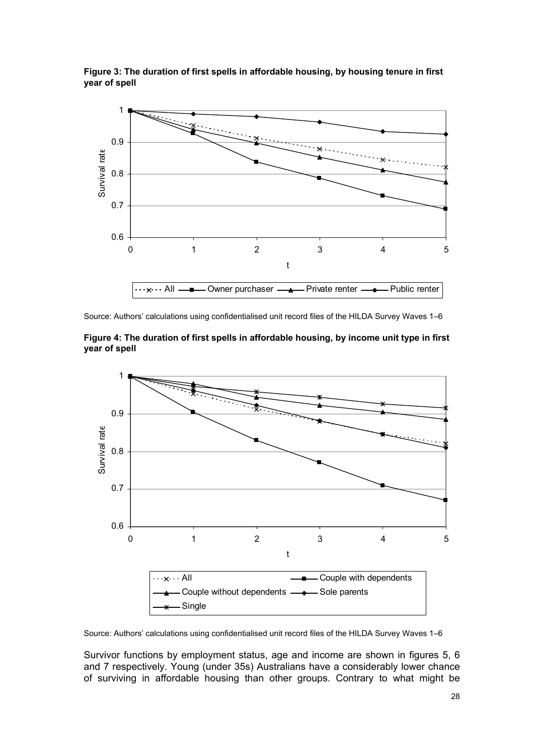**Figure 3: The duration of first spells in affordable housing, by housing tenure in first year of spell**

Source: Authors' calculations using confidentialised unit record files of the HILDA Survey Waves 1–6

**Figure 4: The duration of first spells in affordable housing, by income unit type in first year of spell**

Source: Authors' calculations using confidentialised unit record files of the HILDA Survey Waves 1–6

Survivor functions by employment status, age and income are shown in figures 5, 6 and 7 respectively. Young (under 35s) Australians have a considerably lower chance of surviving in affordable housing than other groups. Contrary to what might be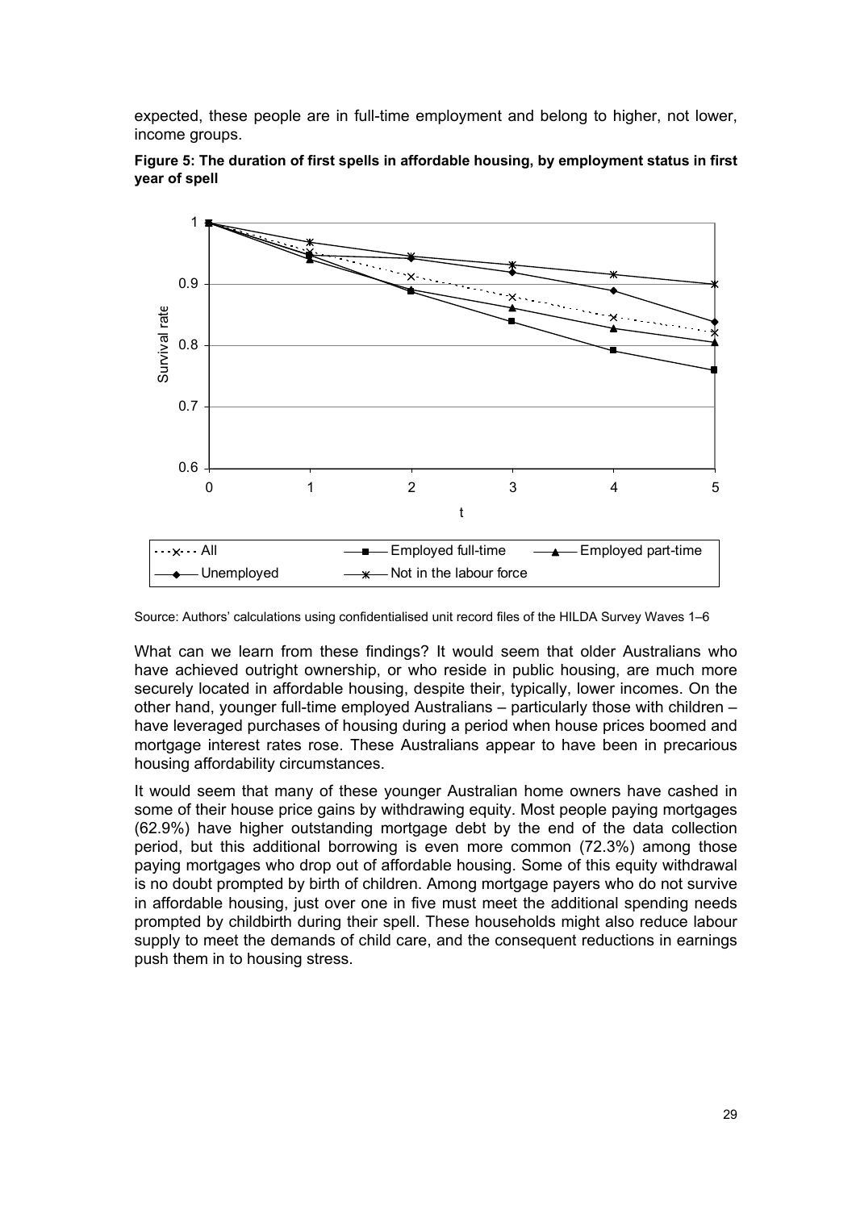expected, these people are in full-time employment and belong to higher, not lower, income groups.

**Figure 5: The duration of first spells in affordable housing, by employment status in first year of spell**

Source: Authors' calculations using confidentialised unit record files of the HILDA Survey Waves 1–6

What can we learn from these findings? It would seem that older Australians who have achieved outright ownership, or who reside in public housing, are much more securely located in affordable housing, despite their, typically, lower incomes. On the other hand, younger full-time employed Australians – particularly those with children – have leveraged purchases of housing during a period when house prices boomed and mortgage interest rates rose. These Australians appear to have been in precarious housing affordability circumstances.

It would seem that many of these younger Australian home owners have cashed in some of their house price gains by withdrawing equity. Most people paying mortgages (62.9%) have higher outstanding mortgage debt by the end of the data collection period, but this additional borrowing is even more common (72.3%) among those paying mortgages who drop out of affordable housing. Some of this equity withdrawal is no doubt prompted by birth of children. Among mortgage payers who do not survive in affordable housing, just over one in five must meet the additional spending needs prompted by childbirth during their spell. These households might also reduce labour supply to meet the demands of child care, and the consequent reductions in earnings push them in to housing stress.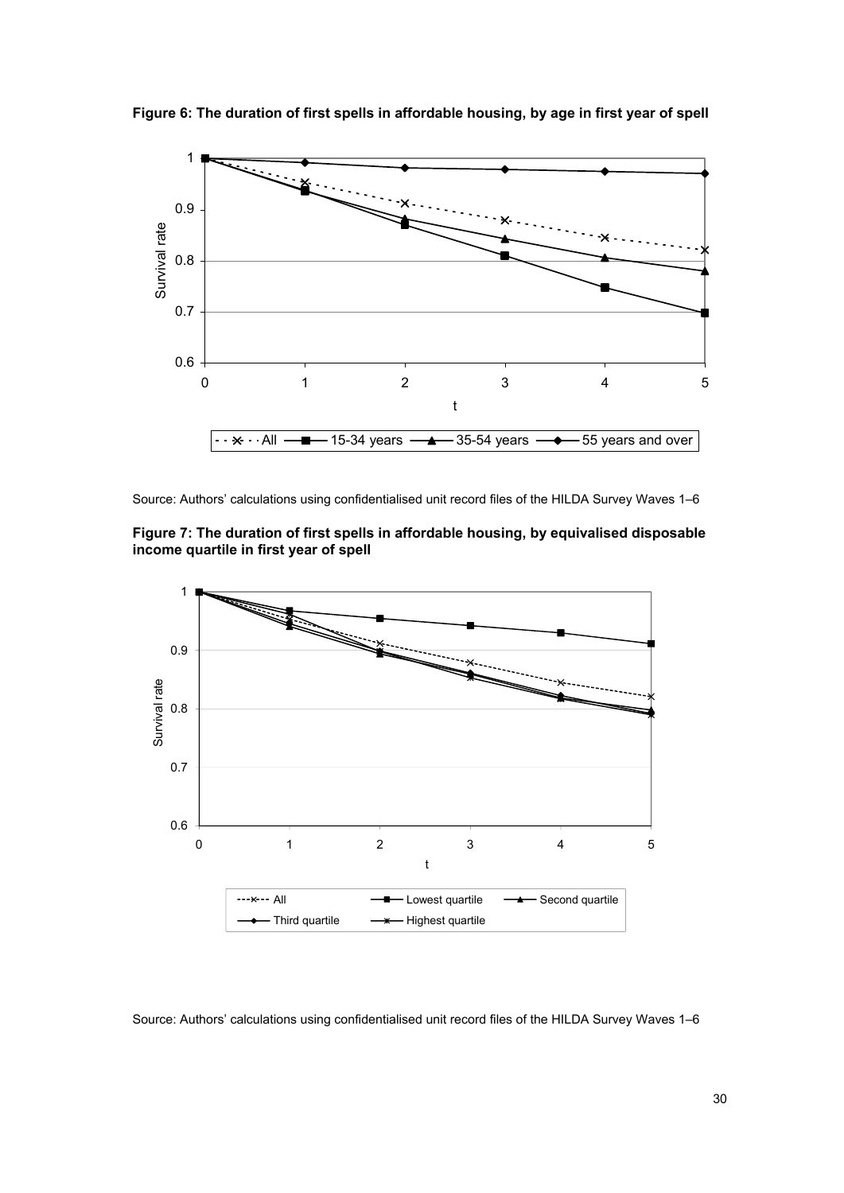**Figure 6: The duration of first spells in affordable housing, by age in first year of spell**

Source: Authors' calculations using confidentialised unit record files of the HILDA Survey Waves 1–6

**Figure 7: The duration of first spells in affordable housing, by equivalised disposable income quartile in first year of spell**

Source: Authors' calculations using confidentialised unit record files of the HILDA Survey Waves 1–6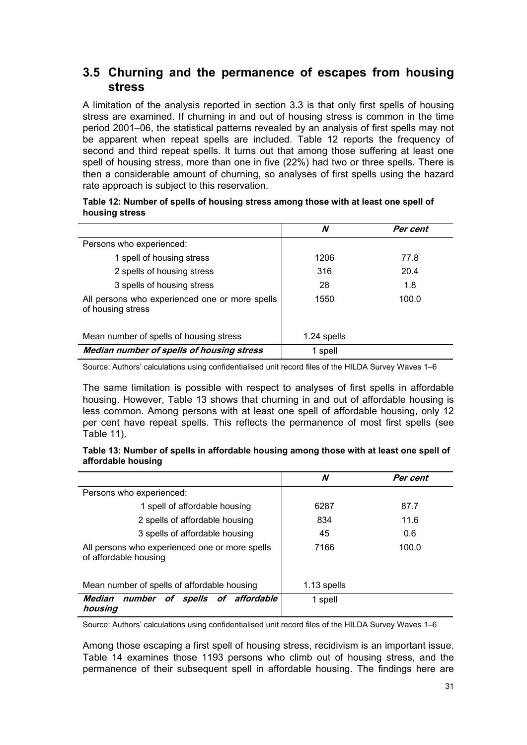## 3.5 Churning and the permanence of escapes from housing stress

A limitation of the analysis reported in section 3.3 is that only first spells of housing stress are examined. If churning in and out of housing stress is common in the time period 2001–06, the statistical patterns revealed by an analysis of first spells may not be apparent when repeat spells are included. Table 12 reports the frequency of second and third repeat spells. It turns out that among those suffering at least one spell of housing stress, more than one in five (22%) had two or three spells. There is then a considerable amount of churning, so analyses of first spells using the hazard rate approach is subject to this reservation.

**Table 12: Number of spells of housing stress among those with at least one spell of housing stress**

| | *N* | *Per cent* |
|---|---|---|
| Persons who experienced: | | |
| 1 spell of housing stress | 1206 | 77.8 |
| 2 spells of housing stress | 316 | 20.4 |
| 3 spells of housing stress | 28 | 1.8 |
| All persons who experienced one or more spells of housing stress | 1550 | 100.0 |
| Mean number of spells of housing stress | 1.24 spells | |
| ***Median number of spells of housing stress*** | 1 spell | |

Source: Authors' calculations using confidentialised unit record files of the HILDA Survey Waves 1–6

The same limitation is possible with respect to analyses of first spells in affordable housing. However, Table 13 shows that churning in and out of affordable housing is less common. Among persons with at least one spell of affordable housing, only 12 per cent have repeat spells. This reflects the permanence of most first spells (see Table 11).

**Table 13: Number of spells in affordable housing among those with at least one spell of affordable housing**

| | *N* | *Per cent* |
|---|---|---|
| Persons who experienced: | | |
| 1 spell of affordable housing | 6287 | 87.7 |
| 2 spells of affordable housing | 834 | 11.6 |
| 3 spells of affordable housing | 45 | 0.6 |
| All persons who experienced one or more spells of affordable housing | 7166 | 100.0 |
| Mean number of spells of affordable housing | 1.13 spells | |
| ***Median number of spells of affordable housing*** | 1 spell | |

Source: Authors' calculations using confidentialised unit record files of the HILDA Survey Waves 1–6

Among those escaping a first spell of housing stress, recidivism is an important issue. Table 14 examines those 1193 persons who climb out of housing stress, and the permanence of their subsequent spell in affordable housing. The findings here are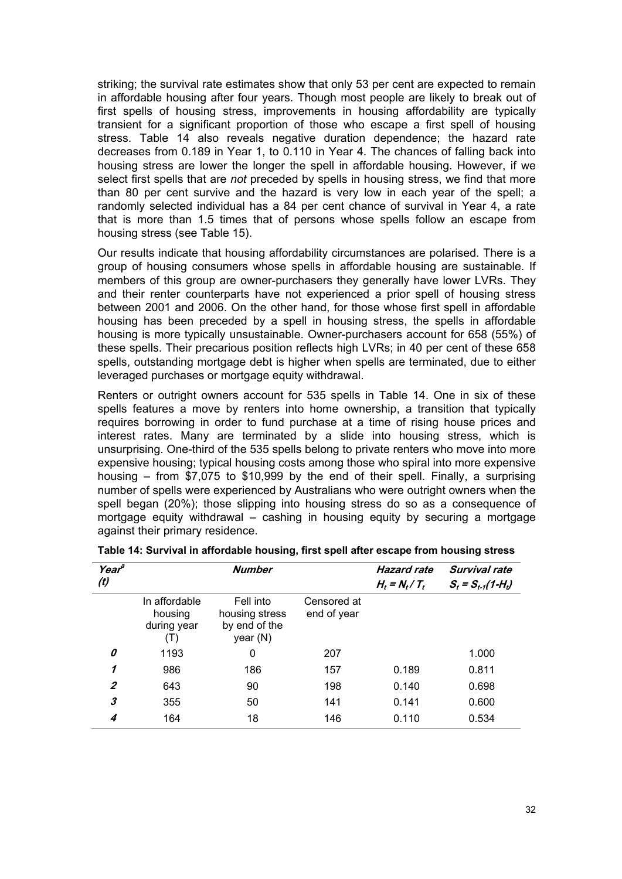striking; the survival rate estimates show that only 53 per cent are expected to remain in affordable housing after four years. Though most people are likely to break out of first spells of housing stress, improvements in housing affordability are typically transient for a significant proportion of those who escape a first spell of housing stress. Table 14 also reveals negative duration dependence; the hazard rate decreases from 0.189 in Year 1, to 0.110 in Year 4. The chances of falling back into housing stress are lower the longer the spell in affordable housing. However, if we select first spells that are *not* preceded by spells in housing stress, we find that more than 80 per cent survive and the hazard is very low in each year of the spell; a randomly selected individual has a 84 per cent chance of survival in Year 4, a rate that is more than 1.5 times that of persons whose spells follow an escape from housing stress (see Table 15).

Our results indicate that housing affordability circumstances are polarised. There is a group of housing consumers whose spells in affordable housing are sustainable. If members of this group are owner-purchasers they generally have lower LVRs. They and their renter counterparts have not experienced a prior spell of housing stress between 2001 and 2006. On the other hand, for those whose first spell in affordable housing has been preceded by a spell in housing stress, the spells in affordable housing is more typically unsustainable. Owner-purchasers account for 658 (55%) of these spells. Their precarious position reflects high LVRs; in 40 per cent of these 658 spells, outstanding mortgage debt is higher when spells are terminated, due to either leveraged purchases or mortgage equity withdrawal.

Renters or outright owners account for 535 spells in Table 14. One in six of these spells features a move by renters into home ownership, a transition that typically requires borrowing in order to fund purchase at a time of rising house prices and interest rates. Many are terminated by a slide into housing stress, which is unsurprising. One-third of the 535 spells belong to private renters who move into more expensive housing; typical housing costs among those who spiral into more expensive housing – from $7,075 to $10,999 by the end of their spell. Finally, a surprising number of spells were experienced by Australians who were outright owners when the spell began (20%); those slipping into housing stress do so as a consequence of mortgage equity withdrawal – cashing in housing equity by securing a mortgage against their primary residence.

**Table 14: Survival in affordable housing, first spell after escape from housing stress**

| ***Year***[a] ***(t)*** | ***Number*** | | | ***Hazard rate*** $H_t = N_t / T_t$ | ***Survival rate*** $S_t = S_{t-1}(1-H_t)$ |
|---|---|---|---|---|---|
| | In affordable housing during year (T) | Fell into housing stress by end of the year (N) | Censored at end of year | | |
| ***0*** | 1193 | 0 | 207 | | 1.000 |
| ***1*** | 986 | 186 | 157 | 0.189 | 0.811 |
| ***2*** | 643 | 90 | 198 | 0.140 | 0.698 |
| ***3*** | 355 | 50 | 141 | 0.141 | 0.600 |
| ***4*** | 164 | 18 | 146 | 0.110 | 0.534 |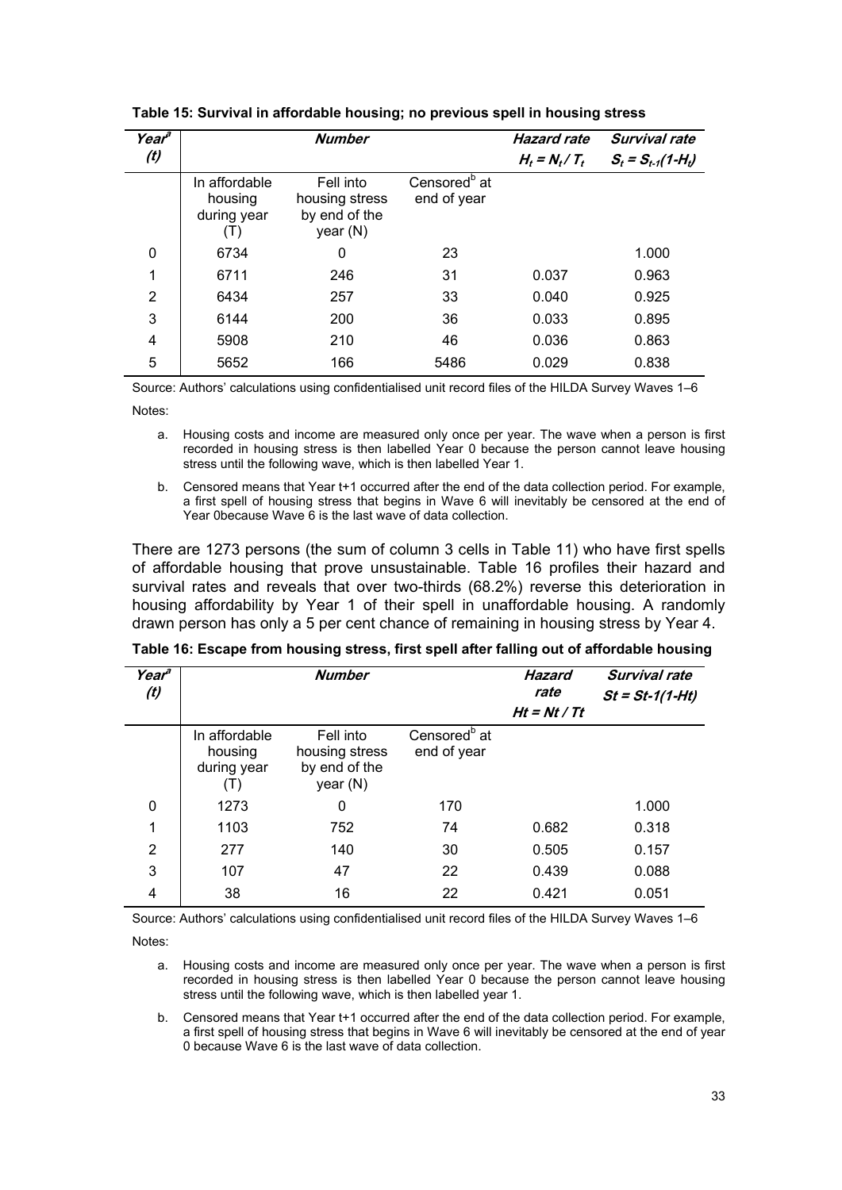**Table 15: Survival in affordable housing; no previous spell in housing stress**

| Year[a] (t) | Number | | | Hazard rate $H_t = N_t / T_t$ | Survival rate $S_t = S_{t-1}(1-H_t)$ |
|---|---|---|---|---|---|
| | In affordable housing during year (T) | Fell into housing stress by end of the year (N) | Censored[b] at end of year | | |
| 0 | 6734 | 0 | 23 | | 1.000 |
| 1 | 6711 | 246 | 31 | 0.037 | 0.963 |
| 2 | 6434 | 257 | 33 | 0.040 | 0.925 |
| 3 | 6144 | 200 | 36 | 0.033 | 0.895 |
| 4 | 5908 | 210 | 46 | 0.036 | 0.863 |
| 5 | 5652 | 166 | 5486 | 0.029 | 0.838 |

Source: Authors' calculations using confidentialised unit record files of the HILDA Survey Waves 1–6

Notes:

a. Housing costs and income are measured only once per year. The wave when a person is first recorded in housing stress is then labelled Year 0 because the person cannot leave housing stress until the following wave, which is then labelled Year 1.

b. Censored means that Year t+1 occurred after the end of the data collection period. For example, a first spell of housing stress that begins in Wave 6 will inevitably be censored at the end of Year 0because Wave 6 is the last wave of data collection.

There are 1273 persons (the sum of column 3 cells in Table 11) who have first spells of affordable housing that prove unsustainable. Table 16 profiles their hazard and survival rates and reveals that over two-thirds (68.2%) reverse this deterioration in housing affordability by Year 1 of their spell in unaffordable housing. A randomly drawn person has only a 5 per cent chance of remaining in housing stress by Year 4.

**Table 16: Escape from housing stress, first spell after falling out of affordable housing**

| Year[a] (t) | Number | | | Hazard rate $Ht = Nt / Tt$ | Survival rate $St = St\text{-}1(1\text{-}Ht)$ |
|---|---|---|---|---|---|
| | In affordable housing during year (T) | Fell into housing stress by end of the year (N) | Censored[b] at end of year | | |
| 0 | 1273 | 0 | 170 | | 1.000 |
| 1 | 1103 | 752 | 74 | 0.682 | 0.318 |
| 2 | 277 | 140 | 30 | 0.505 | 0.157 |
| 3 | 107 | 47 | 22 | 0.439 | 0.088 |
| 4 | 38 | 16 | 22 | 0.421 | 0.051 |

Source: Authors' calculations using confidentialised unit record files of the HILDA Survey Waves 1–6

Notes:

a. Housing costs and income are measured only once per year. The wave when a person is first recorded in housing stress is then labelled Year 0 because the person cannot leave housing stress until the following wave, which is then labelled year 1.

b. Censored means that Year t+1 occurred after the end of the data collection period. For example, a first spell of housing stress that begins in Wave 6 will inevitably be censored at the end of year 0 because Wave 6 is the last wave of data collection.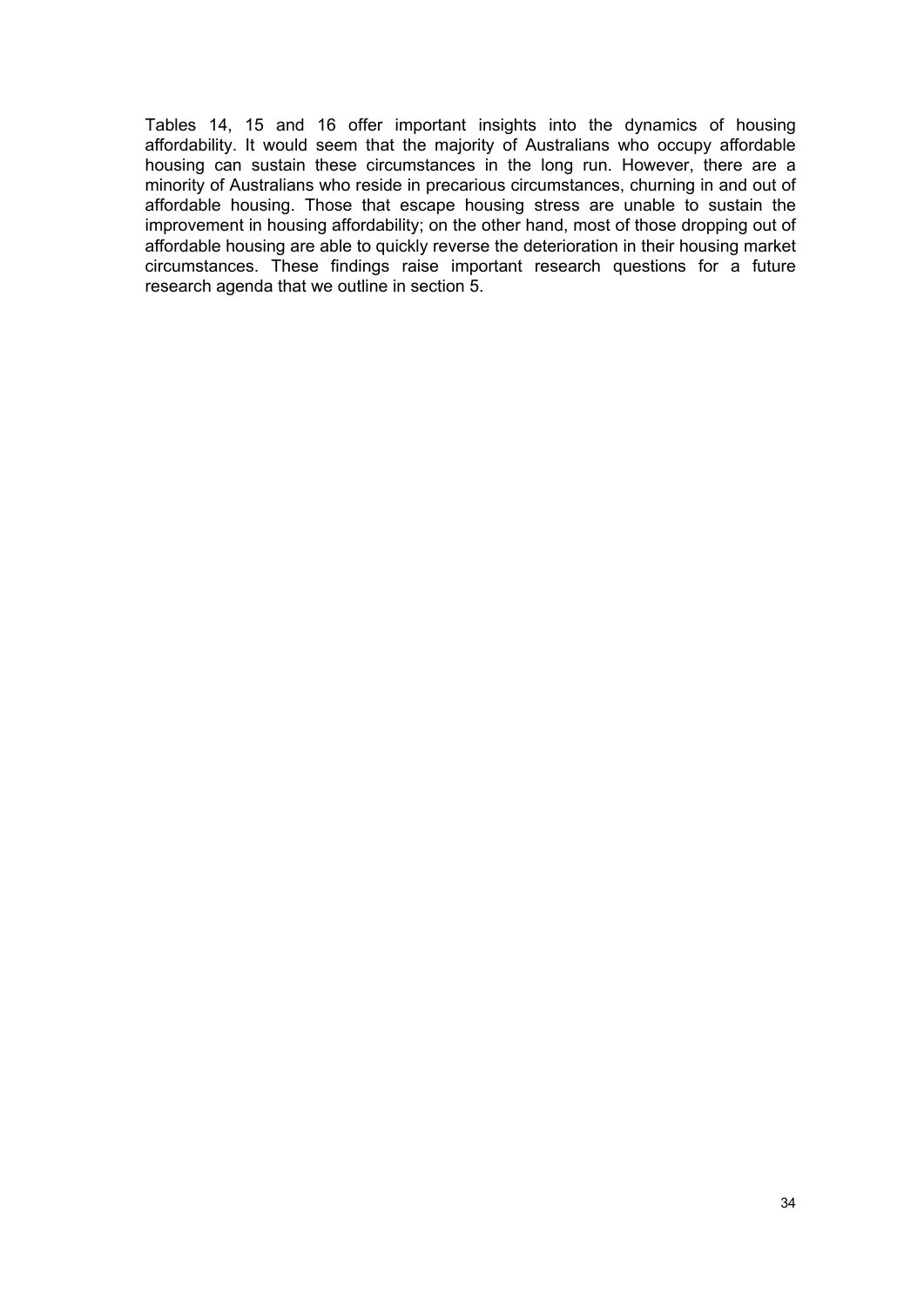Tables 14, 15 and 16 offer important insights into the dynamics of housing affordability. It would seem that the majority of Australians who occupy affordable housing can sustain these circumstances in the long run. However, there are a minority of Australians who reside in precarious circumstances, churning in and out of affordable housing. Those that escape housing stress are unable to sustain the improvement in housing affordability; on the other hand, most of those dropping out of affordable housing are able to quickly reverse the deterioration in their housing market circumstances. These findings raise important research questions for a future research agenda that we outline in section 5.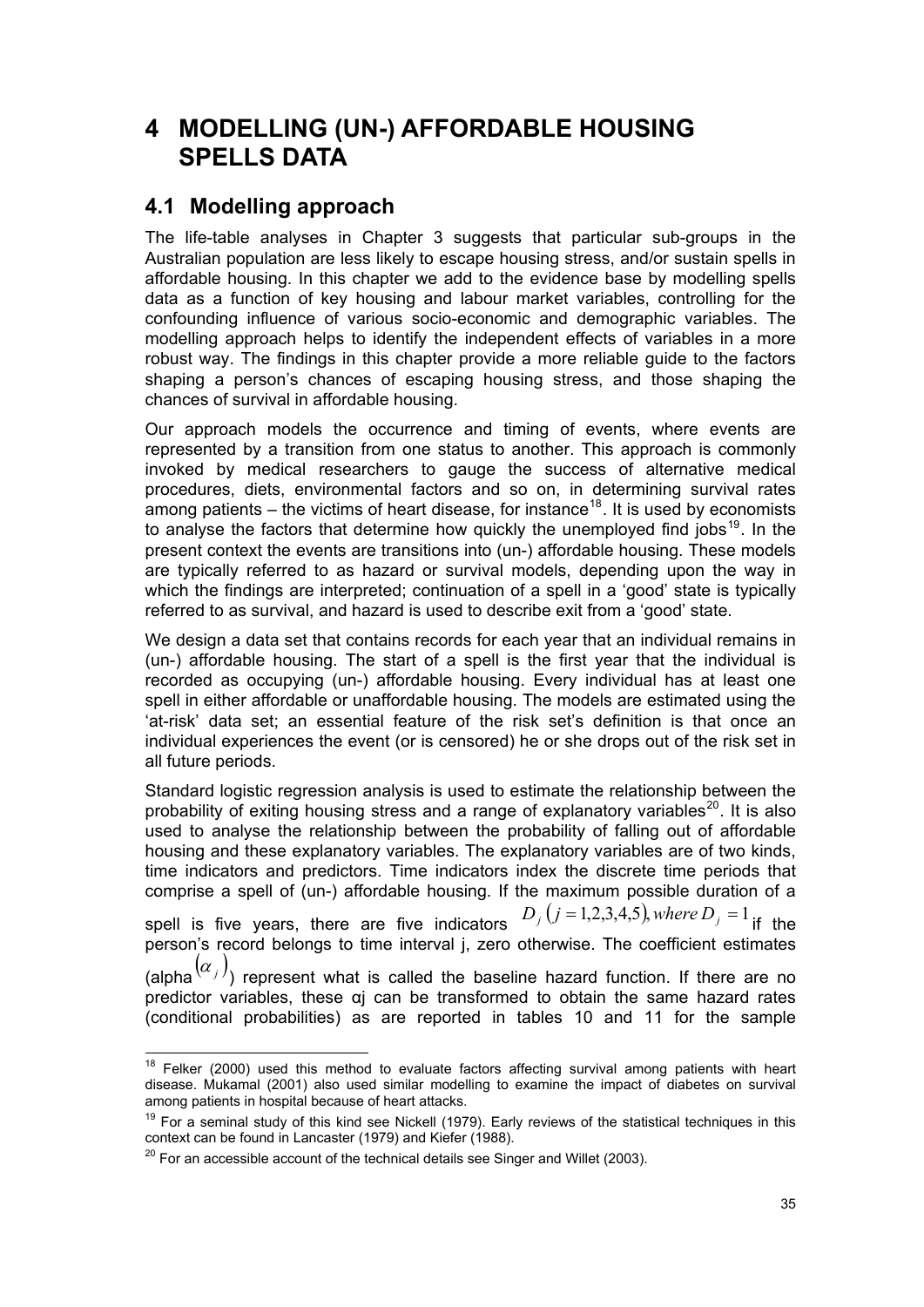# 4 MODELLING (UN-) AFFORDABLE HOUSING SPELLS DATA

## 4.1 Modelling approach

The life-table analyses in Chapter 3 suggests that particular sub-groups in the Australian population are less likely to escape housing stress, and/or sustain spells in affordable housing. In this chapter we add to the evidence base by modelling spells data as a function of key housing and labour market variables, controlling for the confounding influence of various socio-economic and demographic variables. The modelling approach helps to identify the independent effects of variables in a more robust way. The findings in this chapter provide a more reliable guide to the factors shaping a person's chances of escaping housing stress, and those shaping the chances of survival in affordable housing.

Our approach models the occurrence and timing of events, where events are represented by a transition from one status to another. This approach is commonly invoked by medical researchers to gauge the success of alternative medical procedures, diets, environmental factors and so on, in determining survival rates among patients – the victims of heart disease, for instance[18]. It is used by economists to analyse the factors that determine how quickly the unemployed find jobs[19]. In the present context the events are transitions into (un-) affordable housing. These models are typically referred to as hazard or survival models, depending upon the way in which the findings are interpreted; continuation of a spell in a 'good' state is typically referred to as survival, and hazard is used to describe exit from a 'good' state.

We design a data set that contains records for each year that an individual remains in (un-) affordable housing. The start of a spell is the first year that the individual is recorded as occupying (un-) affordable housing. Every individual has at least one spell in either affordable or unaffordable housing. The models are estimated using the 'at-risk' data set; an essential feature of the risk set's definition is that once an individual experiences the event (or is censored) he or she drops out of the risk set in all future periods.

Standard logistic regression analysis is used to estimate the relationship between the probability of exiting housing stress and a range of explanatory variables[20]. It is also used to analyse the relationship between the probability of falling out of affordable housing and these explanatory variables. The explanatory variables are of two kinds, time indicators and predictors. Time indicators index the discrete time periods that comprise a spell of (un-) affordable housing. If the maximum possible duration of a spell is five years, there are five indicators $D_j \left( j = 1,2,3,4,5 \right), where\, D_j = 1$ if the person's record belongs to time interval j, zero otherwise. The coefficient estimates (alpha $\left(\alpha_j\right)$) represent what is called the baseline hazard function. If there are no predictor variables, these $\alpha_j$ can be transformed to obtain the same hazard rates (conditional probabilities) as are reported in tables 10 and 11 for the sample

---

[18] Felker (2000) used this method to evaluate factors affecting survival among patients with heart disease. Mukamal (2001) also used similar modelling to examine the impact of diabetes on survival among patients in hospital because of heart attacks.

[19] For a seminal study of this kind see Nickell (1979). Early reviews of the statistical techniques in this context can be found in Lancaster (1979) and Kiefer (1988).

[20] For an accessible account of the technical details see Singer and Willet (2003).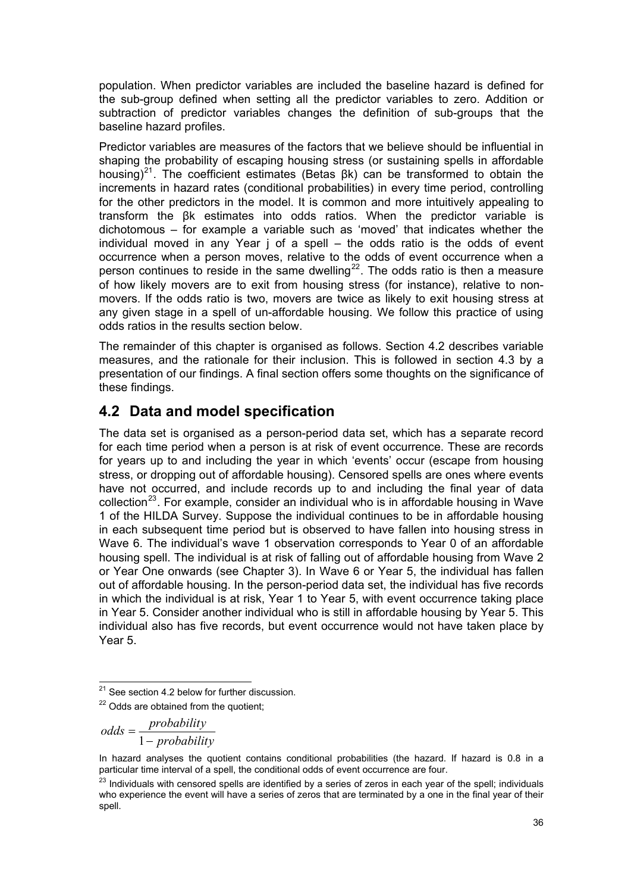population. When predictor variables are included the baseline hazard is defined for the sub-group defined when setting all the predictor variables to zero. Addition or subtraction of predictor variables changes the definition of sub-groups that the baseline hazard profiles.

Predictor variables are measures of the factors that we believe should be influential in shaping the probability of escaping housing stress (or sustaining spells in affordable housing)[21]. The coefficient estimates (Betas βk) can be transformed to obtain the increments in hazard rates (conditional probabilities) in every time period, controlling for the other predictors in the model. It is common and more intuitively appealing to transform the βk estimates into odds ratios. When the predictor variable is dichotomous – for example a variable such as 'moved' that indicates whether the individual moved in any Year j of a spell – the odds ratio is the odds of event occurrence when a person moves, relative to the odds of event occurrence when a person continues to reside in the same dwelling[22]. The odds ratio is then a measure of how likely movers are to exit from housing stress (for instance), relative to non-movers. If the odds ratio is two, movers are twice as likely to exit housing stress at any given stage in a spell of un-affordable housing. We follow this practice of using odds ratios in the results section below.

The remainder of this chapter is organised as follows. Section 4.2 describes variable measures, and the rationale for their inclusion. This is followed in section 4.3 by a presentation of our findings. A final section offers some thoughts on the significance of these findings.

## 4.2 Data and model specification

The data set is organised as a person-period data set, which has a separate record for each time period when a person is at risk of event occurrence. These are records for years up to and including the year in which 'events' occur (escape from housing stress, or dropping out of affordable housing). Censored spells are ones where events have not occurred, and include records up to and including the final year of data collection[23]. For example, consider an individual who is in affordable housing in Wave 1 of the HILDA Survey. Suppose the individual continues to be in affordable housing in each subsequent time period but is observed to have fallen into housing stress in Wave 6. The individual's wave 1 observation corresponds to Year 0 of an affordable housing spell. The individual is at risk of falling out of affordable housing from Wave 2 or Year One onwards (see Chapter 3). In Wave 6 or Year 5, the individual has fallen out of affordable housing. In the person-period data set, the individual has five records in which the individual is at risk, Year 1 to Year 5, with event occurrence taking place in Year 5. Consider another individual who is still in affordable housing by Year 5. This individual also has five records, but event occurrence would not have taken place by Year 5.

---

[21] See section 4.2 below for further discussion.

[22] Odds are obtained from the quotient;

$$odds = \frac{probability}{1 - probability}$$

In hazard analyses the quotient contains conditional probabilities (the hazard. If hazard is 0.8 in a particular time interval of a spell, the conditional odds of event occurrence are four.

[23] Individuals with censored spells are identified by a series of zeros in each year of the spell; individuals who experience the event will have a series of zeros that are terminated by a one in the final year of their spell.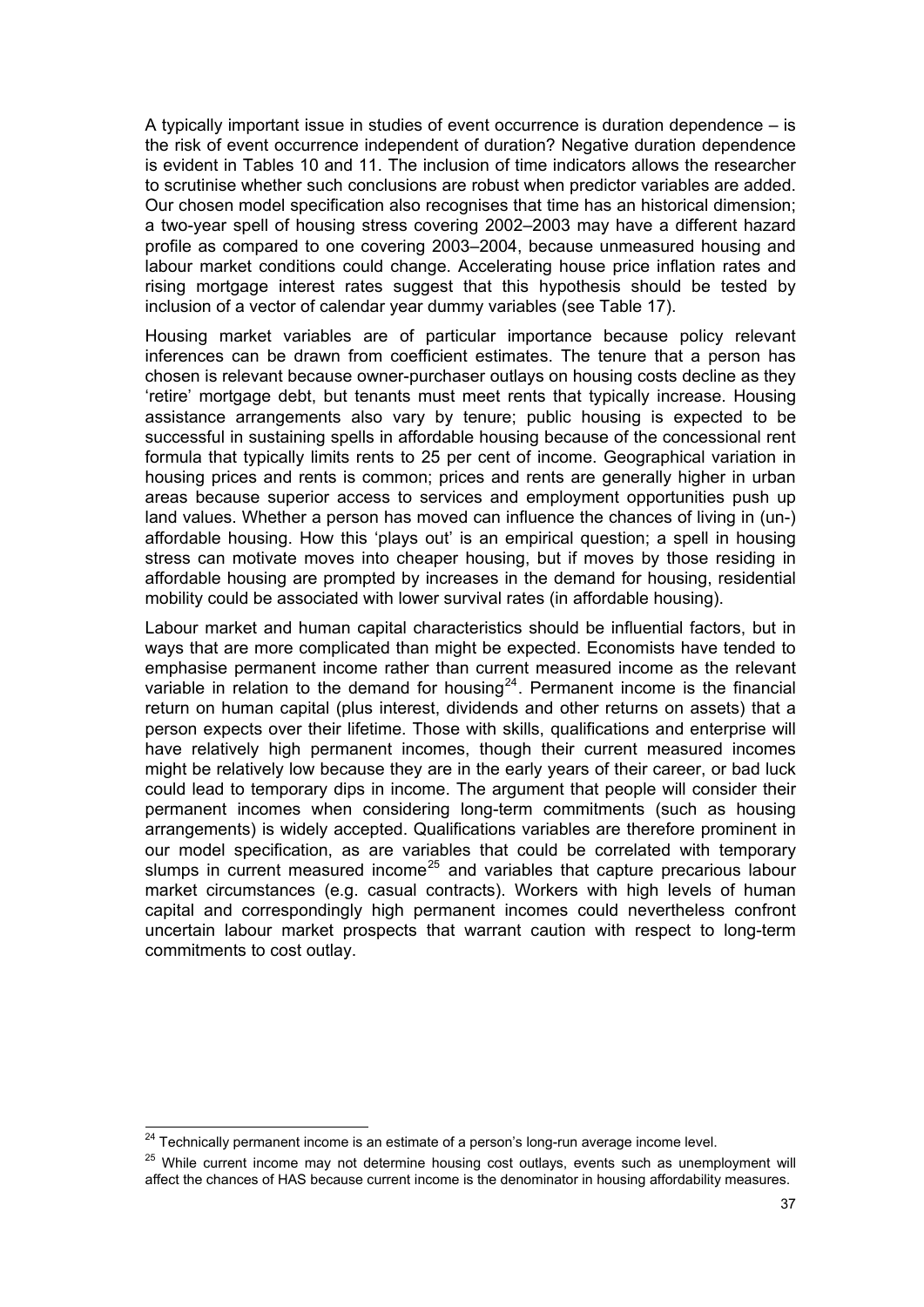A typically important issue in studies of event occurrence is duration dependence – is the risk of event occurrence independent of duration? Negative duration dependence is evident in Tables 10 and 11. The inclusion of time indicators allows the researcher to scrutinise whether such conclusions are robust when predictor variables are added. Our chosen model specification also recognises that time has an historical dimension; a two-year spell of housing stress covering 2002–2003 may have a different hazard profile as compared to one covering 2003–2004, because unmeasured housing and labour market conditions could change. Accelerating house price inflation rates and rising mortgage interest rates suggest that this hypothesis should be tested by inclusion of a vector of calendar year dummy variables (see Table 17).

Housing market variables are of particular importance because policy relevant inferences can be drawn from coefficient estimates. The tenure that a person has chosen is relevant because owner-purchaser outlays on housing costs decline as they 'retire' mortgage debt, but tenants must meet rents that typically increase. Housing assistance arrangements also vary by tenure; public housing is expected to be successful in sustaining spells in affordable housing because of the concessional rent formula that typically limits rents to 25 per cent of income. Geographical variation in housing prices and rents is common; prices and rents are generally higher in urban areas because superior access to services and employment opportunities push up land values. Whether a person has moved can influence the chances of living in (un-) affordable housing. How this 'plays out' is an empirical question; a spell in housing stress can motivate moves into cheaper housing, but if moves by those residing in affordable housing are prompted by increases in the demand for housing, residential mobility could be associated with lower survival rates (in affordable housing).

Labour market and human capital characteristics should be influential factors, but in ways that are more complicated than might be expected. Economists have tended to emphasise permanent income rather than current measured income as the relevant variable in relation to the demand for housing[24]. Permanent income is the financial return on human capital (plus interest, dividends and other returns on assets) that a person expects over their lifetime. Those with skills, qualifications and enterprise will have relatively high permanent incomes, though their current measured incomes might be relatively low because they are in the early years of their career, or bad luck could lead to temporary dips in income. The argument that people will consider their permanent incomes when considering long-term commitments (such as housing arrangements) is widely accepted. Qualifications variables are therefore prominent in our model specification, as are variables that could be correlated with temporary slumps in current measured income[25] and variables that capture precarious labour market circumstances (e.g. casual contracts). Workers with high levels of human capital and correspondingly high permanent incomes could nevertheless confront uncertain labour market prospects that warrant caution with respect to long-term commitments to cost outlay.

---

[24] Technically permanent income is an estimate of a person's long-run average income level.

[25] While current income may not determine housing cost outlays, events such as unemployment will affect the chances of HAS because current income is the denominator in housing affordability measures.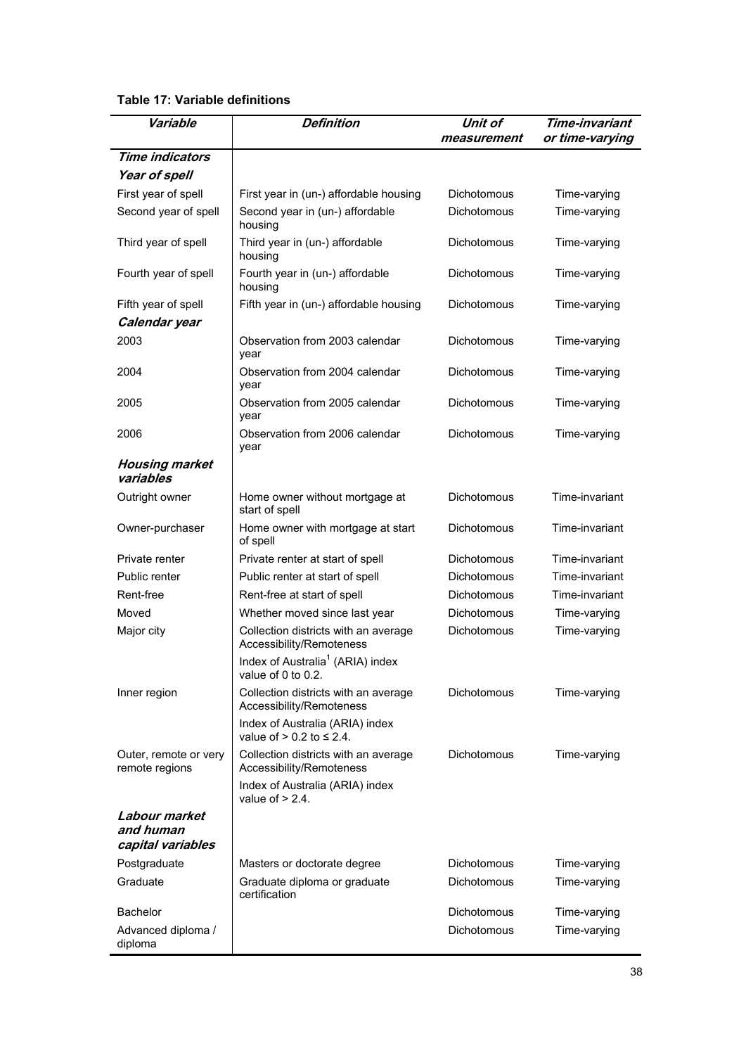**Table 17: Variable definitions**

| *Variable* | *Definition* | *Unit of measurement* | *Time-invariant or time-varying* |
|---|---|---|---|
| ***Time indicators*** | | | |
| ***Year of spell*** | | | |
| First year of spell | First year in (un-) affordable housing | Dichotomous | Time-varying |
| Second year of spell | Second year in (un-) affordable housing | Dichotomous | Time-varying |
| Third year of spell | Third year in (un-) affordable housing | Dichotomous | Time-varying |
| Fourth year of spell | Fourth year in (un-) affordable housing | Dichotomous | Time-varying |
| Fifth year of spell | Fifth year in (un-) affordable housing | Dichotomous | Time-varying |
| ***Calendar year*** | | | |
| 2003 | Observation from 2003 calendar year | Dichotomous | Time-varying |
| 2004 | Observation from 2004 calendar year | Dichotomous | Time-varying |
| 2005 | Observation from 2005 calendar year | Dichotomous | Time-varying |
| 2006 | Observation from 2006 calendar year | Dichotomous | Time-varying |
| ***Housing market variables*** | | | |
| Outright owner | Home owner without mortgage at start of spell | Dichotomous | Time-invariant |
| Owner-purchaser | Home owner with mortgage at start of spell | Dichotomous | Time-invariant |
| Private renter | Private renter at start of spell | Dichotomous | Time-invariant |
| Public renter | Public renter at start of spell | Dichotomous | Time-invariant |
| Rent-free | Rent-free at start of spell | Dichotomous | Time-invariant |
| Moved | Whether moved since last year | Dichotomous | Time-varying |
| Major city | Collection districts with an average Accessibility/Remoteness Index of Australia[1] (ARIA) index value of 0 to 0.2. | Dichotomous | Time-varying |
| Inner region | Collection districts with an average Accessibility/Remoteness Index of Australia (ARIA) index value of > 0.2 to ≤ 2.4. | Dichotomous | Time-varying |
| Outer, remote or very remote regions | Collection districts with an average Accessibility/Remoteness Index of Australia (ARIA) index value of > 2.4. | Dichotomous | Time-varying |
| ***Labour market and human capital variables*** | | | |
| Postgraduate | Masters or doctorate degree | Dichotomous | Time-varying |
| Graduate | Graduate diploma or graduate certification | Dichotomous | Time-varying |
| Bachelor | | Dichotomous | Time-varying |
| Advanced diploma / diploma | | Dichotomous | Time-varying |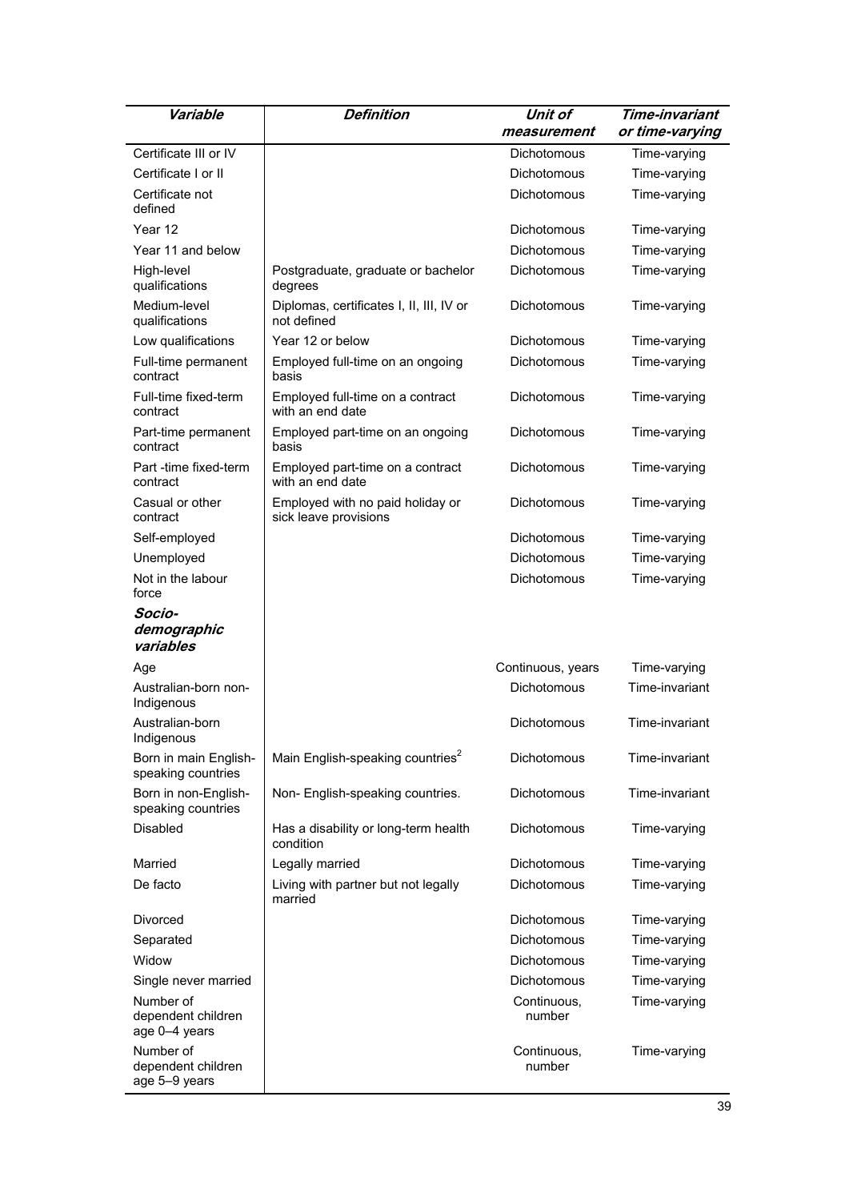| *Variable* | *Definition* | *Unit of measurement* | *Time-invariant or time-varying* |
|---|---|---|---|
| Certificate III or IV | | Dichotomous | Time-varying |
| Certificate I or II | | Dichotomous | Time-varying |
| Certificate not defined | | Dichotomous | Time-varying |
| Year 12 | | Dichotomous | Time-varying |
| Year 11 and below | | Dichotomous | Time-varying |
| High-level qualifications | Postgraduate, graduate or bachelor degrees | Dichotomous | Time-varying |
| Medium-level qualifications | Diplomas, certificates I, II, III, IV or not defined | Dichotomous | Time-varying |
| Low qualifications | Year 12 or below | Dichotomous | Time-varying |
| Full-time permanent contract | Employed full-time on an ongoing basis | Dichotomous | Time-varying |
| Full-time fixed-term contract | Employed full-time on a contract with an end date | Dichotomous | Time-varying |
| Part-time permanent contract | Employed part-time on an ongoing basis | Dichotomous | Time-varying |
| Part -time fixed-term contract | Employed part-time on a contract with an end date | Dichotomous | Time-varying |
| Casual or other contract | Employed with no paid holiday or sick leave provisions | Dichotomous | Time-varying |
| Self-employed | | Dichotomous | Time-varying |
| Unemployed | | Dichotomous | Time-varying |
| Not in the labour force | | Dichotomous | Time-varying |
| ***Socio-demographic variables*** | | | |
| Age | | Continuous, years | Time-varying |
| Australian-born non-Indigenous | | Dichotomous | Time-invariant |
| Australian-born Indigenous | | Dichotomous | Time-invariant |
| Born in main English-speaking countries | Main English-speaking countries[2] | Dichotomous | Time-invariant |
| Born in non-English-speaking countries | Non- English-speaking countries. | Dichotomous | Time-invariant |
| Disabled | Has a disability or long-term health condition | Dichotomous | Time-varying |
| Married | Legally married | Dichotomous | Time-varying |
| De facto | Living with partner but not legally married | Dichotomous | Time-varying |
| Divorced | | Dichotomous | Time-varying |
| Separated | | Dichotomous | Time-varying |
| Widow | | Dichotomous | Time-varying |
| Single never married | | Dichotomous | Time-varying |
| Number of dependent children age 0–4 years | | Continuous, number | Time-varying |
| Number of dependent children age 5–9 years | | Continuous, number | Time-varying |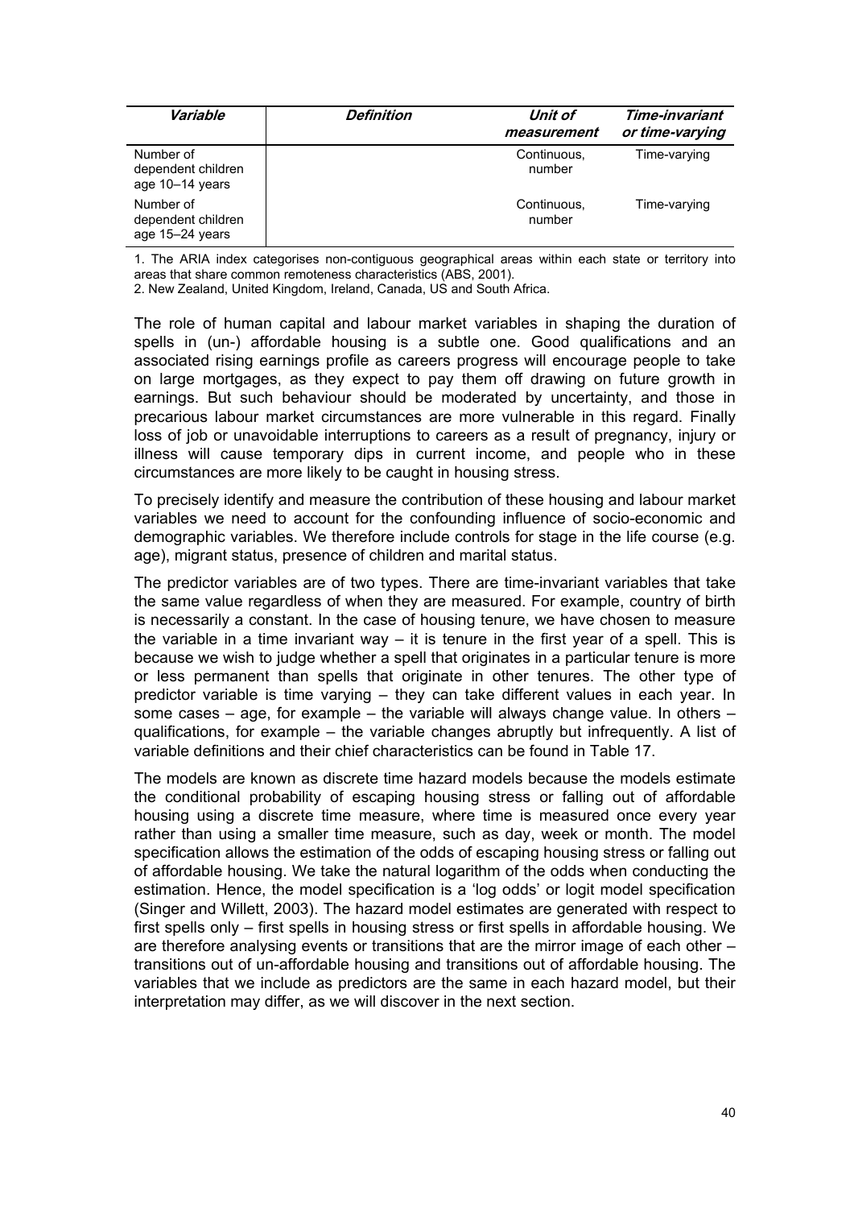| *Variable* | *Definition* | *Unit of measurement* | *Time-invariant or time-varying* |
|---|---|---|---|
| Number of dependent children age 10–14 years | | Continuous, number | Time-varying |
| Number of dependent children age 15–24 years | | Continuous, number | Time-varying |

1. The ARIA index categorises non-contiguous geographical areas within each state or territory into areas that share common remoteness characteristics (ABS, 2001).
2. New Zealand, United Kingdom, Ireland, Canada, US and South Africa.

The role of human capital and labour market variables in shaping the duration of spells in (un-) affordable housing is a subtle one. Good qualifications and an associated rising earnings profile as careers progress will encourage people to take on large mortgages, as they expect to pay them off drawing on future growth in earnings. But such behaviour should be moderated by uncertainty, and those in precarious labour market circumstances are more vulnerable in this regard. Finally loss of job or unavoidable interruptions to careers as a result of pregnancy, injury or illness will cause temporary dips in current income, and people who in these circumstances are more likely to be caught in housing stress.

To precisely identify and measure the contribution of these housing and labour market variables we need to account for the confounding influence of socio-economic and demographic variables. We therefore include controls for stage in the life course (e.g. age), migrant status, presence of children and marital status.

The predictor variables are of two types. There are time-invariant variables that take the same value regardless of when they are measured. For example, country of birth is necessarily a constant. In the case of housing tenure, we have chosen to measure the variable in a time invariant way – it is tenure in the first year of a spell. This is because we wish to judge whether a spell that originates in a particular tenure is more or less permanent than spells that originate in other tenures. The other type of predictor variable is time varying – they can take different values in each year. In some cases – age, for example – the variable will always change value. In others – qualifications, for example – the variable changes abruptly but infrequently. A list of variable definitions and their chief characteristics can be found in Table 17.

The models are known as discrete time hazard models because the models estimate the conditional probability of escaping housing stress or falling out of affordable housing using a discrete time measure, where time is measured once every year rather than using a smaller time measure, such as day, week or month. The model specification allows the estimation of the odds of escaping housing stress or falling out of affordable housing. We take the natural logarithm of the odds when conducting the estimation. Hence, the model specification is a 'log odds' or logit model specification (Singer and Willett, 2003). The hazard model estimates are generated with respect to first spells only – first spells in housing stress or first spells in affordable housing. We are therefore analysing events or transitions that are the mirror image of each other – transitions out of un-affordable housing and transitions out of affordable housing. The variables that we include as predictors are the same in each hazard model, but their interpretation may differ, as we will discover in the next section.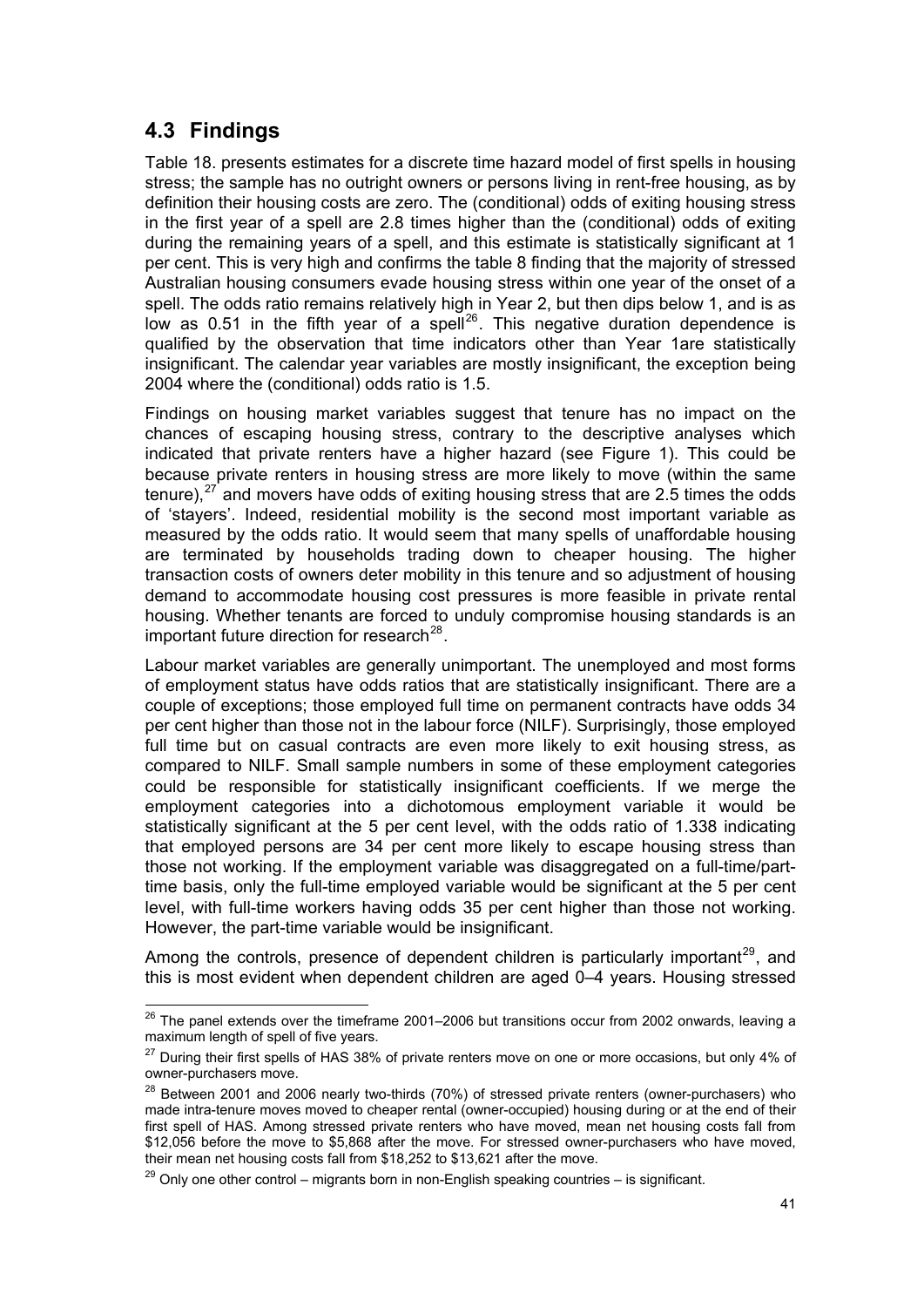## 4.3 Findings

Table 18. presents estimates for a discrete time hazard model of first spells in housing stress; the sample has no outright owners or persons living in rent-free housing, as by definition their housing costs are zero. The (conditional) odds of exiting housing stress in the first year of a spell are 2.8 times higher than the (conditional) odds of exiting during the remaining years of a spell, and this estimate is statistically significant at 1 per cent. This is very high and confirms the table 8 finding that the majority of stressed Australian housing consumers evade housing stress within one year of the onset of a spell. The odds ratio remains relatively high in Year 2, but then dips below 1, and is as low as 0.51 in the fifth year of a spell[26]. This negative duration dependence is qualified by the observation that time indicators other than Year 1are statistically insignificant. The calendar year variables are mostly insignificant, the exception being 2004 where the (conditional) odds ratio is 1.5.

Findings on housing market variables suggest that tenure has no impact on the chances of escaping housing stress, contrary to the descriptive analyses which indicated that private renters have a higher hazard (see Figure 1). This could be because private renters in housing stress are more likely to move (within the same tenure),[27] and movers have odds of exiting housing stress that are 2.5 times the odds of 'stayers'. Indeed, residential mobility is the second most important variable as measured by the odds ratio. It would seem that many spells of unaffordable housing are terminated by households trading down to cheaper housing. The higher transaction costs of owners deter mobility in this tenure and so adjustment of housing demand to accommodate housing cost pressures is more feasible in private rental housing. Whether tenants are forced to unduly compromise housing standards is an important future direction for research[28].

Labour market variables are generally unimportant. The unemployed and most forms of employment status have odds ratios that are statistically insignificant. There are a couple of exceptions; those employed full time on permanent contracts have odds 34 per cent higher than those not in the labour force (NILF). Surprisingly, those employed full time but on casual contracts are even more likely to exit housing stress, as compared to NILF. Small sample numbers in some of these employment categories could be responsible for statistically insignificant coefficients. If we merge the employment categories into a dichotomous employment variable it would be statistically significant at the 5 per cent level, with the odds ratio of 1.338 indicating that employed persons are 34 per cent more likely to escape housing stress than those not working. If the employment variable was disaggregated on a full-time/part-time basis, only the full-time employed variable would be significant at the 5 per cent level, with full-time workers having odds 35 per cent higher than those not working. However, the part-time variable would be insignificant.

Among the controls, presence of dependent children is particularly important[29], and this is most evident when dependent children are aged 0–4 years. Housing stressed

---

[26] The panel extends over the timeframe 2001–2006 but transitions occur from 2002 onwards, leaving a maximum length of spell of five years.

[27] During their first spells of HAS 38% of private renters move on one or more occasions, but only 4% of owner-purchasers move.

[28] Between 2001 and 2006 nearly two-thirds (70%) of stressed private renters (owner-purchasers) who made intra-tenure moves moved to cheaper rental (owner-occupied) housing during or at the end of their first spell of HAS. Among stressed private renters who have moved, mean net housing costs fall from \$12,056 before the move to \$5,868 after the move. For stressed owner-purchasers who have moved, their mean net housing costs fall from \$18,252 to \$13,621 after the move.

[29] Only one other control – migrants born in non-English speaking countries – is significant.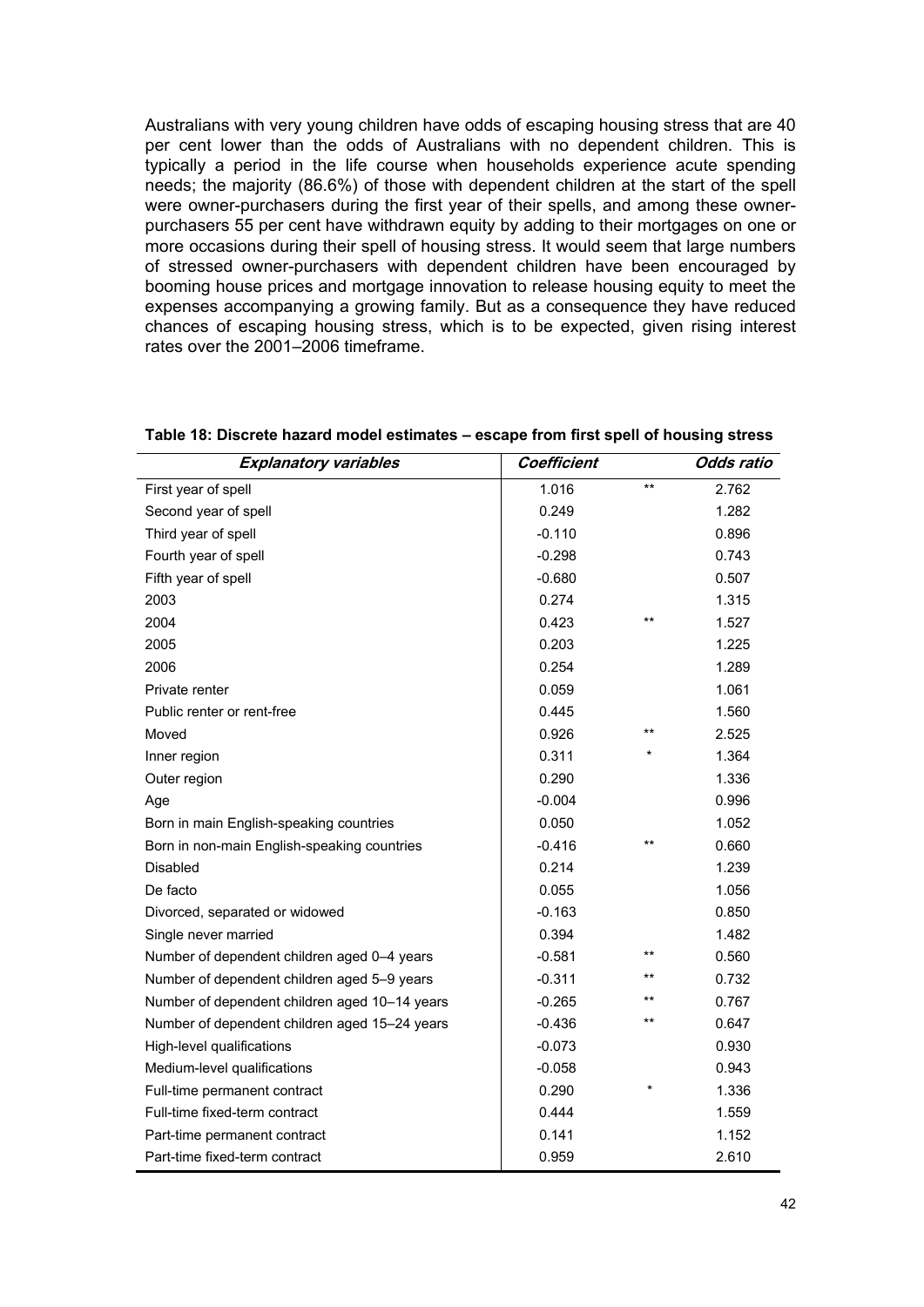Australians with very young children have odds of escaping housing stress that are 40 per cent lower than the odds of Australians with no dependent children. This is typically a period in the life course when households experience acute spending needs; the majority (86.6%) of those with dependent children at the start of the spell were owner-purchasers during the first year of their spells, and among these owner-purchasers 55 per cent have withdrawn equity by adding to their mortgages on one or more occasions during their spell of housing stress. It would seem that large numbers of stressed owner-purchasers with dependent children have been encouraged by booming house prices and mortgage innovation to release housing equity to meet the expenses accompanying a growing family. But as a consequence they have reduced chances of escaping housing stress, which is to be expected, given rising interest rates over the 2001–2006 timeframe.

**Table 18: Discrete hazard model estimates – escape from first spell of housing stress**

| *Explanatory variables* | *Coefficient* | | *Odds ratio* |
|---|---|---|---|
| First year of spell | 1.016 | ** | 2.762 |
| Second year of spell | 0.249 | | 1.282 |
| Third year of spell | -0.110 | | 0.896 |
| Fourth year of spell | -0.298 | | 0.743 |
| Fifth year of spell | -0.680 | | 0.507 |
| 2003 | 0.274 | | 1.315 |
| 2004 | 0.423 | ** | 1.527 |
| 2005 | 0.203 | | 1.225 |
| 2006 | 0.254 | | 1.289 |
| Private renter | 0.059 | | 1.061 |
| Public renter or rent-free | 0.445 | | 1.560 |
| Moved | 0.926 | ** | 2.525 |
| Inner region | 0.311 | * | 1.364 |
| Outer region | 0.290 | | 1.336 |
| Age | -0.004 | | 0.996 |
| Born in main English-speaking countries | 0.050 | | 1.052 |
| Born in non-main English-speaking countries | -0.416 | ** | 0.660 |
| Disabled | 0.214 | | 1.239 |
| De facto | 0.055 | | 1.056 |
| Divorced, separated or widowed | -0.163 | | 0.850 |
| Single never married | 0.394 | | 1.482 |
| Number of dependent children aged 0–4 years | -0.581 | ** | 0.560 |
| Number of dependent children aged 5–9 years | -0.311 | ** | 0.732 |
| Number of dependent children aged 10–14 years | -0.265 | ** | 0.767 |
| Number of dependent children aged 15–24 years | -0.436 | ** | 0.647 |
| High-level qualifications | -0.073 | | 0.930 |
| Medium-level qualifications | -0.058 | | 0.943 |
| Full-time permanent contract | 0.290 | * | 1.336 |
| Full-time fixed-term contract | 0.444 | | 1.559 |
| Part-time permanent contract | 0.141 | | 1.152 |
| Part-time fixed-term contract | 0.959 | | 2.610 |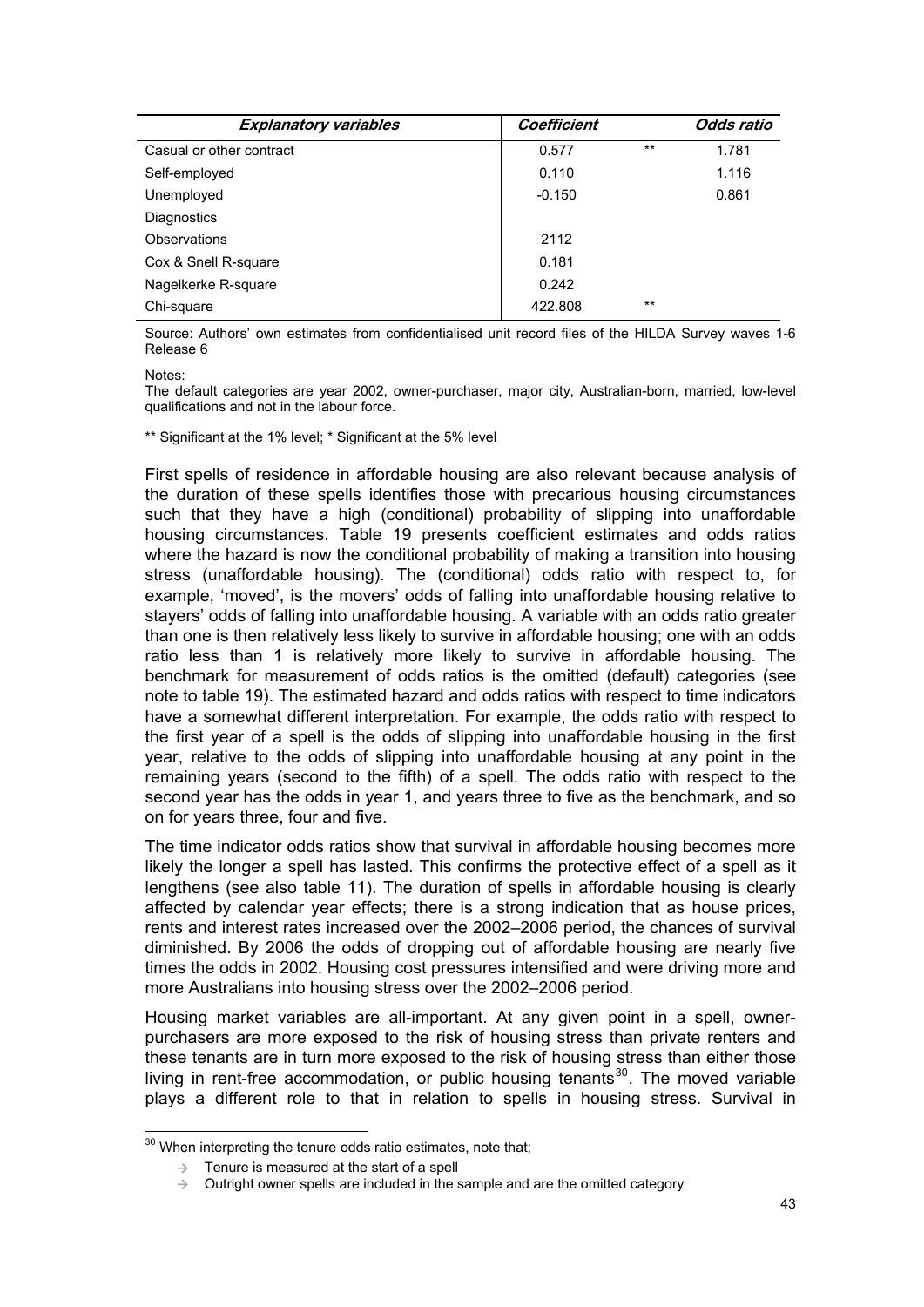| *Explanatory variables* | *Coefficient* | | *Odds ratio* |
|---|---|---|---|
| Casual or other contract | 0.577 | ** | 1.781 |
| Self-employed | 0.110 | | 1.116 |
| Unemployed | -0.150 | | 0.861 |
| Diagnostics | | | |
| Observations | 2112 | | |
| Cox & Snell R-square | 0.181 | | |
| Nagelkerke R-square | 0.242 | | |
| Chi-square | 422.808 | ** | |

Source: Authors' own estimates from confidentialised unit record files of the HILDA Survey waves 1-6 Release 6

Notes:
The default categories are year 2002, owner-purchaser, major city, Australian-born, married, low-level qualifications and not in the labour force.

** Significant at the 1% level; * Significant at the 5% level

First spells of residence in affordable housing are also relevant because analysis of the duration of these spells identifies those with precarious housing circumstances such that they have a high (conditional) probability of slipping into unaffordable housing circumstances. Table 19 presents coefficient estimates and odds ratios where the hazard is now the conditional probability of making a transition into housing stress (unaffordable housing). The (conditional) odds ratio with respect to, for example, 'moved', is the movers' odds of falling into unaffordable housing relative to stayers' odds of falling into unaffordable housing. A variable with an odds ratio greater than one is then relatively less likely to survive in affordable housing; one with an odds ratio less than 1 is relatively more likely to survive in affordable housing. The benchmark for measurement of odds ratios is the omitted (default) categories (see note to table 19). The estimated hazard and odds ratios with respect to time indicators have a somewhat different interpretation. For example, the odds ratio with respect to the first year of a spell is the odds of slipping into unaffordable housing in the first year, relative to the odds of slipping into unaffordable housing at any point in the remaining years (second to the fifth) of a spell. The odds ratio with respect to the second year has the odds in year 1, and years three to five as the benchmark, and so on for years three, four and five.

The time indicator odds ratios show that survival in affordable housing becomes more likely the longer a spell has lasted. This confirms the protective effect of a spell as it lengthens (see also table 11). The duration of spells in affordable housing is clearly affected by calendar year effects; there is a strong indication that as house prices, rents and interest rates increased over the 2002–2006 period, the chances of survival diminished. By 2006 the odds of dropping out of affordable housing are nearly five times the odds in 2002. Housing cost pressures intensified and were driving more and more Australians into housing stress over the 2002–2006 period.

Housing market variables are all-important. At any given point in a spell, owner-purchasers are more exposed to the risk of housing stress than private renters and these tenants are in turn more exposed to the risk of housing stress than either those living in rent-free accommodation, or public housing tenants[30]. The moved variable plays a different role to that in relation to spells in housing stress. Survival in

[30] When interpreting the tenure odds ratio estimates, note that;

- → Tenure is measured at the start of a spell
- → Outright owner spells are included in the sample and are the omitted category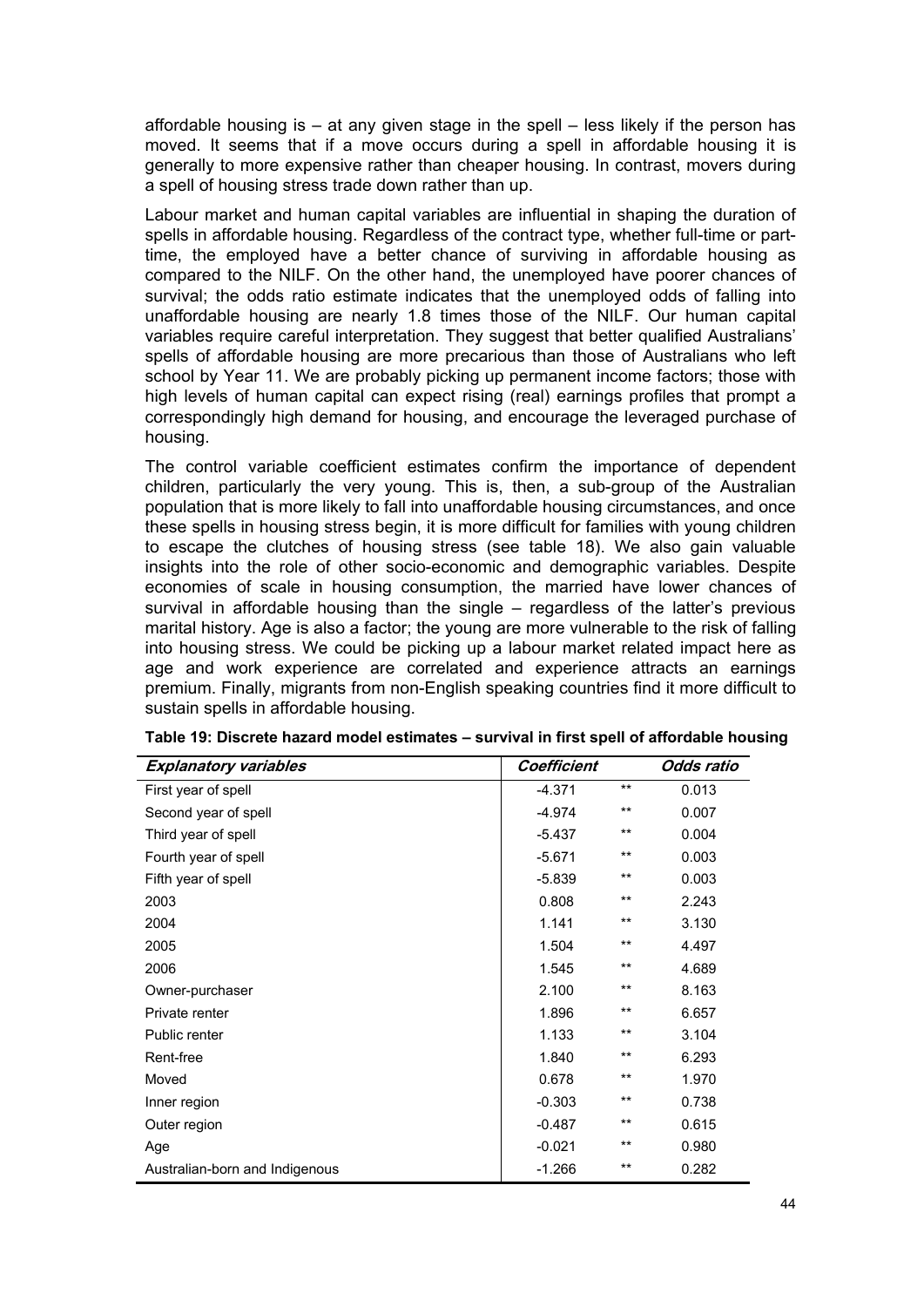affordable housing is – at any given stage in the spell – less likely if the person has moved. It seems that if a move occurs during a spell in affordable housing it is generally to more expensive rather than cheaper housing. In contrast, movers during a spell of housing stress trade down rather than up.

Labour market and human capital variables are influential in shaping the duration of spells in affordable housing. Regardless of the contract type, whether full-time or part-time, the employed have a better chance of surviving in affordable housing as compared to the NILF. On the other hand, the unemployed have poorer chances of survival; the odds ratio estimate indicates that the unemployed odds of falling into unaffordable housing are nearly 1.8 times those of the NILF. Our human capital variables require careful interpretation. They suggest that better qualified Australians' spells of affordable housing are more precarious than those of Australians who left school by Year 11. We are probably picking up permanent income factors; those with high levels of human capital can expect rising (real) earnings profiles that prompt a correspondingly high demand for housing, and encourage the leveraged purchase of housing.

The control variable coefficient estimates confirm the importance of dependent children, particularly the very young. This is, then, a sub-group of the Australian population that is more likely to fall into unaffordable housing circumstances, and once these spells in housing stress begin, it is more difficult for families with young children to escape the clutches of housing stress (see table 18). We also gain valuable insights into the role of other socio-economic and demographic variables. Despite economies of scale in housing consumption, the married have lower chances of survival in affordable housing than the single – regardless of the latter's previous marital history. Age is also a factor; the young are more vulnerable to the risk of falling into housing stress. We could be picking up a labour market related impact here as age and work experience are correlated and experience attracts an earnings premium. Finally, migrants from non-English speaking countries find it more difficult to sustain spells in affordable housing.

**Table 19: Discrete hazard model estimates – survival in first spell of affordable housing**

| *Explanatory variables* | *Coefficient* | | *Odds ratio* |
|---|---|---|---|
| First year of spell | -4.371 | ** | 0.013 |
| Second year of spell | -4.974 | ** | 0.007 |
| Third year of spell | -5.437 | ** | 0.004 |
| Fourth year of spell | -5.671 | ** | 0.003 |
| Fifth year of spell | -5.839 | ** | 0.003 |
| 2003 | 0.808 | ** | 2.243 |
| 2004 | 1.141 | ** | 3.130 |
| 2005 | 1.504 | ** | 4.497 |
| 2006 | 1.545 | ** | 4.689 |
| Owner-purchaser | 2.100 | ** | 8.163 |
| Private renter | 1.896 | ** | 6.657 |
| Public renter | 1.133 | ** | 3.104 |
| Rent-free | 1.840 | ** | 6.293 |
| Moved | 0.678 | ** | 1.970 |
| Inner region | -0.303 | ** | 0.738 |
| Outer region | -0.487 | ** | 0.615 |
| Age | -0.021 | ** | 0.980 |
| Australian-born and Indigenous | -1.266 | ** | 0.282 |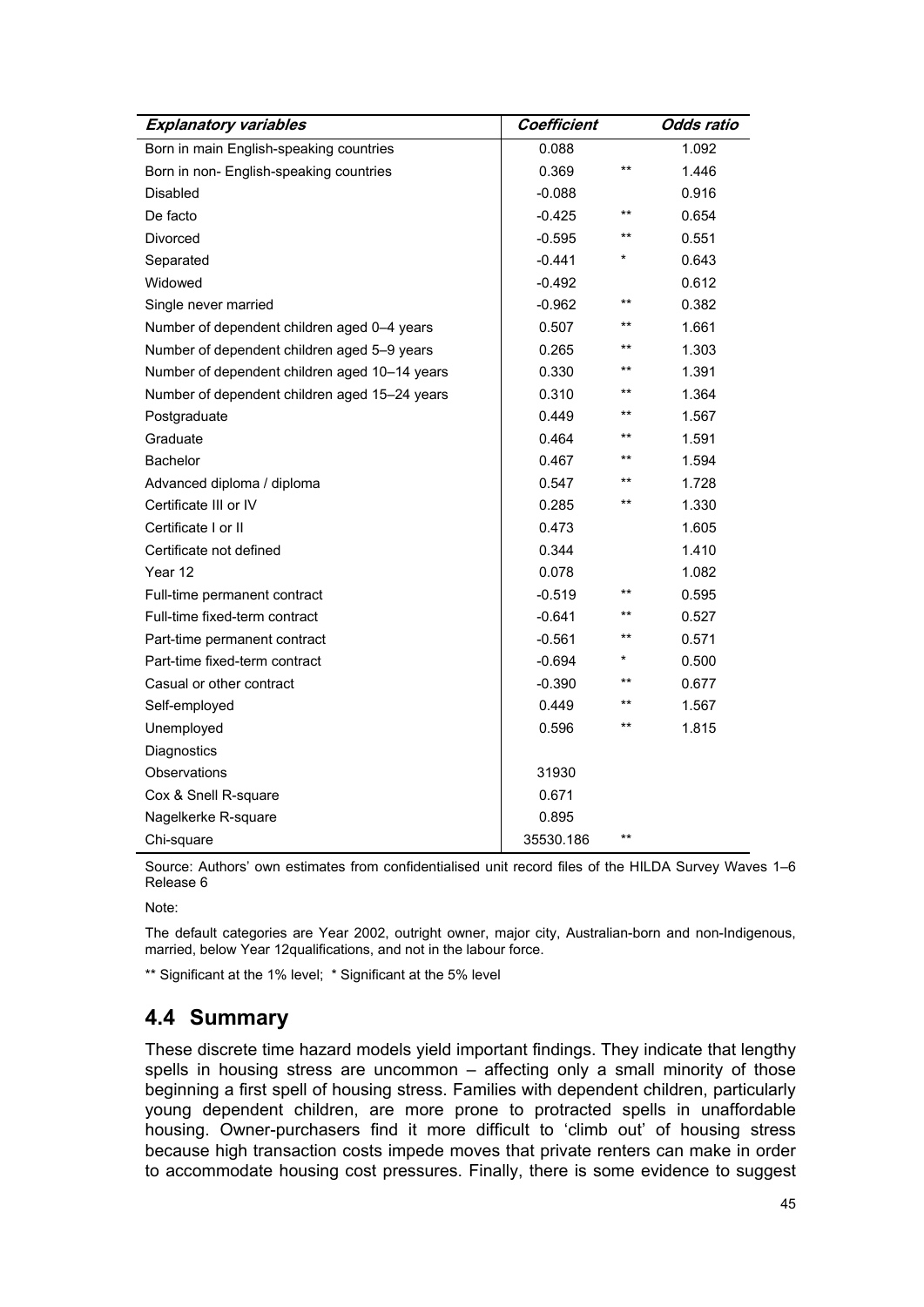| *Explanatory variables* | *Coefficient* | | *Odds ratio* |
|---|---|---|---|
| Born in main English-speaking countries | 0.088 | | 1.092 |
| Born in non- English-speaking countries | 0.369 | ** | 1.446 |
| Disabled | -0.088 | | 0.916 |
| De facto | -0.425 | ** | 0.654 |
| Divorced | -0.595 | ** | 0.551 |
| Separated | -0.441 | * | 0.643 |
| Widowed | -0.492 | | 0.612 |
| Single never married | -0.962 | ** | 0.382 |
| Number of dependent children aged 0–4 years | 0.507 | ** | 1.661 |
| Number of dependent children aged 5–9 years | 0.265 | ** | 1.303 |
| Number of dependent children aged 10–14 years | 0.330 | ** | 1.391 |
| Number of dependent children aged 15–24 years | 0.310 | ** | 1.364 |
| Postgraduate | 0.449 | ** | 1.567 |
| Graduate | 0.464 | ** | 1.591 |
| Bachelor | 0.467 | ** | 1.594 |
| Advanced diploma / diploma | 0.547 | ** | 1.728 |
| Certificate III or IV | 0.285 | ** | 1.330 |
| Certificate I or II | 0.473 | | 1.605 |
| Certificate not defined | 0.344 | | 1.410 |
| Year 12 | 0.078 | | 1.082 |
| Full-time permanent contract | -0.519 | ** | 0.595 |
| Full-time fixed-term contract | -0.641 | ** | 0.527 |
| Part-time permanent contract | -0.561 | ** | 0.571 |
| Part-time fixed-term contract | -0.694 | * | 0.500 |
| Casual or other contract | -0.390 | ** | 0.677 |
| Self-employed | 0.449 | ** | 1.567 |
| Unemployed | 0.596 | ** | 1.815 |
| Diagnostics | | | |
| Observations | 31930 | | |
| Cox & Snell R-square | 0.671 | | |
| Nagelkerke R-square | 0.895 | | |
| Chi-square | 35530.186 | ** | |

Source: Authors' own estimates from confidentialised unit record files of the HILDA Survey Waves 1–6 Release 6

Note:

The default categories are Year 2002, outright owner, major city, Australian-born and non-Indigenous, married, below Year 12qualifications, and not in the labour force.

** Significant at the 1% level; * Significant at the 5% level

## 4.4 Summary

These discrete time hazard models yield important findings. They indicate that lengthy spells in housing stress are uncommon – affecting only a small minority of those beginning a first spell of housing stress. Families with dependent children, particularly young dependent children, are more prone to protracted spells in unaffordable housing. Owner-purchasers find it more difficult to 'climb out' of housing stress because high transaction costs impede moves that private renters can make in order to accommodate housing cost pressures. Finally, there is some evidence to suggest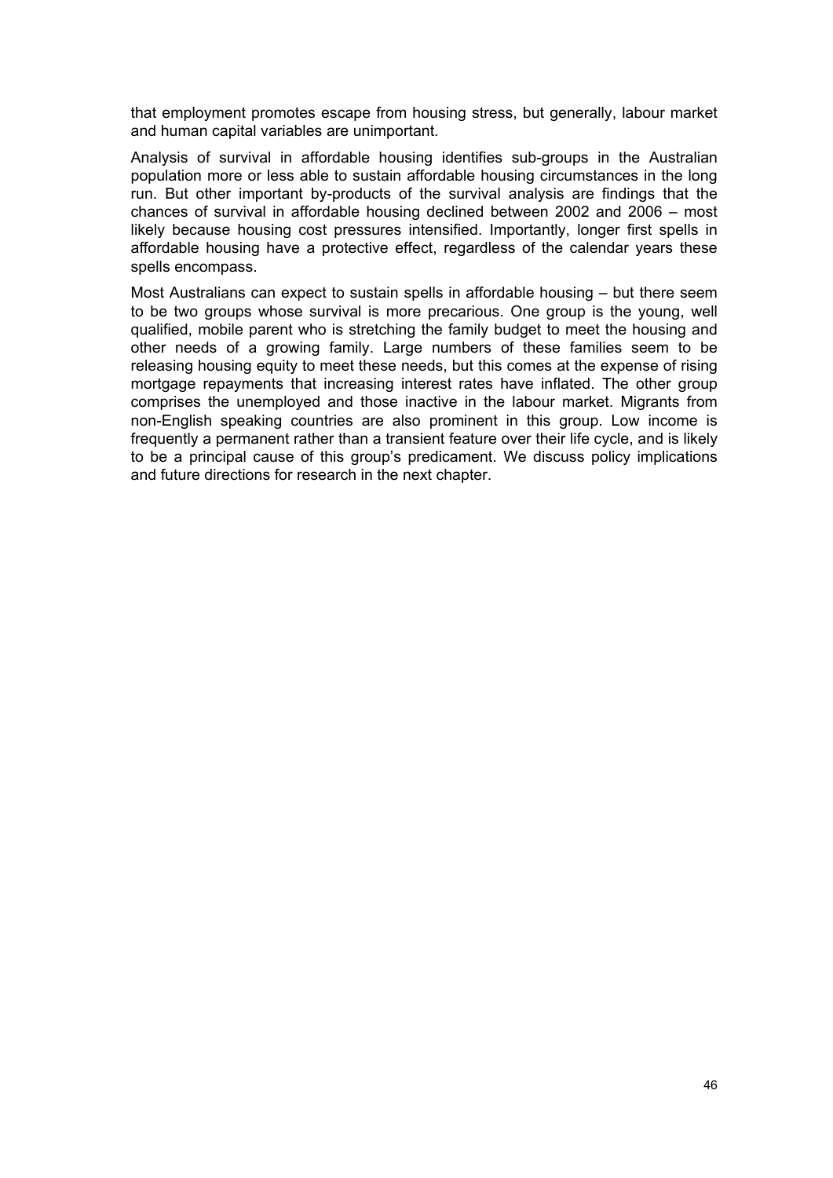that employment promotes escape from housing stress, but generally, labour market and human capital variables are unimportant.

Analysis of survival in affordable housing identifies sub-groups in the Australian population more or less able to sustain affordable housing circumstances in the long run. But other important by-products of the survival analysis are findings that the chances of survival in affordable housing declined between 2002 and 2006 – most likely because housing cost pressures intensified. Importantly, longer first spells in affordable housing have a protective effect, regardless of the calendar years these spells encompass.

Most Australians can expect to sustain spells in affordable housing – but there seem to be two groups whose survival is more precarious. One group is the young, well qualified, mobile parent who is stretching the family budget to meet the housing and other needs of a growing family. Large numbers of these families seem to be releasing housing equity to meet these needs, but this comes at the expense of rising mortgage repayments that increasing interest rates have inflated. The other group comprises the unemployed and those inactive in the labour market. Migrants from non-English speaking countries are also prominent in this group. Low income is frequently a permanent rather than a transient feature over their life cycle, and is likely to be a principal cause of this group's predicament. We discuss policy implications and future directions for research in the next chapter.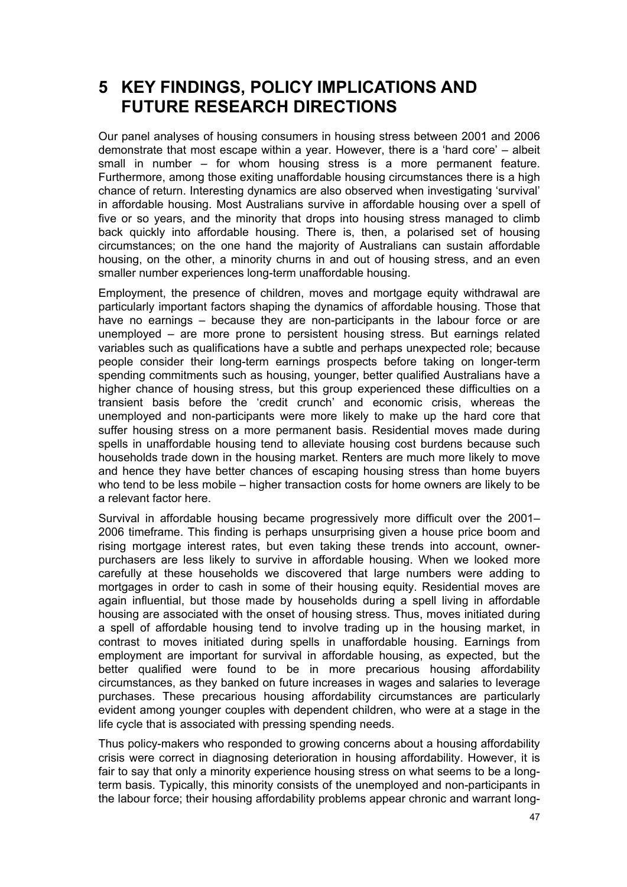# 5 KEY FINDINGS, POLICY IMPLICATIONS AND FUTURE RESEARCH DIRECTIONS

Our panel analyses of housing consumers in housing stress between 2001 and 2006 demonstrate that most escape within a year. However, there is a 'hard core' – albeit small in number – for whom housing stress is a more permanent feature. Furthermore, among those exiting unaffordable housing circumstances there is a high chance of return. Interesting dynamics are also observed when investigating 'survival' in affordable housing. Most Australians survive in affordable housing over a spell of five or so years, and the minority that drops into housing stress managed to climb back quickly into affordable housing. There is, then, a polarised set of housing circumstances; on the one hand the majority of Australians can sustain affordable housing, on the other, a minority churns in and out of housing stress, and an even smaller number experiences long-term unaffordable housing.

Employment, the presence of children, moves and mortgage equity withdrawal are particularly important factors shaping the dynamics of affordable housing. Those that have no earnings – because they are non-participants in the labour force or are unemployed – are more prone to persistent housing stress. But earnings related variables such as qualifications have a subtle and perhaps unexpected role; because people consider their long-term earnings prospects before taking on longer-term spending commitments such as housing, younger, better qualified Australians have a higher chance of housing stress, but this group experienced these difficulties on a transient basis before the 'credit crunch' and economic crisis, whereas the unemployed and non-participants were more likely to make up the hard core that suffer housing stress on a more permanent basis. Residential moves made during spells in unaffordable housing tend to alleviate housing cost burdens because such households trade down in the housing market. Renters are much more likely to move and hence they have better chances of escaping housing stress than home buyers who tend to be less mobile – higher transaction costs for home owners are likely to be a relevant factor here.

Survival in affordable housing became progressively more difficult over the 2001–2006 timeframe. This finding is perhaps unsurprising given a house price boom and rising mortgage interest rates, but even taking these trends into account, owner-purchasers are less likely to survive in affordable housing. When we looked more carefully at these households we discovered that large numbers were adding to mortgages in order to cash in some of their housing equity. Residential moves are again influential, but those made by households during a spell living in affordable housing are associated with the onset of housing stress. Thus, moves initiated during a spell of affordable housing tend to involve trading up in the housing market, in contrast to moves initiated during spells in unaffordable housing. Earnings from employment are important for survival in affordable housing, as expected, but the better qualified were found to be in more precarious housing affordability circumstances, as they banked on future increases in wages and salaries to leverage purchases. These precarious housing affordability circumstances are particularly evident among younger couples with dependent children, who were at a stage in the life cycle that is associated with pressing spending needs.

Thus policy-makers who responded to growing concerns about a housing affordability crisis were correct in diagnosing deterioration in housing affordability. However, it is fair to say that only a minority experience housing stress on what seems to be a long-term basis. Typically, this minority consists of the unemployed and non-participants in the labour force; their housing affordability problems appear chronic and warrant long-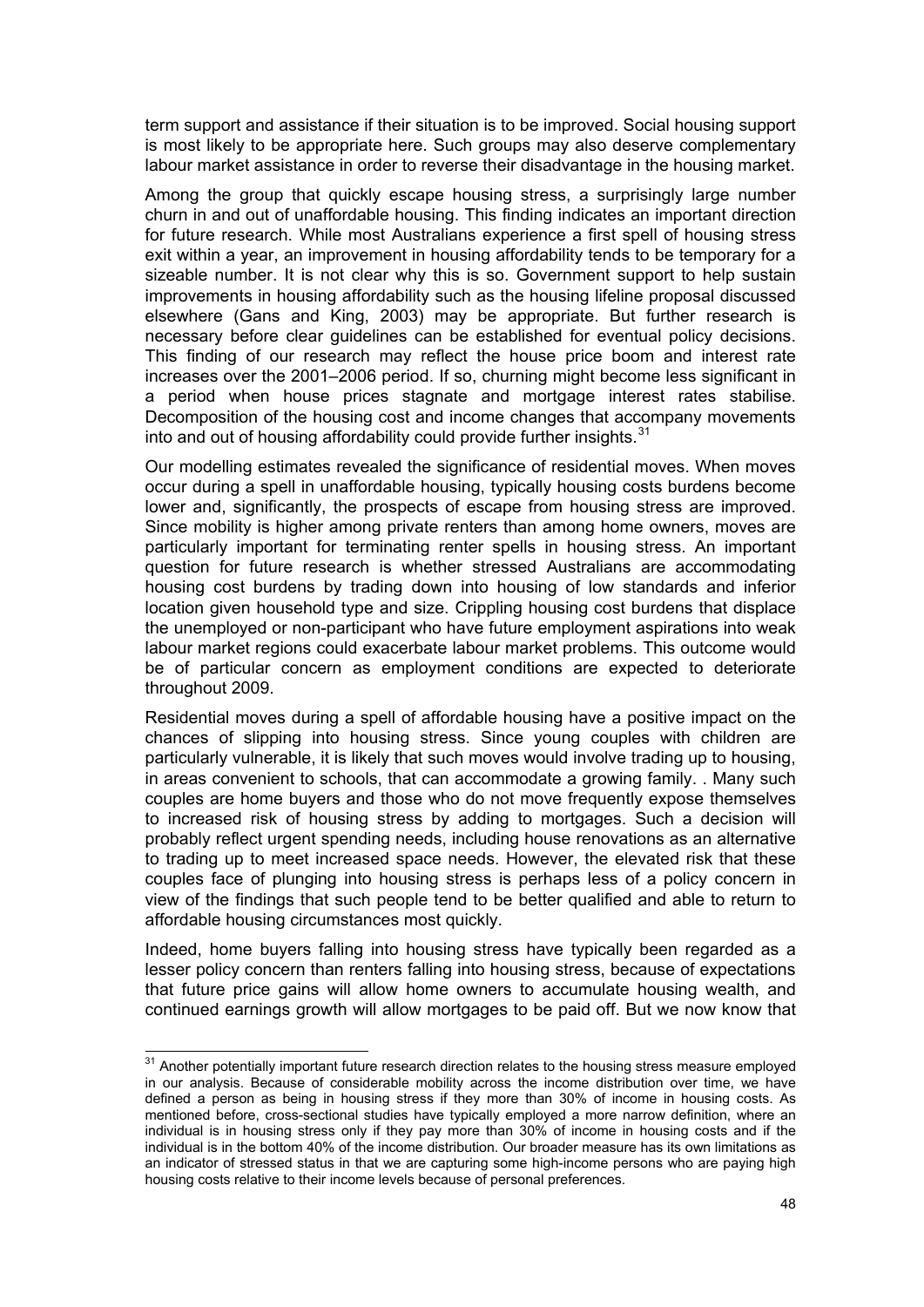term support and assistance if their situation is to be improved. Social housing support is most likely to be appropriate here. Such groups may also deserve complementary labour market assistance in order to reverse their disadvantage in the housing market.

Among the group that quickly escape housing stress, a surprisingly large number churn in and out of unaffordable housing. This finding indicates an important direction for future research. While most Australians experience a first spell of housing stress exit within a year, an improvement in housing affordability tends to be temporary for a sizeable number. It is not clear why this is so. Government support to help sustain improvements in housing affordability such as the housing lifeline proposal discussed elsewhere (Gans and King, 2003) may be appropriate. But further research is necessary before clear guidelines can be established for eventual policy decisions. This finding of our research may reflect the house price boom and interest rate increases over the 2001–2006 period. If so, churning might become less significant in a period when house prices stagnate and mortgage interest rates stabilise. Decomposition of the housing cost and income changes that accompany movements into and out of housing affordability could provide further insights.[31]

Our modelling estimates revealed the significance of residential moves. When moves occur during a spell in unaffordable housing, typically housing costs burdens become lower and, significantly, the prospects of escape from housing stress are improved. Since mobility is higher among private renters than among home owners, moves are particularly important for terminating renter spells in housing stress. An important question for future research is whether stressed Australians are accommodating housing cost burdens by trading down into housing of low standards and inferior location given household type and size. Crippling housing cost burdens that displace the unemployed or non-participant who have future employment aspirations into weak labour market regions could exacerbate labour market problems. This outcome would be of particular concern as employment conditions are expected to deteriorate throughout 2009.

Residential moves during a spell of affordable housing have a positive impact on the chances of slipping into housing stress. Since young couples with children are particularly vulnerable, it is likely that such moves would involve trading up to housing, in areas convenient to schools, that can accommodate a growing family. . Many such couples are home buyers and those who do not move frequently expose themselves to increased risk of housing stress by adding to mortgages. Such a decision will probably reflect urgent spending needs, including house renovations as an alternative to trading up to meet increased space needs. However, the elevated risk that these couples face of plunging into housing stress is perhaps less of a policy concern in view of the findings that such people tend to be better qualified and able to return to affordable housing circumstances most quickly.

Indeed, home buyers falling into housing stress have typically been regarded as a lesser policy concern than renters falling into housing stress, because of expectations that future price gains will allow home owners to accumulate housing wealth, and continued earnings growth will allow mortgages to be paid off. But we now know that

---

[31] Another potentially important future research direction relates to the housing stress measure employed in our analysis. Because of considerable mobility across the income distribution over time, we have defined a person as being in housing stress if they more than 30% of income in housing costs. As mentioned before, cross-sectional studies have typically employed a more narrow definition, where an individual is in housing stress only if they pay more than 30% of income in housing costs and if the individual is in the bottom 40% of the income distribution. Our broader measure has its own limitations as an indicator of stressed status in that we are capturing some high-income persons who are paying high housing costs relative to their income levels because of personal preferences.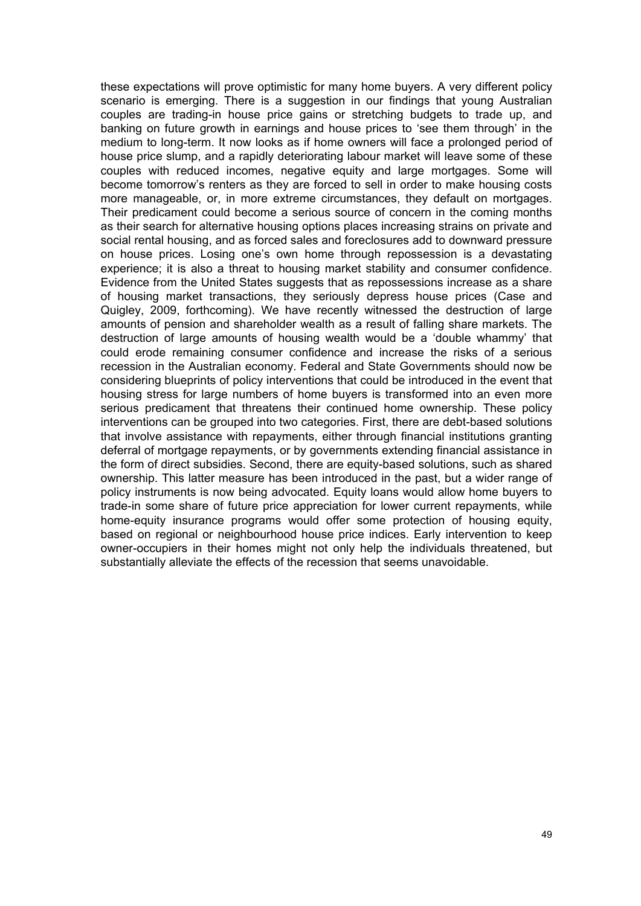these expectations will prove optimistic for many home buyers. A very different policy scenario is emerging. There is a suggestion in our findings that young Australian couples are trading-in house price gains or stretching budgets to trade up, and banking on future growth in earnings and house prices to 'see them through' in the medium to long-term. It now looks as if home owners will face a prolonged period of house price slump, and a rapidly deteriorating labour market will leave some of these couples with reduced incomes, negative equity and large mortgages. Some will become tomorrow's renters as they are forced to sell in order to make housing costs more manageable, or, in more extreme circumstances, they default on mortgages. Their predicament could become a serious source of concern in the coming months as their search for alternative housing options places increasing strains on private and social rental housing, and as forced sales and foreclosures add to downward pressure on house prices. Losing one's own home through repossession is a devastating experience; it is also a threat to housing market stability and consumer confidence. Evidence from the United States suggests that as repossessions increase as a share of housing market transactions, they seriously depress house prices (Case and Quigley, 2009, forthcoming). We have recently witnessed the destruction of large amounts of pension and shareholder wealth as a result of falling share markets. The destruction of large amounts of housing wealth would be a 'double whammy' that could erode remaining consumer confidence and increase the risks of a serious recession in the Australian economy. Federal and State Governments should now be considering blueprints of policy interventions that could be introduced in the event that housing stress for large numbers of home buyers is transformed into an even more serious predicament that threatens their continued home ownership. These policy interventions can be grouped into two categories. First, there are debt-based solutions that involve assistance with repayments, either through financial institutions granting deferral of mortgage repayments, or by governments extending financial assistance in the form of direct subsidies. Second, there are equity-based solutions, such as shared ownership. This latter measure has been introduced in the past, but a wider range of policy instruments is now being advocated. Equity loans would allow home buyers to trade-in some share of future price appreciation for lower current repayments, while home-equity insurance programs would offer some protection of housing equity, based on regional or neighbourhood house price indices. Early intervention to keep owner-occupiers in their homes might not only help the individuals threatened, but substantially alleviate the effects of the recession that seems unavoidable.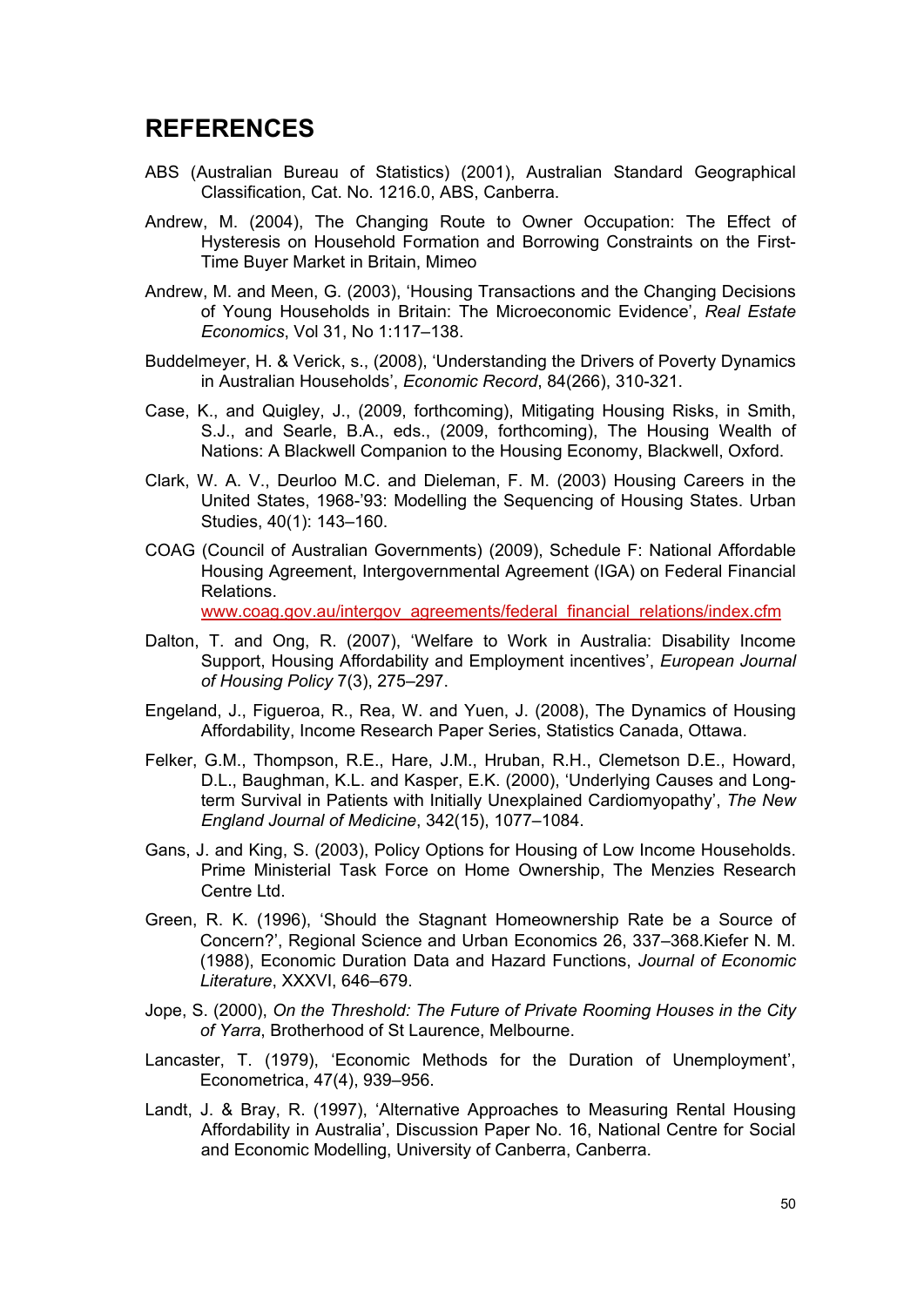# REFERENCES

ABS (Australian Bureau of Statistics) (2001), Australian Standard Geographical Classification, Cat. No. 1216.0, ABS, Canberra.

Andrew, M. (2004), The Changing Route to Owner Occupation: The Effect of Hysteresis on Household Formation and Borrowing Constraints on the First-Time Buyer Market in Britain, Mimeo

Andrew, M. and Meen, G. (2003), 'Housing Transactions and the Changing Decisions of Young Households in Britain: The Microeconomic Evidence', *Real Estate Economics*, Vol 31, No 1:117–138.

Buddelmeyer, H. & Verick, s., (2008), 'Understanding the Drivers of Poverty Dynamics in Australian Households', *Economic Record*, 84(266), 310-321.

Case, K., and Quigley, J., (2009, forthcoming), Mitigating Housing Risks, in Smith, S.J., and Searle, B.A., eds., (2009, forthcoming), The Housing Wealth of Nations: A Blackwell Companion to the Housing Economy, Blackwell, Oxford.

Clark, W. A. V., Deurloo M.C. and Dieleman, F. M. (2003) Housing Careers in the United States, 1968-'93: Modelling the Sequencing of Housing States. Urban Studies, 40(1): 143–160.

COAG (Council of Australian Governments) (2009), Schedule F: National Affordable Housing Agreement, Intergovernmental Agreement (IGA) on Federal Financial Relations.
www.coag.gov.au/intergov_agreements/federal_financial_relations/index.cfm

Dalton, T. and Ong, R. (2007), 'Welfare to Work in Australia: Disability Income Support, Housing Affordability and Employment incentives', *European Journal of Housing Policy* 7(3), 275–297.

Engeland, J., Figueroa, R., Rea, W. and Yuen, J. (2008), The Dynamics of Housing Affordability, Income Research Paper Series, Statistics Canada, Ottawa.

Felker, G.M., Thompson, R.E., Hare, J.M., Hruban, R.H., Clemetson D.E., Howard, D.L., Baughman, K.L. and Kasper, E.K. (2000), 'Underlying Causes and Long-term Survival in Patients with Initially Unexplained Cardiomyopathy', *The New England Journal of Medicine*, 342(15), 1077–1084.

Gans, J. and King, S. (2003), Policy Options for Housing of Low Income Households. Prime Ministerial Task Force on Home Ownership, The Menzies Research Centre Ltd.

Green, R. K. (1996), 'Should the Stagnant Homeownership Rate be a Source of Concern?', Regional Science and Urban Economics 26, 337–368.Kiefer N. M. (1988), Economic Duration Data and Hazard Functions, *Journal of Economic Literature*, XXXVI, 646–679.

Jope, S. (2000), *On the Threshold: The Future of Private Rooming Houses in the City of Yarra*, Brotherhood of St Laurence, Melbourne.

Lancaster, T. (1979), 'Economic Methods for the Duration of Unemployment', Econometrica, 47(4), 939–956.

Landt, J. & Bray, R. (1997), 'Alternative Approaches to Measuring Rental Housing Affordability in Australia', Discussion Paper No. 16, National Centre for Social and Economic Modelling, University of Canberra, Canberra.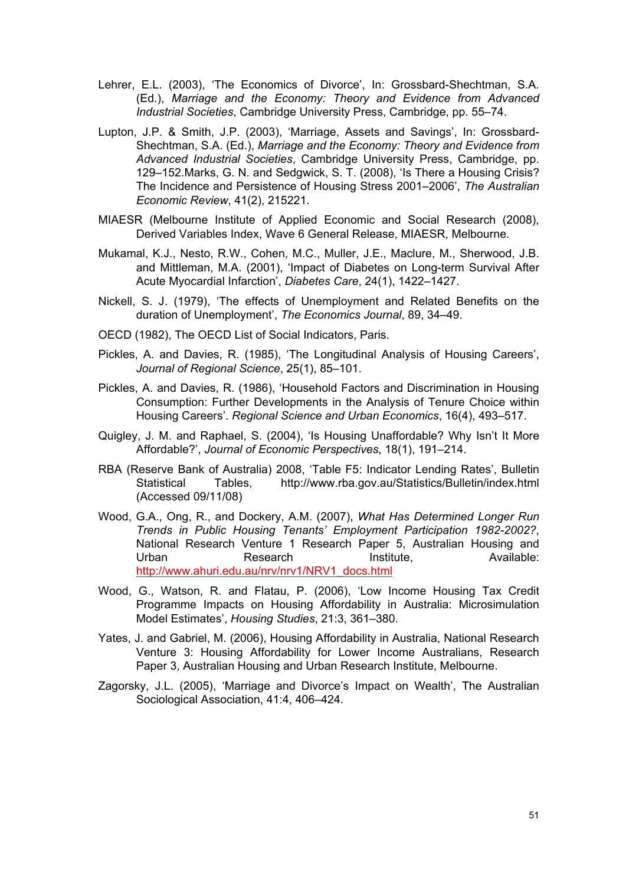Lehrer, E.L. (2003), 'The Economics of Divorce', In: Grossbard-Shechtman, S.A. (Ed.), *Marriage and the Economy: Theory and Evidence from Advanced Industrial Societies*, Cambridge University Press, Cambridge, pp. 55–74.

Lupton, J.P. & Smith, J.P. (2003), 'Marriage, Assets and Savings', In: Grossbard-Shechtman, S.A. (Ed.), *Marriage and the Economy: Theory and Evidence from Advanced Industrial Societies*, Cambridge University Press, Cambridge, pp. 129–152.Marks, G. N. and Sedgwick, S. T. (2008), 'Is There a Housing Crisis? The Incidence and Persistence of Housing Stress 2001–2006', *The Australian Economic Review*, 41(2), 215221.

MIAESR (Melbourne Institute of Applied Economic and Social Research (2008), Derived Variables Index, Wave 6 General Release, MIAESR, Melbourne.

Mukamal, K.J., Nesto, R.W., Cohen, M.C., Muller, J.E., Maclure, M., Sherwood, J.B. and Mittleman, M.A. (2001), 'Impact of Diabetes on Long-term Survival After Acute Myocardial Infarction', *Diabetes Care*, 24(1), 1422–1427.

Nickell, S. J. (1979), 'The effects of Unemployment and Related Benefits on the duration of Unemployment', *The Economics Journal*, 89, 34–49.

OECD (1982), The OECD List of Social Indicators, Paris.

Pickles, A. and Davies, R. (1985), 'The Longitudinal Analysis of Housing Careers', *Journal of Regional Science*, 25(1), 85–101.

Pickles, A. and Davies, R. (1986), 'Household Factors and Discrimination in Housing Consumption: Further Developments in the Analysis of Tenure Choice within Housing Careers'. *Regional Science and Urban Economics*, 16(4), 493–517.

Quigley, J. M. and Raphael, S. (2004), 'Is Housing Unaffordable? Why Isn't It More Affordable?', *Journal of Economic Perspectives*, 18(1), 191–214.

RBA (Reserve Bank of Australia) 2008, 'Table F5: Indicator Lending Rates', Bulletin Statistical Tables, http://www.rba.gov.au/Statistics/Bulletin/index.html (Accessed 09/11/08)

Wood, G.A., Ong, R., and Dockery, A.M. (2007), *What Has Determined Longer Run Trends in Public Housing Tenants' Employment Participation 1982-2002?*, National Research Venture 1 Research Paper 5, Australian Housing and Urban Research Institute, Available: http://www.ahuri.edu.au/nrv/nrv1/NRV1_docs.html

Wood, G., Watson, R. and Flatau, P. (2006), 'Low Income Housing Tax Credit Programme Impacts on Housing Affordability in Australia: Microsimulation Model Estimates', *Housing Studies*, 21:3, 361–380.

Yates, J. and Gabriel, M. (2006), Housing Affordability in Australia, National Research Venture 3: Housing Affordability for Lower Income Australians, Research Paper 3, Australian Housing and Urban Research Institute, Melbourne.

Zagorsky, J.L. (2005), 'Marriage and Divorce's Impact on Wealth', The Australian Sociological Association, 41:4, 406–424.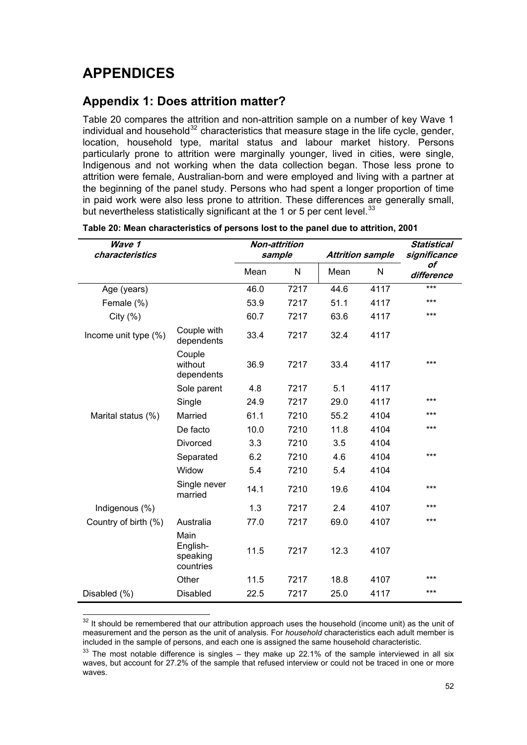# APPENDICES

## Appendix 1: Does attrition matter?

Table 20 compares the attrition and non-attrition sample on a number of key Wave 1 individual and household[32] characteristics that measure stage in the life cycle, gender, location, household type, marital status and labour market history. Persons particularly prone to attrition were marginally younger, lived in cities, were single, Indigenous and not working when the data collection began. Those less prone to attrition were female, Australian-born and were employed and living with a partner at the beginning of the panel study. Persons who had spent a longer proportion of time in paid work were also less prone to attrition. These differences are generally small, but nevertheless statistically significant at the 1 or 5 per cent level.[33]

**Table 20: Mean characteristics of persons lost to the panel due to attrition, 2001**

| *Wave 1 characteristics* | | *Non-attrition sample* | | *Attrition sample* | | *Statistical significance of difference* |
|---|---|---|---|---|---|---|
| | | Mean | N | Mean | N | |
| Age (years) | | 46.0 | 7217 | 44.6 | 4117 | *** |
| Female (%) | | 53.9 | 7217 | 51.1 | 4117 | *** |
| City (%) | | 60.7 | 7217 | 63.6 | 4117 | *** |
| Income unit type (%) | Couple with dependents | 33.4 | 7217 | 32.4 | 4117 | |
| | Couple without dependents | 36.9 | 7217 | 33.4 | 4117 | *** |
| | Sole parent | 4.8 | 7217 | 5.1 | 4117 | |
| | Single | 24.9 | 7217 | 29.0 | 4117 | *** |
| Marital status (%) | Married | 61.1 | 7210 | 55.2 | 4104 | *** |
| | De facto | 10.0 | 7210 | 11.8 | 4104 | *** |
| | Divorced | 3.3 | 7210 | 3.5 | 4104 | |
| | Separated | 6.2 | 7210 | 4.6 | 4104 | *** |
| | Widow | 5.4 | 7210 | 5.4 | 4104 | |
| | Single never married | 14.1 | 7210 | 19.6 | 4104 | *** |
| Indigenous (%) | | 1.3 | 7217 | 2.4 | 4107 | *** |
| Country of birth (%) | Australia | 77.0 | 7217 | 69.0 | 4107 | *** |
| | Main English-speaking countries | 11.5 | 7217 | 12.3 | 4107 | |
| | Other | 11.5 | 7217 | 18.8 | 4107 | *** |
| Disabled (%) | Disabled | 22.5 | 7217 | 25.0 | 4117 | *** |

[32] It should be remembered that our attribution approach uses the household (income unit) as the unit of measurement and the person as the unit of analysis. For *household* characteristics each adult member is included in the sample of persons, and each one is assigned the same household characteristic.

[33] The most notable difference is singles – they make up 22.1% of the sample interviewed in all six waves, but account for 27.2% of the sample that refused interview or could not be traced in one or more waves.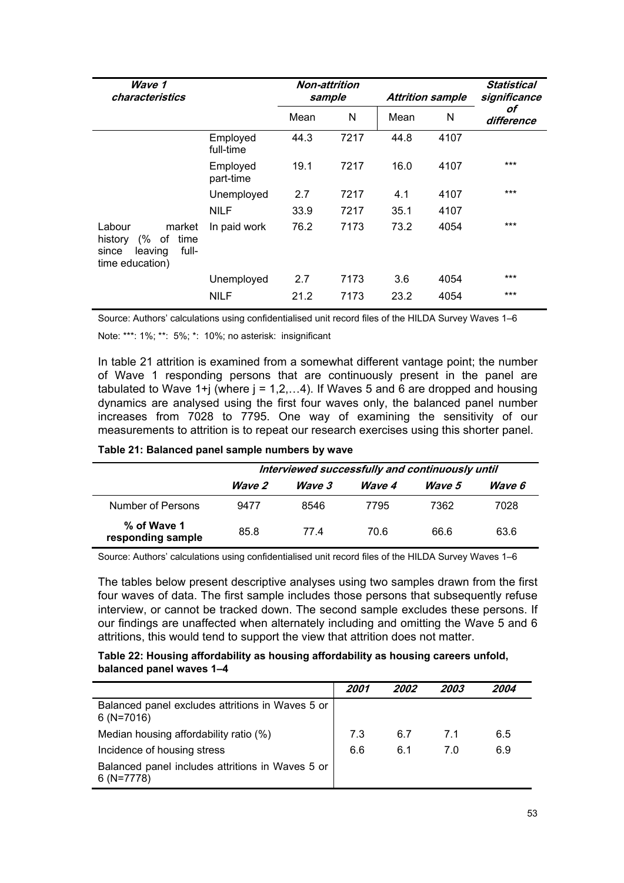| *Wave 1 characteristics* | | *Non-attrition sample* | | *Attrition sample* | | *Statistical significance of difference* |
|---|---|---|---|---|---|---|
| | | Mean | N | Mean | N | |
| | Employed full-time | 44.3 | 7217 | 44.8 | 4107 | |
| | Employed part-time | 19.1 | 7217 | 16.0 | 4107 | *** |
| | Unemployed | 2.7 | 7217 | 4.1 | 4107 | *** |
| | NILF | 33.9 | 7217 | 35.1 | 4107 | |
| Labour market history (% of time since leaving full-time education) | In paid work | 76.2 | 7173 | 73.2 | 4054 | *** |
| | Unemployed | 2.7 | 7173 | 3.6 | 4054 | *** |
| | NILF | 21.2 | 7173 | 23.2 | 4054 | *** |

Source: Authors' calculations using confidentialised unit record files of the HILDA Survey Waves 1–6

Note: ***: 1%; **: 5%; *: 10%; no asterisk: insignificant

In table 21 attrition is examined from a somewhat different vantage point; the number of Wave 1 responding persons that are continuously present in the panel are tabulated to Wave 1+j (where j = 1,2,…4). If Waves 5 and 6 are dropped and housing dynamics are analysed using the first four waves only, the balanced panel number increases from 7028 to 7795. One way of examining the sensitivity of our measurements to attrition is to repeat our research exercises using this shorter panel.

**Table 21: Balanced panel sample numbers by wave**

| | *Interviewed successfully and continuously until* | | | | |
|---|---|---|---|---|---|
| | *Wave 2* | *Wave 3* | *Wave 4* | *Wave 5* | *Wave 6* |
| Number of Persons | 9477 | 8546 | 7795 | 7362 | 7028 |
| **% of Wave 1 responding sample** | 85.8 | 77.4 | 70.6 | 66.6 | 63.6 |

Source: Authors' calculations using confidentialised unit record files of the HILDA Survey Waves 1–6

The tables below present descriptive analyses using two samples drawn from the first four waves of data. The first sample includes those persons that subsequently refuse interview, or cannot be tracked down. The second sample excludes these persons. If our findings are unaffected when alternately including and omitting the Wave 5 and 6 attritions, this would tend to support the view that attrition does not matter.

**Table 22: Housing affordability as housing affordability as housing careers unfold, balanced panel waves 1–4**

| | *2001* | *2002* | *2003* | *2004* |
|---|---|---|---|---|
| Balanced panel excludes attritions in Waves 5 or 6 (N=7016) | | | | |
| Median housing affordability ratio (%) | 7.3 | 6.7 | 7.1 | 6.5 |
| Incidence of housing stress | 6.6 | 6.1 | 7.0 | 6.9 |
| Balanced panel includes attritions in Waves 5 or 6 (N=7778) | | | | |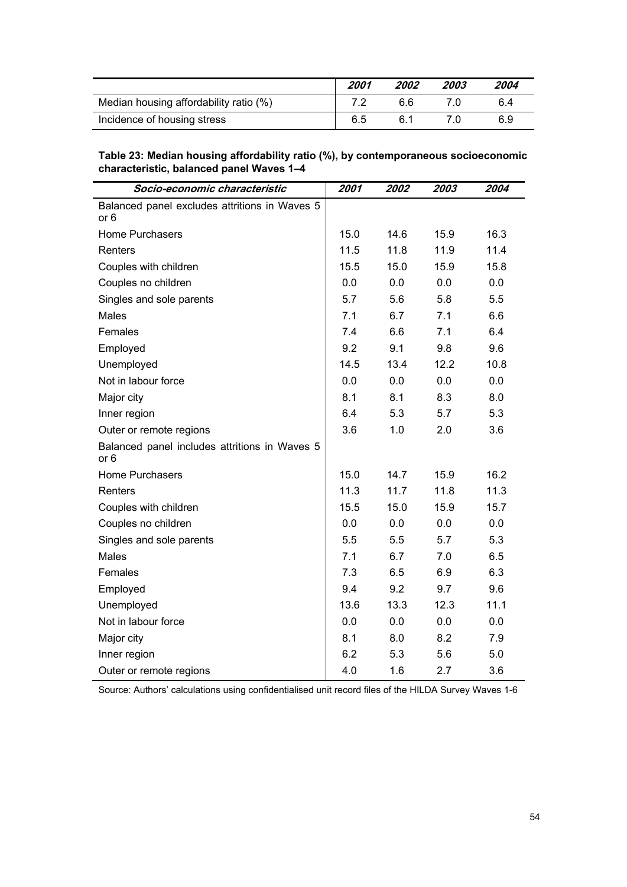| | *2001* | *2002* | *2003* | *2004* |
|---|---|---|---|---|
| Median housing affordability ratio (%) | 7.2 | 6.6 | 7.0 | 6.4 |
| Incidence of housing stress | 6.5 | 6.1 | 7.0 | 6.9 |

**Table 23: Median housing affordability ratio (%), by contemporaneous socioeconomic characteristic, balanced panel Waves 1–4**

| *Socio-economic characteristic* | *2001* | *2002* | *2003* | *2004* |
|---|---|---|---|---|
| Balanced panel excludes attritions in Waves 5 or 6 | | | | |
| Home Purchasers | 15.0 | 14.6 | 15.9 | 16.3 |
| Renters | 11.5 | 11.8 | 11.9 | 11.4 |
| Couples with children | 15.5 | 15.0 | 15.9 | 15.8 |
| Couples no children | 0.0 | 0.0 | 0.0 | 0.0 |
| Singles and sole parents | 5.7 | 5.6 | 5.8 | 5.5 |
| Males | 7.1 | 6.7 | 7.1 | 6.6 |
| Females | 7.4 | 6.6 | 7.1 | 6.4 |
| Employed | 9.2 | 9.1 | 9.8 | 9.6 |
| Unemployed | 14.5 | 13.4 | 12.2 | 10.8 |
| Not in labour force | 0.0 | 0.0 | 0.0 | 0.0 |
| Major city | 8.1 | 8.1 | 8.3 | 8.0 |
| Inner region | 6.4 | 5.3 | 5.7 | 5.3 |
| Outer or remote regions | 3.6 | 1.0 | 2.0 | 3.6 |
| Balanced panel includes attritions in Waves 5 or 6 | | | | |
| Home Purchasers | 15.0 | 14.7 | 15.9 | 16.2 |
| Renters | 11.3 | 11.7 | 11.8 | 11.3 |
| Couples with children | 15.5 | 15.0 | 15.9 | 15.7 |
| Couples no children | 0.0 | 0.0 | 0.0 | 0.0 |
| Singles and sole parents | 5.5 | 5.5 | 5.7 | 5.3 |
| Males | 7.1 | 6.7 | 7.0 | 6.5 |
| Females | 7.3 | 6.5 | 6.9 | 6.3 |
| Employed | 9.4 | 9.2 | 9.7 | 9.6 |
| Unemployed | 13.6 | 13.3 | 12.3 | 11.1 |
| Not in labour force | 0.0 | 0.0 | 0.0 | 0.0 |
| Major city | 8.1 | 8.0 | 8.2 | 7.9 |
| Inner region | 6.2 | 5.3 | 5.6 | 5.0 |
| Outer or remote regions | 4.0 | 1.6 | 2.7 | 3.6 |

Source: Authors' calculations using confidentialised unit record files of the HILDA Survey Waves 1-6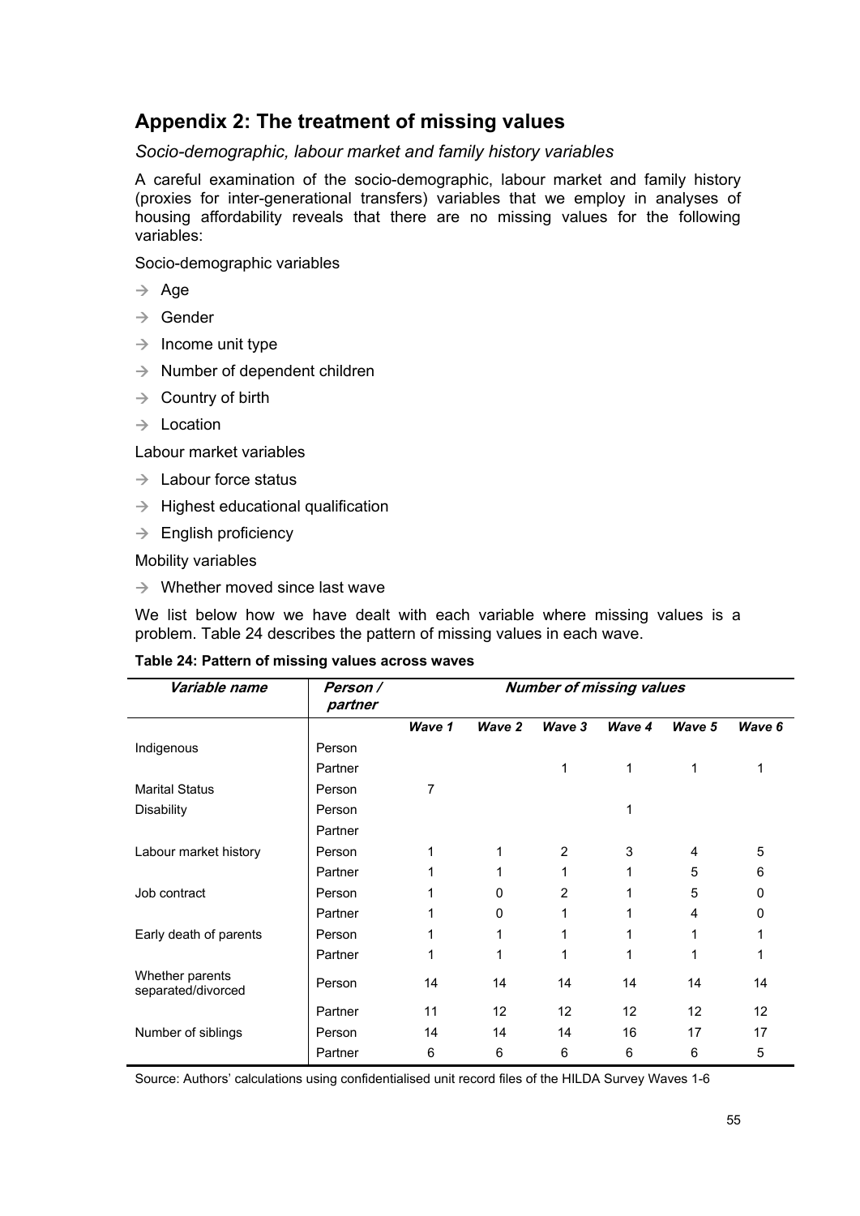## Appendix 2: The treatment of missing values

*Socio-demographic, labour market and family history variables*

A careful examination of the socio-demographic, labour market and family history (proxies for inter-generational transfers) variables that we employ in analyses of housing affordability reveals that there are no missing values for the following variables:

Socio-demographic variables

- → Age
- → Gender
- → Income unit type
- → Number of dependent children
- → Country of birth
- → Location

Labour market variables

- → Labour force status
- → Highest educational qualification
- → English proficiency

Mobility variables

- → Whether moved since last wave

We list below how we have dealt with each variable where missing values is a problem. Table 24 describes the pattern of missing values in each wave.

**Table 24: Pattern of missing values across waves**

| ***Variable name*** | ***Person / partner*** | ***Number of missing values*** | | | | | |
|---|---|---|---|---|---|---|---|
| | | ***Wave 1*** | ***Wave 2*** | ***Wave 3*** | ***Wave 4*** | ***Wave 5*** | ***Wave 6*** |
| Indigenous | Person | | | | | | |
| | Partner | | | 1 | 1 | 1 | 1 |
| Marital Status | Person | 7 | | | | | |
| Disability | Person | | | | 1 | | |
| | Partner | | | | | | |
| Labour market history | Person | 1 | 1 | 2 | 3 | 4 | 5 |
| | Partner | 1 | 1 | 1 | 1 | 5 | 6 |
| Job contract | Person | 1 | 0 | 2 | 1 | 5 | 0 |
| | Partner | 1 | 0 | 1 | 1 | 4 | 0 |
| Early death of parents | Person | 1 | 1 | 1 | 1 | 1 | 1 |
| | Partner | 1 | 1 | 1 | 1 | 1 | 1 |
| Whether parents separated/divorced | Person | 14 | 14 | 14 | 14 | 14 | 14 |
| | Partner | 11 | 12 | 12 | 12 | 12 | 12 |
| Number of siblings | Person | 14 | 14 | 14 | 16 | 17 | 17 |
| | Partner | 6 | 6 | 6 | 6 | 6 | 5 |

Source: Authors' calculations using confidentialised unit record files of the HILDA Survey Waves 1-6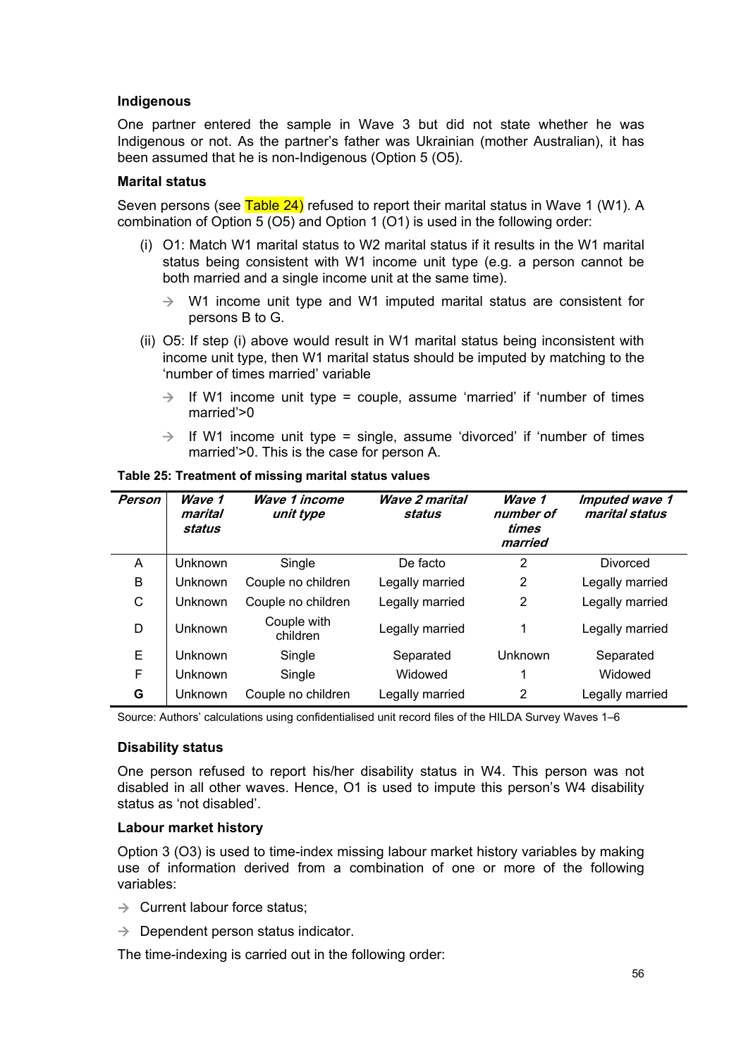### Indigenous

One partner entered the sample in Wave 3 but did not state whether he was Indigenous or not. As the partner's father was Ukrainian (mother Australian), it has been assumed that he is non-Indigenous (Option 5 (O5).

### Marital status

Seven persons (see Table 24) refused to report their marital status in Wave 1 (W1). A combination of Option 5 (O5) and Option 1 (O1) is used in the following order:

(i) O1: Match W1 marital status to W2 marital status if it results in the W1 marital status being consistent with W1 income unit type (e.g. a person cannot be both married and a single income unit at the same time).

- → W1 income unit type and W1 imputed marital status are consistent for persons B to G.

(ii) O5: If step (i) above would result in W1 marital status being inconsistent with income unit type, then W1 marital status should be imputed by matching to the 'number of times married' variable

- → If W1 income unit type = couple, assume 'married' if 'number of times married'>0
- → If W1 income unit type = single, assume 'divorced' if 'number of times married'>0. This is the case for person A.

**Table 25: Treatment of missing marital status values**

| *Person* | *Wave 1 marital status* | *Wave 1 income unit type* | *Wave 2 marital status* | *Wave 1 number of times married* | *Imputed wave 1 marital status* |
|---|---|---|---|---|---|
| A | Unknown | Single | De facto | 2 | Divorced |
| B | Unknown | Couple no children | Legally married | 2 | Legally married |
| C | Unknown | Couple no children | Legally married | 2 | Legally married |
| D | Unknown | Couple with children | Legally married | 1 | Legally married |
| E | Unknown | Single | Separated | Unknown | Separated |
| F | Unknown | Single | Widowed | 1 | Widowed |
| **G** | Unknown | Couple no children | Legally married | 2 | Legally married |

Source: Authors' calculations using confidentialised unit record files of the HILDA Survey Waves 1–6

### Disability status

One person refused to report his/her disability status in W4. This person was not disabled in all other waves. Hence, O1 is used to impute this person's W4 disability status as 'not disabled'.

### Labour market history

Option 3 (O3) is used to time-index missing labour market history variables by making use of information derived from a combination of one or more of the following variables:

- → Current labour force status;
- → Dependent person status indicator.

The time-indexing is carried out in the following order: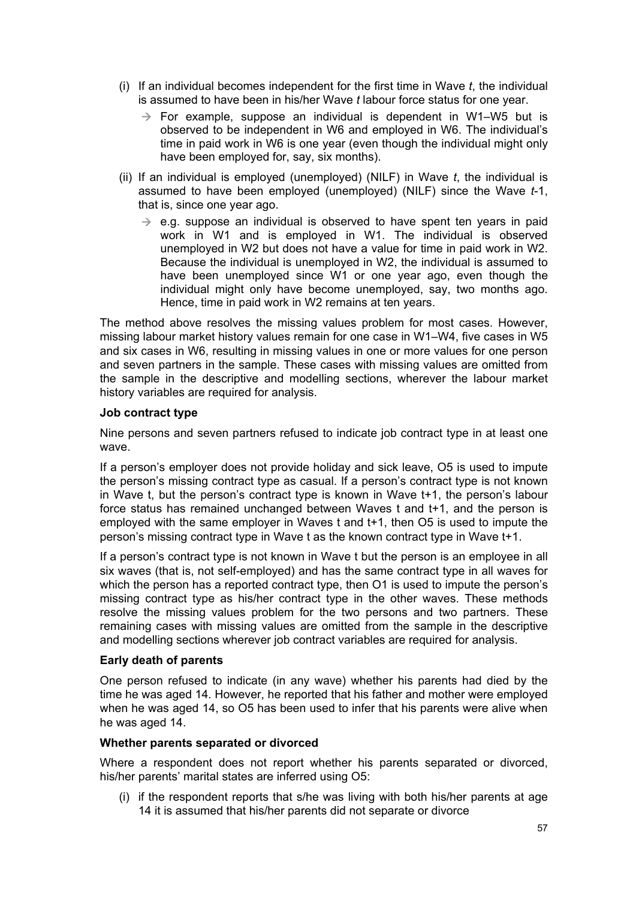(i) If an individual becomes independent for the first time in Wave *t*, the individual is assumed to have been in his/her Wave *t* labour force status for one year.

   → For example, suppose an individual is dependent in W1–W5 but is observed to be independent in W6 and employed in W6. The individual's time in paid work in W6 is one year (even though the individual might only have been employed for, say, six months).

(ii) If an individual is employed (unemployed) (NILF) in Wave *t*, the individual is assumed to have been employed (unemployed) (NILF) since the Wave *t*-1, that is, since one year ago.

   → e.g. suppose an individual is observed to have spent ten years in paid work in W1 and is employed in W1. The individual is observed unemployed in W2 but does not have a value for time in paid work in W2. Because the individual is unemployed in W2, the individual is assumed to have been unemployed since W1 or one year ago, even though the individual might only have become unemployed, say, two months ago. Hence, time in paid work in W2 remains at ten years.

The method above resolves the missing values problem for most cases. However, missing labour market history values remain for one case in W1–W4, five cases in W5 and six cases in W6, resulting in missing values in one or more values for one person and seven partners in the sample. These cases with missing values are omitted from the sample in the descriptive and modelling sections, wherever the labour market history variables are required for analysis.

**Job contract type**

Nine persons and seven partners refused to indicate job contract type in at least one wave.

If a person's employer does not provide holiday and sick leave, O5 is used to impute the person's missing contract type as casual. If a person's contract type is not known in Wave t, but the person's contract type is known in Wave t+1, the person's labour force status has remained unchanged between Waves t and t+1, and the person is employed with the same employer in Waves t and t+1, then O5 is used to impute the person's missing contract type in Wave t as the known contract type in Wave t+1.

If a person's contract type is not known in Wave t but the person is an employee in all six waves (that is, not self-employed) and has the same contract type in all waves for which the person has a reported contract type, then O1 is used to impute the person's missing contract type as his/her contract type in the other waves. These methods resolve the missing values problem for the two persons and two partners. These remaining cases with missing values are omitted from the sample in the descriptive and modelling sections wherever job contract variables are required for analysis.

**Early death of parents**

One person refused to indicate (in any wave) whether his parents had died by the time he was aged 14. However, he reported that his father and mother were employed when he was aged 14, so O5 has been used to infer that his parents were alive when he was aged 14.

**Whether parents separated or divorced**

Where a respondent does not report whether his parents separated or divorced, his/her parents' marital states are inferred using O5:

(i) if the respondent reports that s/he was living with both his/her parents at age 14 it is assumed that his/her parents did not separate or divorce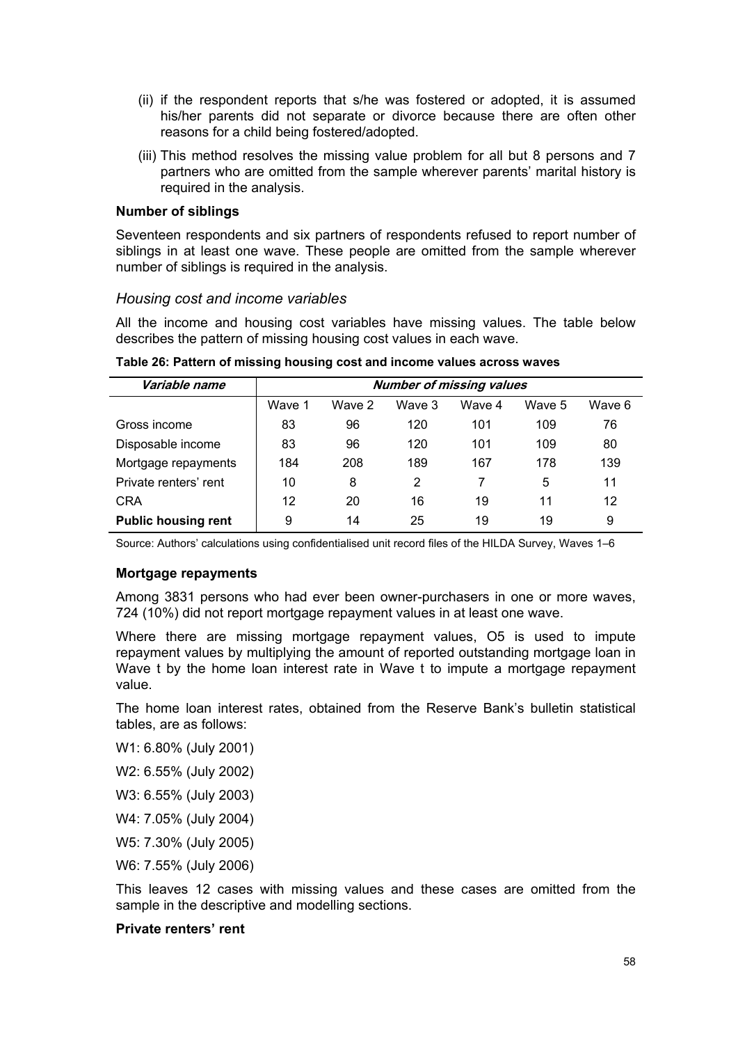(ii) if the respondent reports that s/he was fostered or adopted, it is assumed his/her parents did not separate or divorce because there are often other reasons for a child being fostered/adopted.

(iii) This method resolves the missing value problem for all but 8 persons and 7 partners who are omitted from the sample wherever parents' marital history is required in the analysis.

**Number of siblings**

Seventeen respondents and six partners of respondents refused to report number of siblings in at least one wave. These people are omitted from the sample wherever number of siblings is required in the analysis.

### *Housing cost and income variables*

All the income and housing cost variables have missing values. The table below describes the pattern of missing housing cost values in each wave.

**Table 26: Pattern of missing housing cost and income values across waves**

| *Variable name* | *Number of missing values* | | | | | |
|---|---|---|---|---|---|---|
| | Wave 1 | Wave 2 | Wave 3 | Wave 4 | Wave 5 | Wave 6 |
| Gross income | 83 | 96 | 120 | 101 | 109 | 76 |
| Disposable income | 83 | 96 | 120 | 101 | 109 | 80 |
| Mortgage repayments | 184 | 208 | 189 | 167 | 178 | 139 |
| Private renters' rent | 10 | 8 | 2 | 7 | 5 | 11 |
| CRA | 12 | 20 | 16 | 19 | 11 | 12 |
| **Public housing rent** | 9 | 14 | 25 | 19 | 19 | 9 |

Source: Authors' calculations using confidentialised unit record files of the HILDA Survey, Waves 1–6

**Mortgage repayments**

Among 3831 persons who had ever been owner-purchasers in one or more waves, 724 (10%) did not report mortgage repayment values in at least one wave.

Where there are missing mortgage repayment values, O5 is used to impute repayment values by multiplying the amount of reported outstanding mortgage loan in Wave t by the home loan interest rate in Wave t to impute a mortgage repayment value.

The home loan interest rates, obtained from the Reserve Bank's bulletin statistical tables, are as follows:

W1: 6.80% (July 2001)

W2: 6.55% (July 2002)

W3: 6.55% (July 2003)

W4: 7.05% (July 2004)

W5: 7.30% (July 2005)

W6: 7.55% (July 2006)

This leaves 12 cases with missing values and these cases are omitted from the sample in the descriptive and modelling sections.

**Private renters' rent**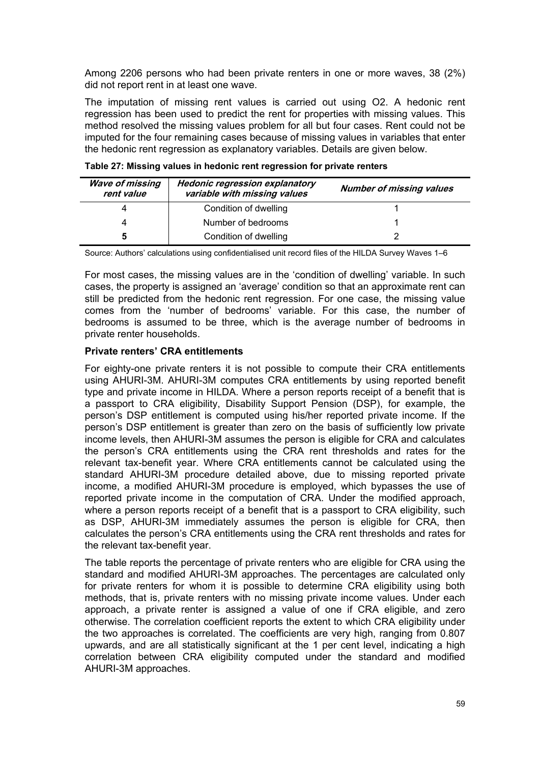Among 2206 persons who had been private renters in one or more waves, 38 (2%) did not report rent in at least one wave.

The imputation of missing rent values is carried out using O2. A hedonic rent regression has been used to predict the rent for properties with missing values. This method resolved the missing values problem for all but four cases. Rent could not be imputed for the four remaining cases because of missing values in variables that enter the hedonic rent regression as explanatory variables. Details are given below.

**Table 27: Missing values in hedonic rent regression for private renters**

| *Wave of missing rent value* | *Hedonic regression explanatory variable with missing values* | *Number of missing values* |
|---|---|---|
| 4 | Condition of dwelling | 1 |
| 4 | Number of bedrooms | 1 |
| 5 | Condition of dwelling | 2 |

Source: Authors' calculations using confidentialised unit record files of the HILDA Survey Waves 1–6

For most cases, the missing values are in the 'condition of dwelling' variable. In such cases, the property is assigned an 'average' condition so that an approximate rent can still be predicted from the hedonic rent regression. For one case, the missing value comes from the 'number of bedrooms' variable. For this case, the number of bedrooms is assumed to be three, which is the average number of bedrooms in private renter households.

**Private renters' CRA entitlements**

For eighty-one private renters it is not possible to compute their CRA entitlements using AHURI-3M. AHURI-3M computes CRA entitlements by using reported benefit type and private income in HILDA. Where a person reports receipt of a benefit that is a passport to CRA eligibility, Disability Support Pension (DSP), for example, the person's DSP entitlement is computed using his/her reported private income. If the person's DSP entitlement is greater than zero on the basis of sufficiently low private income levels, then AHURI-3M assumes the person is eligible for CRA and calculates the person's CRA entitlements using the CRA rent thresholds and rates for the relevant tax-benefit year. Where CRA entitlements cannot be calculated using the standard AHURI-3M procedure detailed above, due to missing reported private income, a modified AHURI-3M procedure is employed, which bypasses the use of reported private income in the computation of CRA. Under the modified approach, where a person reports receipt of a benefit that is a passport to CRA eligibility, such as DSP, AHURI-3M immediately assumes the person is eligible for CRA, then calculates the person's CRA entitlements using the CRA rent thresholds and rates for the relevant tax-benefit year.

The table reports the percentage of private renters who are eligible for CRA using the standard and modified AHURI-3M approaches. The percentages are calculated only for private renters for whom it is possible to determine CRA eligibility using both methods, that is, private renters with no missing private income values. Under each approach, a private renter is assigned a value of one if CRA eligible, and zero otherwise. The correlation coefficient reports the extent to which CRA eligibility under the two approaches is correlated. The coefficients are very high, ranging from 0.807 upwards, and are all statistically significant at the 1 per cent level, indicating a high correlation between CRA eligibility computed under the standard and modified AHURI-3M approaches.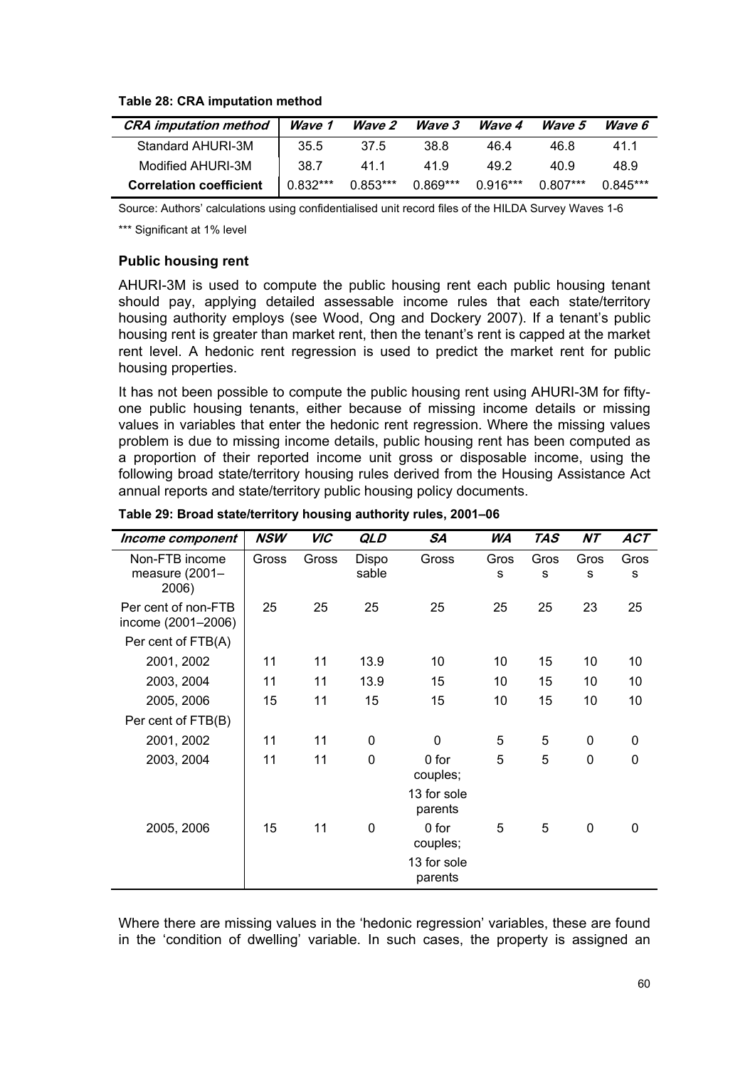**Table 28: CRA imputation method**

| *CRA imputation method* | *Wave 1* | *Wave 2* | *Wave 3* | *Wave 4* | *Wave 5* | *Wave 6* |
|---|---|---|---|---|---|---|
| Standard AHURI-3M | 35.5 | 37.5 | 38.8 | 46.4 | 46.8 | 41.1 |
| Modified AHURI-3M | 38.7 | 41.1 | 41.9 | 49.2 | 40.9 | 48.9 |
| **Correlation coefficient** | 0.832*** | 0.853*** | 0.869*** | 0.916*** | 0.807*** | 0.845*** |

Source: Authors' calculations using confidentialised unit record files of the HILDA Survey Waves 1-6

*** Significant at 1% level

### Public housing rent

AHURI-3M is used to compute the public housing rent each public housing tenant should pay, applying detailed assessable income rules that each state/territory housing authority employs (see Wood, Ong and Dockery 2007). If a tenant's public housing rent is greater than market rent, then the tenant's rent is capped at the market rent level. A hedonic rent regression is used to predict the market rent for public housing properties.

It has not been possible to compute the public housing rent using AHURI-3M for fifty-one public housing tenants, either because of missing income details or missing values in variables that enter the hedonic rent regression. Where the missing values problem is due to missing income details, public housing rent has been computed as a proportion of their reported income unit gross or disposable income, using the following broad state/territory housing rules derived from the Housing Assistance Act annual reports and state/territory public housing policy documents.

**Table 29: Broad state/territory housing authority rules, 2001–06**

| *Income component* | *NSW* | *VIC* | *QLD* | *SA* | *WA* | *TAS* | *NT* | *ACT* |
|---|---|---|---|---|---|---|---|---|
| Non-FTB income measure (2001–2006) | Gross | Gross | Disposable | Gross | Gross | Gross | Gross | Gross |
| Per cent of non-FTB income (2001–2006) | 25 | 25 | 25 | 25 | 25 | 25 | 23 | 25 |
| Per cent of FTB(A) | | | | | | | | |
| 2001, 2002 | 11 | 11 | 13.9 | 10 | 10 | 15 | 10 | 10 |
| 2003, 2004 | 11 | 11 | 13.9 | 15 | 10 | 15 | 10 | 10 |
| 2005, 2006 | 15 | 11 | 15 | 15 | 10 | 15 | 10 | 10 |
| Per cent of FTB(B) | | | | | | | | |
| 2001, 2002 | 11 | 11 | 0 | 0 | 5 | 5 | 0 | 0 |
| 2003, 2004 | 11 | 11 | 0 | 0 for couples; 13 for sole parents | 5 | 5 | 0 | 0 |
| 2005, 2006 | 15 | 11 | 0 | 0 for couples; 13 for sole parents | 5 | 5 | 0 | 0 |

Where there are missing values in the 'hedonic regression' variables, these are found in the 'condition of dwelling' variable. In such cases, the property is assigned an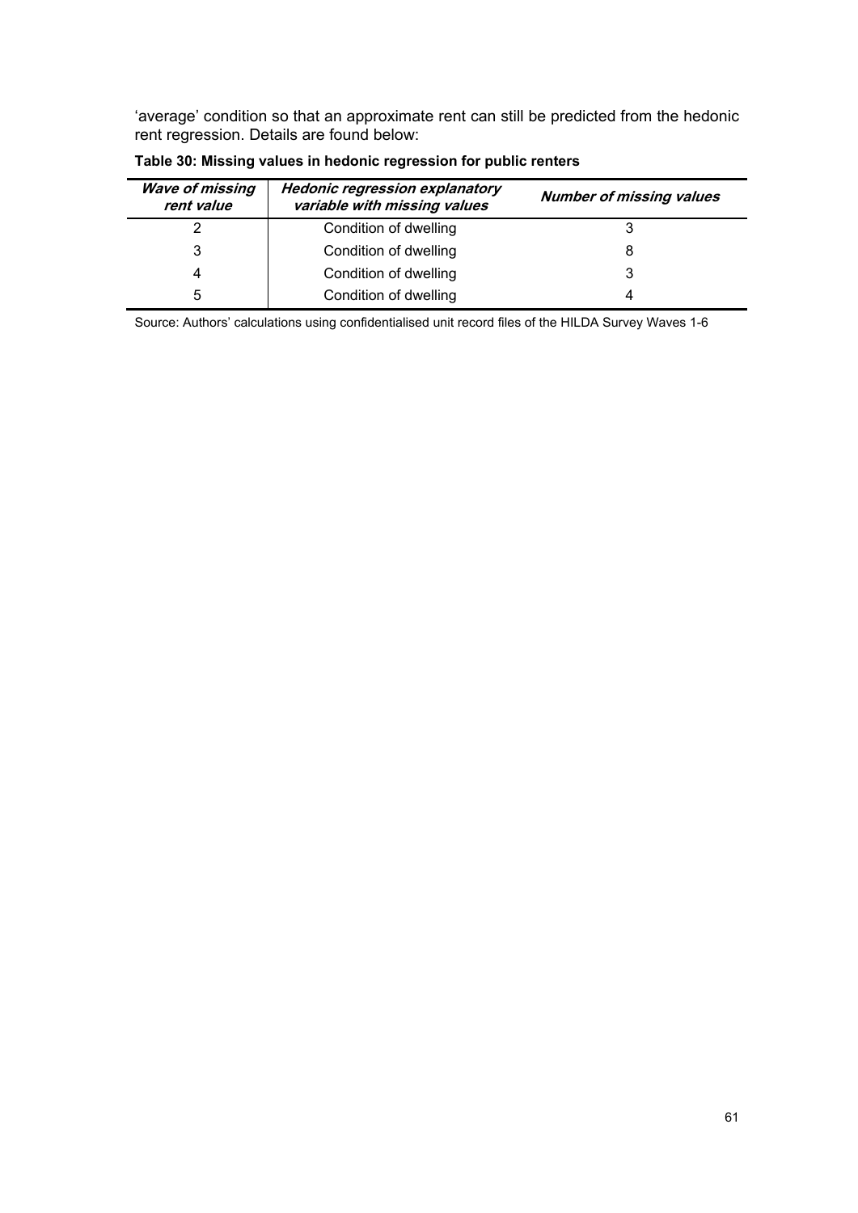'average' condition so that an approximate rent can still be predicted from the hedonic rent regression. Details are found below:

**Table 30: Missing values in hedonic regression for public renters**

| *Wave of missing rent value* | *Hedonic regression explanatory variable with missing values* | *Number of missing values* |
|---|---|---|
| 2 | Condition of dwelling | 3 |
| 3 | Condition of dwelling | 8 |
| 4 | Condition of dwelling | 3 |
| 5 | Condition of dwelling | 4 |

Source: Authors' calculations using confidentialised unit record files of the HILDA Survey Waves 1-6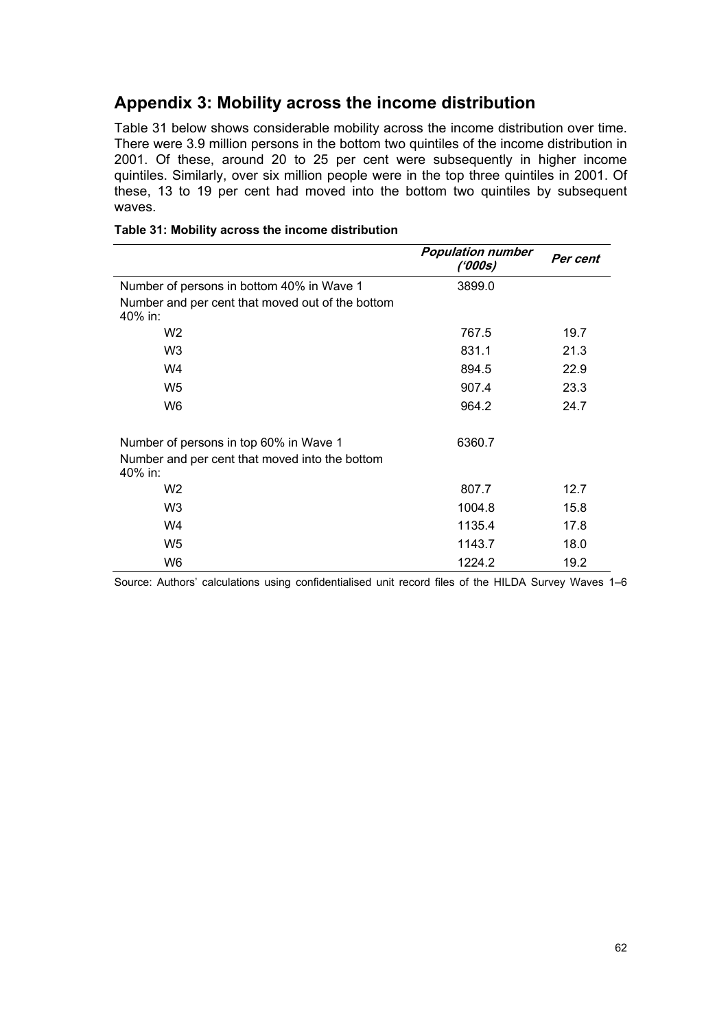## Appendix 3: Mobility across the income distribution

Table 31 below shows considerable mobility across the income distribution over time. There were 3.9 million persons in the bottom two quintiles of the income distribution in 2001. Of these, around 20 to 25 per cent were subsequently in higher income quintiles. Similarly, over six million people were in the top three quintiles in 2001. Of these, 13 to 19 per cent had moved into the bottom two quintiles by subsequent waves.

**Table 31: Mobility across the income distribution**

| | *Population number ('000s)* | *Per cent* |
|---|---|---|
| Number of persons in bottom 40% in Wave 1 | 3899.0 | |
| Number and per cent that moved out of the bottom 40% in: | | |
| W2 | 767.5 | 19.7 |
| W3 | 831.1 | 21.3 |
| W4 | 894.5 | 22.9 |
| W5 | 907.4 | 23.3 |
| W6 | 964.2 | 24.7 |
| Number of persons in top 60% in Wave 1 | 6360.7 | |
| Number and per cent that moved into the bottom 40% in: | | |
| W2 | 807.7 | 12.7 |
| W3 | 1004.8 | 15.8 |
| W4 | 1135.4 | 17.8 |
| W5 | 1143.7 | 18.0 |
| W6 | 1224.2 | 19.2 |

Source: Authors' calculations using confidentialised unit record files of the HILDA Survey Waves 1–6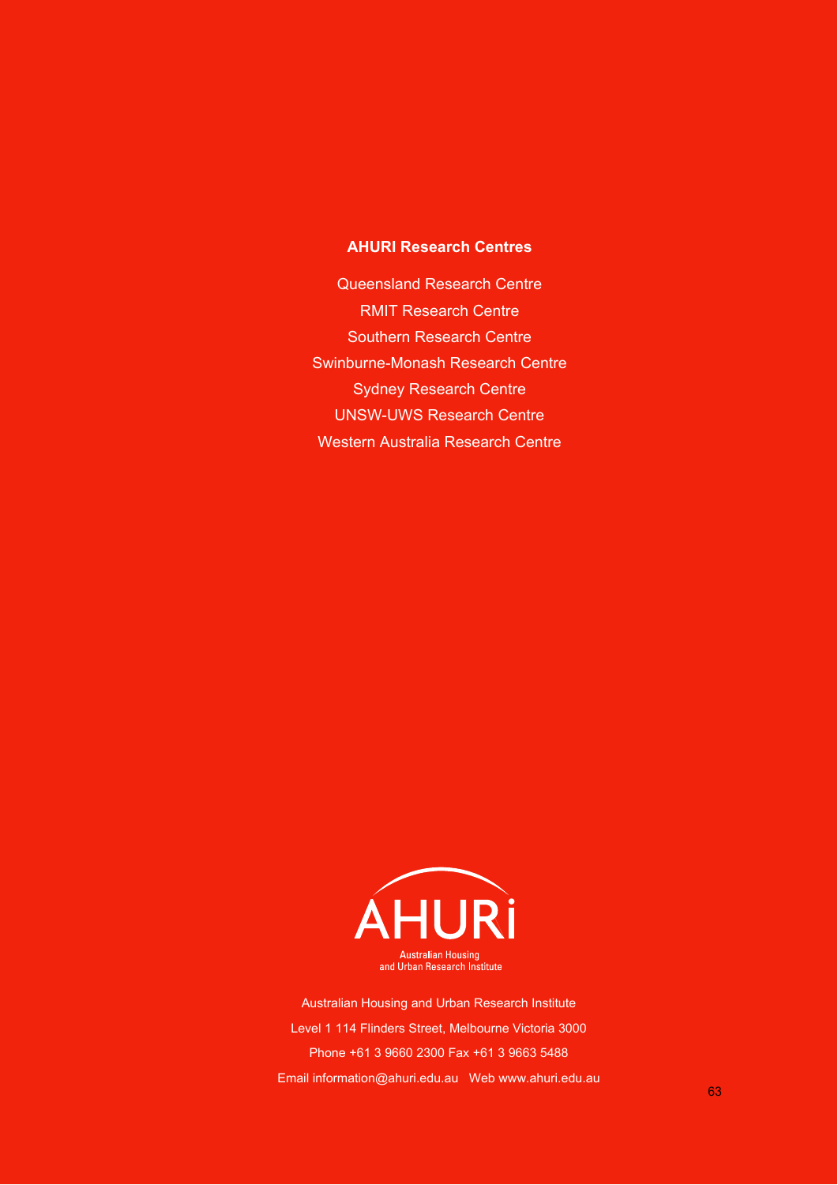**AHURI Research Centres**

Queensland Research Centre

RMIT Research Centre

Southern Research Centre

Swinburne-Monash Research Centre

Sydney Research Centre

UNSW-UWS Research Centre

Western Australia Research Centre

AHURI

Australian Housing and Urban Research Institute

Australian Housing and Urban Research Institute

Level 1 114 Flinders Street, Melbourne Victoria 3000

Phone +61 3 9660 2300 Fax +61 3 9663 5488

Email information@ahuri.edu.au Web www.ahuri.edu.au